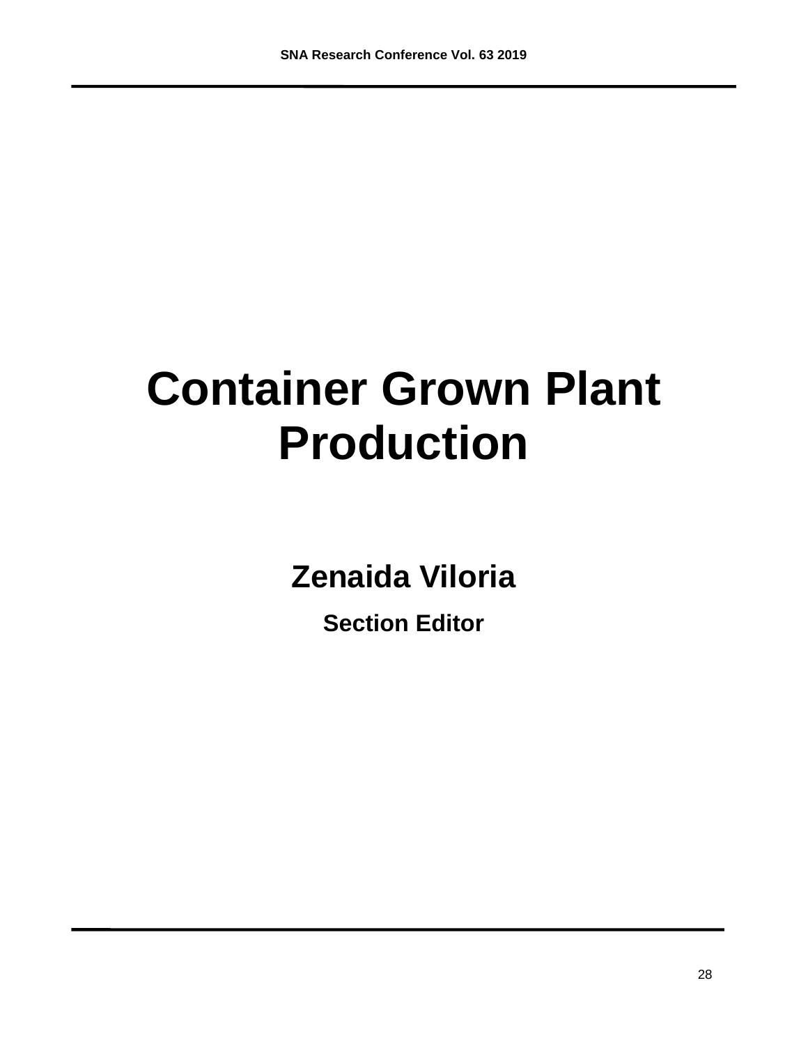# Container Grown Plant Production

**Zenaida Viloria**

**Section Editor**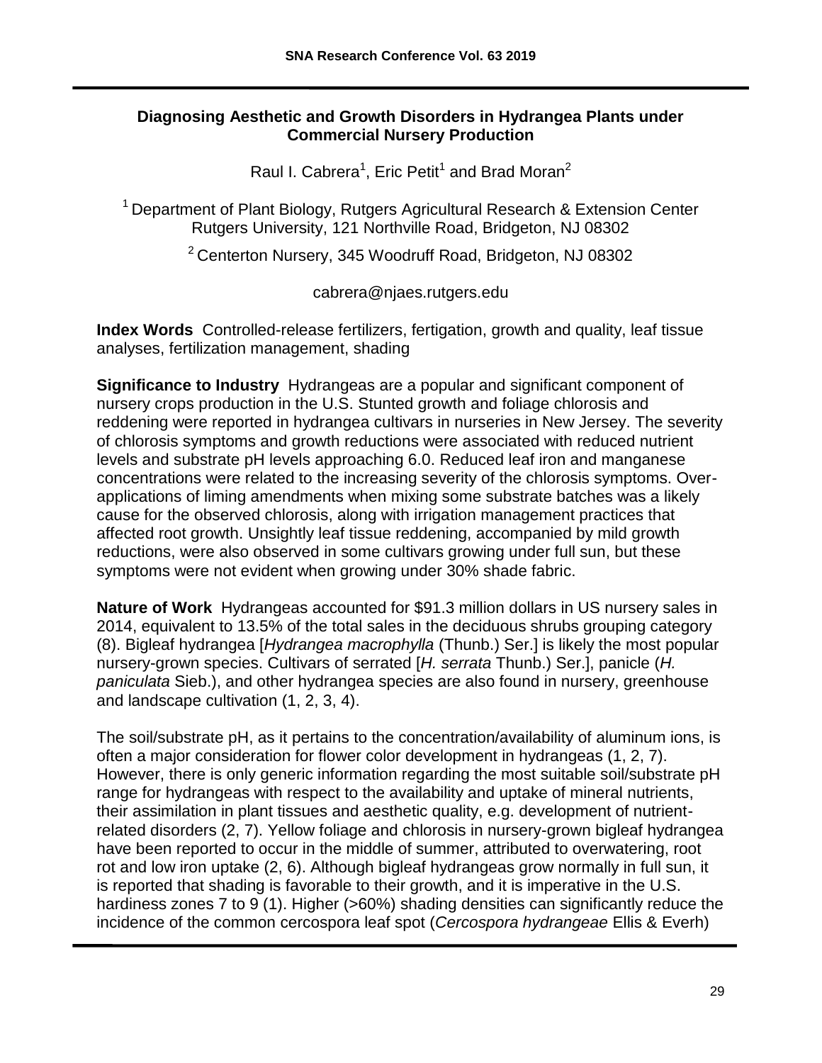# Diagnosing Aesthetic and Growth Disorders in Hydrangea Plants under Commercial Nursery Production

Raul I. Cabrera[1], Eric Petit[1] and Brad Moran[2]

[1] Department of Plant Biology, Rutgers Agricultural Research & Extension Center Rutgers University, 121 Northville Road, Bridgeton, NJ 08302

[2] Centerton Nursery, 345 Woodruff Road, Bridgeton, NJ 08302

cabrera@njaes.rutgers.edu

**Index Words** Controlled-release fertilizers, fertigation, growth and quality, leaf tissue analyses, fertilization management, shading

**Significance to Industry** Hydrangeas are a popular and significant component of nursery crops production in the U.S. Stunted growth and foliage chlorosis and reddening were reported in hydrangea cultivars in nurseries in New Jersey. The severity of chlorosis symptoms and growth reductions were associated with reduced nutrient levels and substrate pH levels approaching 6.0. Reduced leaf iron and manganese concentrations were related to the increasing severity of the chlorosis symptoms. Over-applications of liming amendments when mixing some substrate batches was a likely cause for the observed chlorosis, along with irrigation management practices that affected root growth. Unsightly leaf tissue reddening, accompanied by mild growth reductions, were also observed in some cultivars growing under full sun, but these symptoms were not evident when growing under 30% shade fabric.

**Nature of Work** Hydrangeas accounted for $91.3 million dollars in US nursery sales in 2014, equivalent to 13.5% of the total sales in the deciduous shrubs grouping category (8). Bigleaf hydrangea [*Hydrangea macrophylla* (Thunb.) Ser.] is likely the most popular nursery-grown species. Cultivars of serrated [*H. serrata* Thunb.) Ser.], panicle (*H. paniculata* Sieb.), and other hydrangea species are also found in nursery, greenhouse and landscape cultivation (1, 2, 3, 4).

The soil/substrate pH, as it pertains to the concentration/availability of aluminum ions, is often a major consideration for flower color development in hydrangeas (1, 2, 7). However, there is only generic information regarding the most suitable soil/substrate pH range for hydrangeas with respect to the availability and uptake of mineral nutrients, their assimilation in plant tissues and aesthetic quality, e.g. development of nutrient-related disorders (2, 7). Yellow foliage and chlorosis in nursery-grown bigleaf hydrangea have been reported to occur in the middle of summer, attributed to overwatering, root rot and low iron uptake (2, 6). Although bigleaf hydrangeas grow normally in full sun, it is reported that shading is favorable to their growth, and it is imperative in the U.S. hardiness zones 7 to 9 (1). Higher (>60%) shading densities can significantly reduce the incidence of the common cercospora leaf spot (*Cercospora hydrangeae* Ellis & Everh)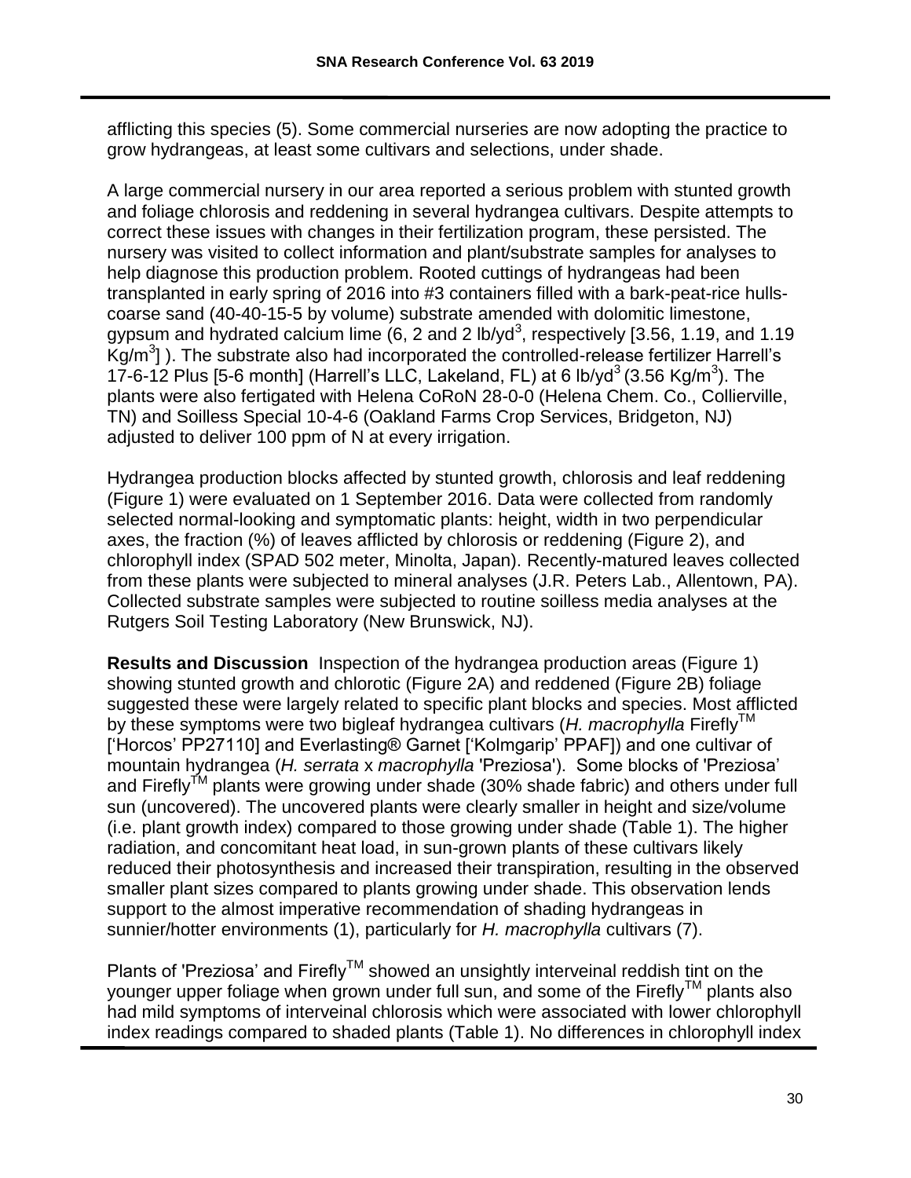afflicting this species (5). Some commercial nurseries are now adopting the practice to grow hydrangeas, at least some cultivars and selections, under shade.

A large commercial nursery in our area reported a serious problem with stunted growth and foliage chlorosis and reddening in several hydrangea cultivars. Despite attempts to correct these issues with changes in their fertilization program, these persisted. The nursery was visited to collect information and plant/substrate samples for analyses to help diagnose this production problem. Rooted cuttings of hydrangeas had been transplanted in early spring of 2016 into #3 containers filled with a bark-peat-rice hulls-coarse sand (40-40-15-5 by volume) substrate amended with dolomitic limestone, gypsum and hydrated calcium lime (6, 2 and 2 lb/yd$^3$, respectively [3.56, 1.19, and 1.19 Kg/m$^3$] ). The substrate also had incorporated the controlled-release fertilizer Harrell's 17-6-12 Plus [5-6 month] (Harrell's LLC, Lakeland, FL) at 6 lb/yd$^3$ (3.56 Kg/m$^3$). The plants were also fertigated with Helena CoRoN 28-0-0 (Helena Chem. Co., Collierville, TN) and Soilless Special 10-4-6 (Oakland Farms Crop Services, Bridgeton, NJ) adjusted to deliver 100 ppm of N at every irrigation.

Hydrangea production blocks affected by stunted growth, chlorosis and leaf reddening (Figure 1) were evaluated on 1 September 2016. Data were collected from randomly selected normal-looking and symptomatic plants: height, width in two perpendicular axes, the fraction (%) of leaves afflicted by chlorosis or reddening (Figure 2), and chlorophyll index (SPAD 502 meter, Minolta, Japan). Recently-matured leaves collected from these plants were subjected to mineral analyses (J.R. Peters Lab., Allentown, PA). Collected substrate samples were subjected to routine soilless media analyses at the Rutgers Soil Testing Laboratory (New Brunswick, NJ).

**Results and Discussion** Inspection of the hydrangea production areas (Figure 1) showing stunted growth and chlorotic (Figure 2A) and reddened (Figure 2B) foliage suggested these were largely related to specific plant blocks and species. Most afflicted by these symptoms were two bigleaf hydrangea cultivars (*H. macrophylla* Firefly™ ['Horcos' PP27110] and Everlasting® Garnet ['Kolmgarip' PPAF]) and one cultivar of mountain hydrangea (*H. serrata* x *macrophylla* 'Preziosa'). Some blocks of 'Preziosa' and Firefly™ plants were growing under shade (30% shade fabric) and others under full sun (uncovered). The uncovered plants were clearly smaller in height and size/volume (i.e. plant growth index) compared to those growing under shade (Table 1). The higher radiation, and concomitant heat load, in sun-grown plants of these cultivars likely reduced their photosynthesis and increased their transpiration, resulting in the observed smaller plant sizes compared to plants growing under shade. This observation lends support to the almost imperative recommendation of shading hydrangeas in sunnier/hotter environments (1), particularly for *H. macrophylla* cultivars (7).

Plants of 'Preziosa' and Firefly™ showed an unsightly interveinal reddish tint on the younger upper foliage when grown under full sun, and some of the Firefly™ plants also had mild symptoms of interveinal chlorosis which were associated with lower chlorophyll index readings compared to shaded plants (Table 1). No differences in chlorophyll index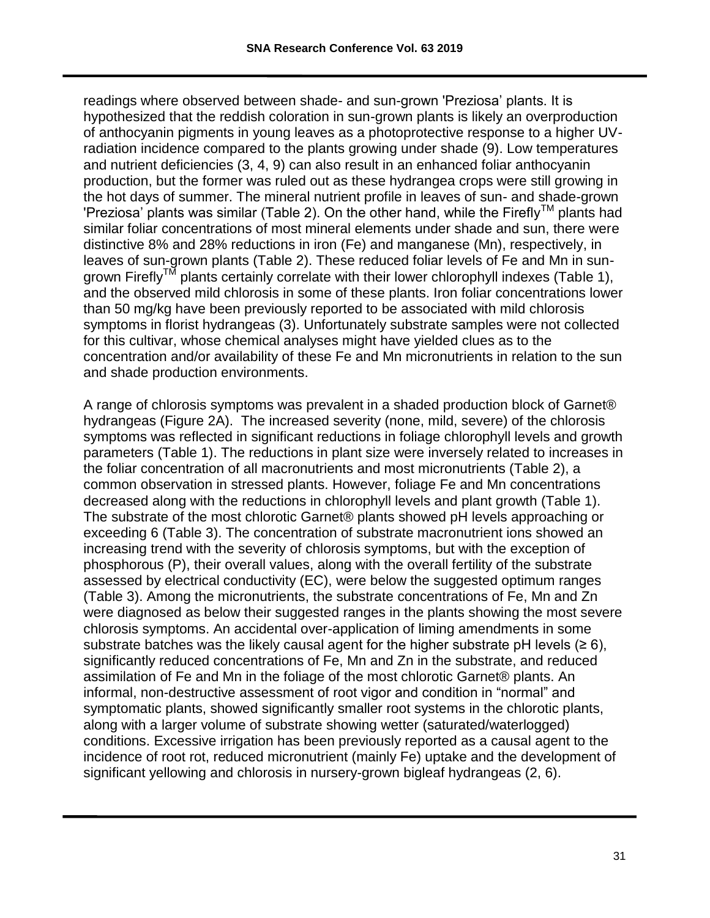readings where observed between shade- and sun-grown 'Preziosa' plants. It is hypothesized that the reddish coloration in sun-grown plants is likely an overproduction of anthocyanin pigments in young leaves as a photoprotective response to a higher UV-radiation incidence compared to the plants growing under shade (9). Low temperatures and nutrient deficiencies (3, 4, 9) can also result in an enhanced foliar anthocyanin production, but the former was ruled out as these hydrangea crops were still growing in the hot days of summer. The mineral nutrient profile in leaves of sun- and shade-grown 'Preziosa' plants was similar (Table 2). On the other hand, while the Firefly™ plants had similar foliar concentrations of most mineral elements under shade and sun, there were distinctive 8% and 28% reductions in iron (Fe) and manganese (Mn), respectively, in leaves of sun-grown plants (Table 2). These reduced foliar levels of Fe and Mn in sun-grown Firefly™ plants certainly correlate with their lower chlorophyll indexes (Table 1), and the observed mild chlorosis in some of these plants. Iron foliar concentrations lower than 50 mg/kg have been previously reported to be associated with mild chlorosis symptoms in florist hydrangeas (3). Unfortunately substrate samples were not collected for this cultivar, whose chemical analyses might have yielded clues as to the concentration and/or availability of these Fe and Mn micronutrients in relation to the sun and shade production environments.

A range of chlorosis symptoms was prevalent in a shaded production block of Garnet® hydrangeas (Figure 2A). The increased severity (none, mild, severe) of the chlorosis symptoms was reflected in significant reductions in foliage chlorophyll levels and growth parameters (Table 1). The reductions in plant size were inversely related to increases in the foliar concentration of all macronutrients and most micronutrients (Table 2), a common observation in stressed plants. However, foliage Fe and Mn concentrations decreased along with the reductions in chlorophyll levels and plant growth (Table 1). The substrate of the most chlorotic Garnet® plants showed pH levels approaching or exceeding 6 (Table 3). The concentration of substrate macronutrient ions showed an increasing trend with the severity of chlorosis symptoms, but with the exception of phosphorous (P), their overall values, along with the overall fertility of the substrate assessed by electrical conductivity (EC), were below the suggested optimum ranges (Table 3). Among the micronutrients, the substrate concentrations of Fe, Mn and Zn were diagnosed as below their suggested ranges in the plants showing the most severe chlorosis symptoms. An accidental over-application of liming amendments in some substrate batches was the likely causal agent for the higher substrate pH levels ($\geq 6$), significantly reduced concentrations of Fe, Mn and Zn in the substrate, and reduced assimilation of Fe and Mn in the foliage of the most chlorotic Garnet® plants. An informal, non-destructive assessment of root vigor and condition in "normal" and symptomatic plants, showed significantly smaller root systems in the chlorotic plants, along with a larger volume of substrate showing wetter (saturated/waterlogged) conditions. Excessive irrigation has been previously reported as a causal agent to the incidence of root rot, reduced micronutrient (mainly Fe) uptake and the development of significant yellowing and chlorosis in nursery-grown bigleaf hydrangeas (2, 6).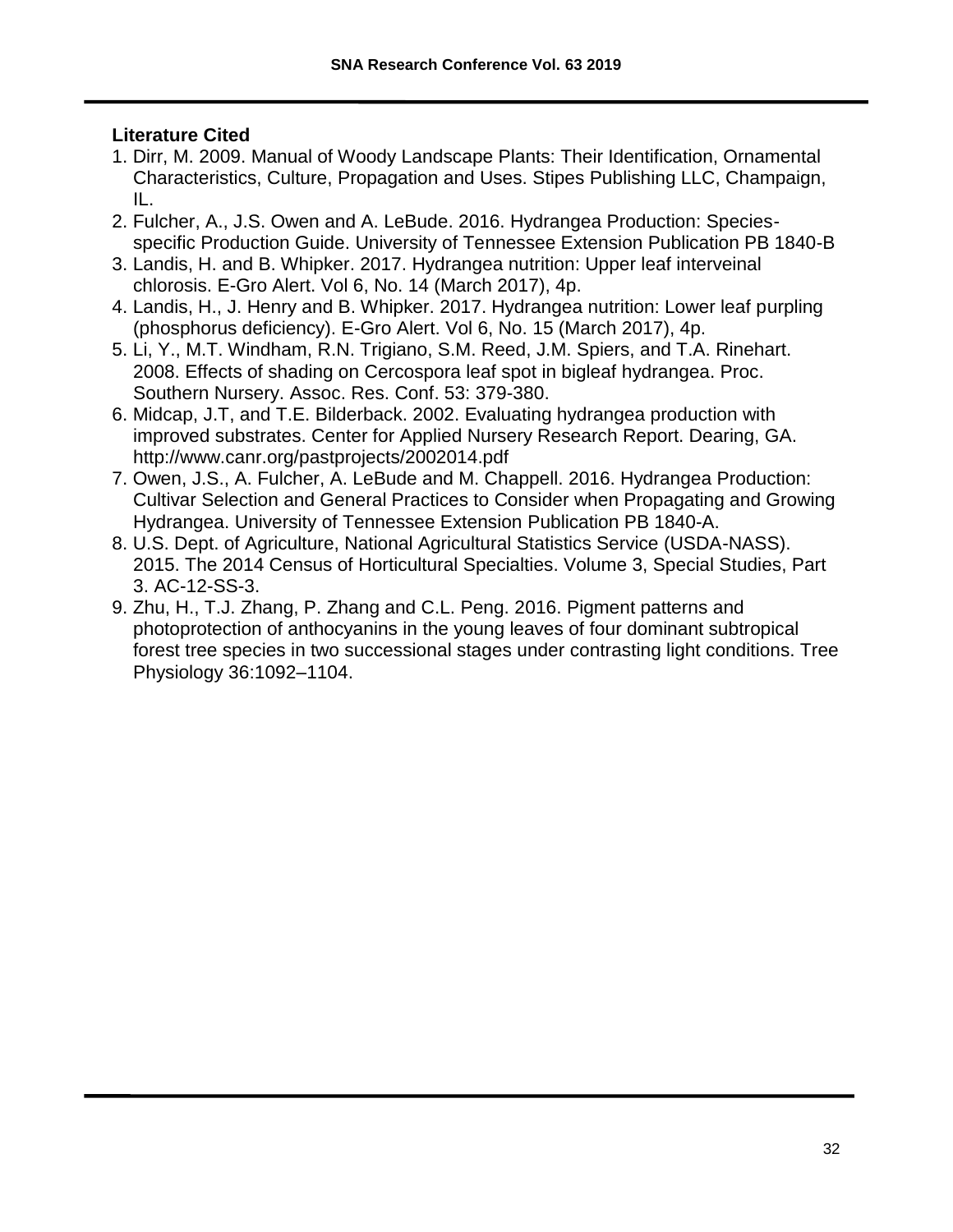## Literature Cited

1. Dirr, M. 2009. Manual of Woody Landscape Plants: Their Identification, Ornamental Characteristics, Culture, Propagation and Uses. Stipes Publishing LLC, Champaign, IL.
2. Fulcher, A., J.S. Owen and A. LeBude. 2016. Hydrangea Production: Species-specific Production Guide. University of Tennessee Extension Publication PB 1840-B
3. Landis, H. and B. Whipker. 2017. Hydrangea nutrition: Upper leaf interveinal chlorosis. E-Gro Alert. Vol 6, No. 14 (March 2017), 4p.
4. Landis, H., J. Henry and B. Whipker. 2017. Hydrangea nutrition: Lower leaf purpling (phosphorus deficiency). E-Gro Alert. Vol 6, No. 15 (March 2017), 4p.
5. Li, Y., M.T. Windham, R.N. Trigiano, S.M. Reed, J.M. Spiers, and T.A. Rinehart. 2008. Effects of shading on Cercospora leaf spot in bigleaf hydrangea. Proc. Southern Nursery. Assoc. Res. Conf. 53: 379-380.
6. Midcap, J.T, and T.E. Bilderback. 2002. Evaluating hydrangea production with improved substrates. Center for Applied Nursery Research Report. Dearing, GA. http://www.canr.org/pastprojects/2002014.pdf
7. Owen, J.S., A. Fulcher, A. LeBude and M. Chappell. 2016. Hydrangea Production: Cultivar Selection and General Practices to Consider when Propagating and Growing Hydrangea. University of Tennessee Extension Publication PB 1840-A.
8. U.S. Dept. of Agriculture, National Agricultural Statistics Service (USDA-NASS). 2015. The 2014 Census of Horticultural Specialties. Volume 3, Special Studies, Part 3. AC-12-SS-3.
9. Zhu, H., T.J. Zhang, P. Zhang and C.L. Peng. 2016. Pigment patterns and photoprotection of anthocyanins in the young leaves of four dominant subtropical forest tree species in two successional stages under contrasting light conditions. Tree Physiology 36:1092–1104.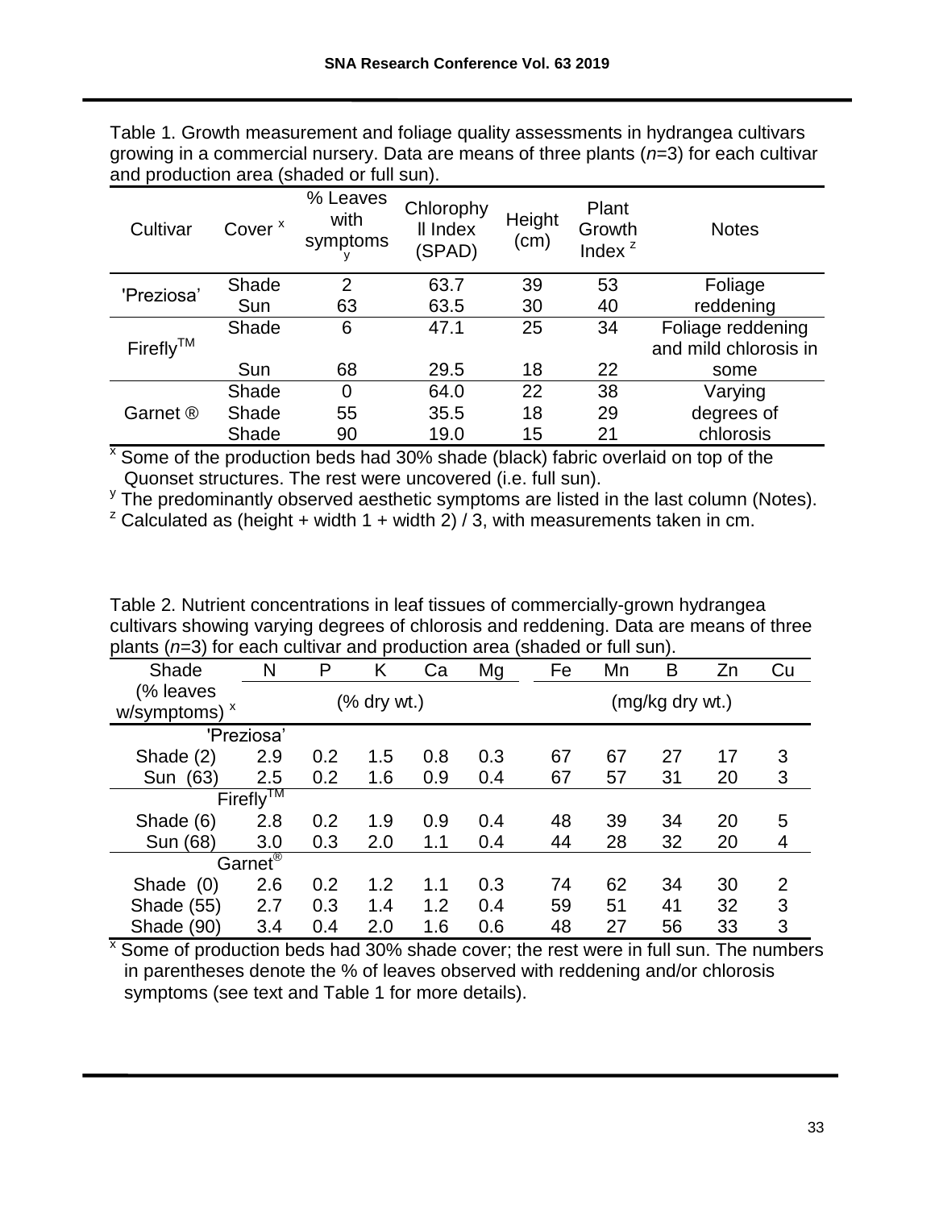Table 1. Growth measurement and foliage quality assessments in hydrangea cultivars growing in a commercial nursery. Data are means of three plants (*n*=3) for each cultivar and production area (shaded or full sun).

| Cultivar | Cover [x] | % Leaves with symptoms [y] | Chlorophyll Index (SPAD) | Height (cm) | Plant Growth Index [z] | Notes |
|---|---|---|---|---|---|---|
| 'Preziosa' | Shade | 2 | 63.7 | 39 | 53 | Foliage reddening |
| | Sun | 63 | 63.5 | 30 | 40 | |
| Firefly™ | Shade | 6 | 47.1 | 25 | 34 | Foliage reddening and mild chlorosis in some |
| | Sun | 68 | 29.5 | 18 | 22 | |
| Garnet ® | Shade | 0 | 64.0 | 22 | 38 | Varying degrees of chlorosis |
| | Shade | 55 | 35.5 | 18 | 29 | |
| | Shade | 90 | 19.0 | 15 | 21 | |

[x] Some of the production beds had 30% shade (black) fabric overlaid on top of the Quonset structures. The rest were uncovered (i.e. full sun).
[y] The predominantly observed aesthetic symptoms are listed in the last column (Notes).
[z] Calculated as (height + width 1 + width 2) / 3, with measurements taken in cm.

Table 2. Nutrient concentrations in leaf tissues of commercially-grown hydrangea cultivars showing varying degrees of chlorosis and reddening. Data are means of three plants (*n*=3) for each cultivar and production area (shaded or full sun).

| Shade | N | P | K | Ca | Mg | Fe | Mn | B | Zn | Cu |
|---|---|---|---|---|---|---|---|---|---|---|
| (% leaves w/symptoms) [x] | (% dry wt.) | | | | | (mg/kg dry wt.) | | | | |
| 'Preziosa' | | | | | | | | | | |
| Shade (2) | 2.9 | 0.2 | 1.5 | 0.8 | 0.3 | 67 | 67 | 27 | 17 | 3 |
| Sun (63) | 2.5 | 0.2 | 1.6 | 0.9 | 0.4 | 67 | 57 | 31 | 20 | 3 |
| Firefly™ | | | | | | | | | | |
| Shade (6) | 2.8 | 0.2 | 1.9 | 0.9 | 0.4 | 48 | 39 | 34 | 20 | 5 |
| Sun (68) | 3.0 | 0.3 | 2.0 | 1.1 | 0.4 | 44 | 28 | 32 | 20 | 4 |
| Garnet® | | | | | | | | | | |
| Shade (0) | 2.6 | 0.2 | 1.2 | 1.1 | 0.3 | 74 | 62 | 34 | 30 | 2 |
| Shade (55) | 2.7 | 0.3 | 1.4 | 1.2 | 0.4 | 59 | 51 | 41 | 32 | 3 |
| Shade (90) | 3.4 | 0.4 | 2.0 | 1.6 | 0.6 | 48 | 27 | 56 | 33 | 3 |

[x] Some of production beds had 30% shade cover; the rest were in full sun. The numbers in parentheses denote the % of leaves observed with reddening and/or chlorosis symptoms (see text and Table 1 for more details).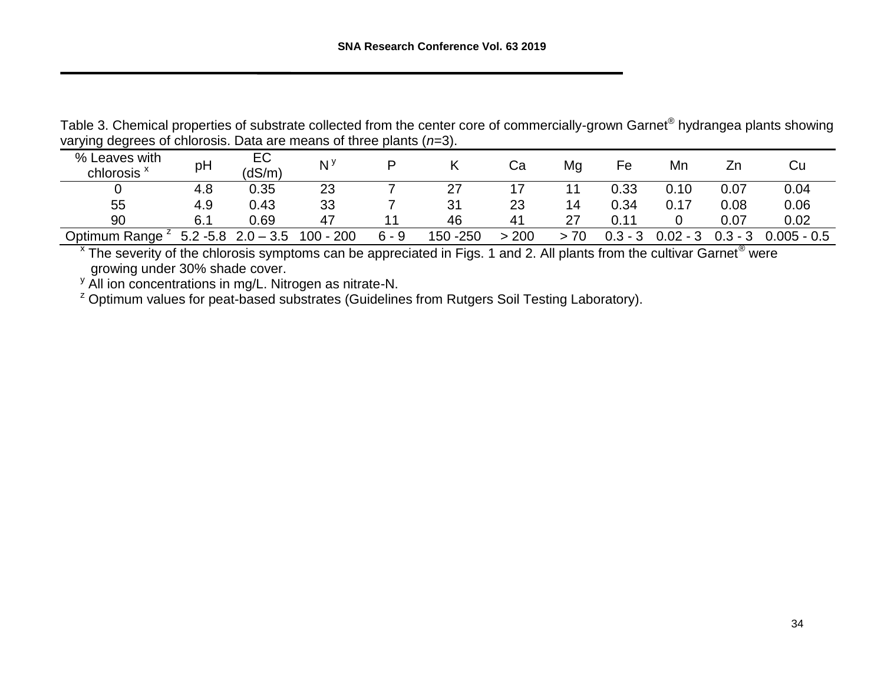Table 3. Chemical properties of substrate collected from the center core of commercially-grown Garnet® hydrangea plants showing varying degrees of chlorosis. Data are means of three plants (*n*=3).

| % Leaves with chlorosis [x] | pH | EC (dS/m) | N [y] | P | K | Ca | Mg | Fe | Mn | Zn | Cu |
|---|---|---|---|---|---|---|---|---|---|---|---|
| 0 | 4.8 | 0.35 | 23 | 7 | 27 | 17 | 11 | 0.33 | 0.10 | 0.07 | 0.04 |
| 55 | 4.9 | 0.43 | 33 | 7 | 31 | 23 | 14 | 0.34 | 0.17 | 0.08 | 0.06 |
| 90 | 6.1 | 0.69 | 47 | 11 | 46 | 41 | 27 | 0.11 | 0 | 0.07 | 0.02 |
| Optimum Range [z] | 5.2 -5.8 | 2.0 – 3.5 | 100 - 200 | 6 - 9 | 150 -250 | > 200 | > 70 | 0.3 - 3 | 0.02 - 3 | 0.3 - 3 | 0.005 - 0.5 |

[x] The severity of the chlorosis symptoms can be appreciated in Figs. 1 and 2. All plants from the cultivar Garnet® were growing under 30% shade cover.

[y] All ion concentrations in mg/L. Nitrogen as nitrate-N.

[z] Optimum values for peat-based substrates (Guidelines from Rutgers Soil Testing Laboratory).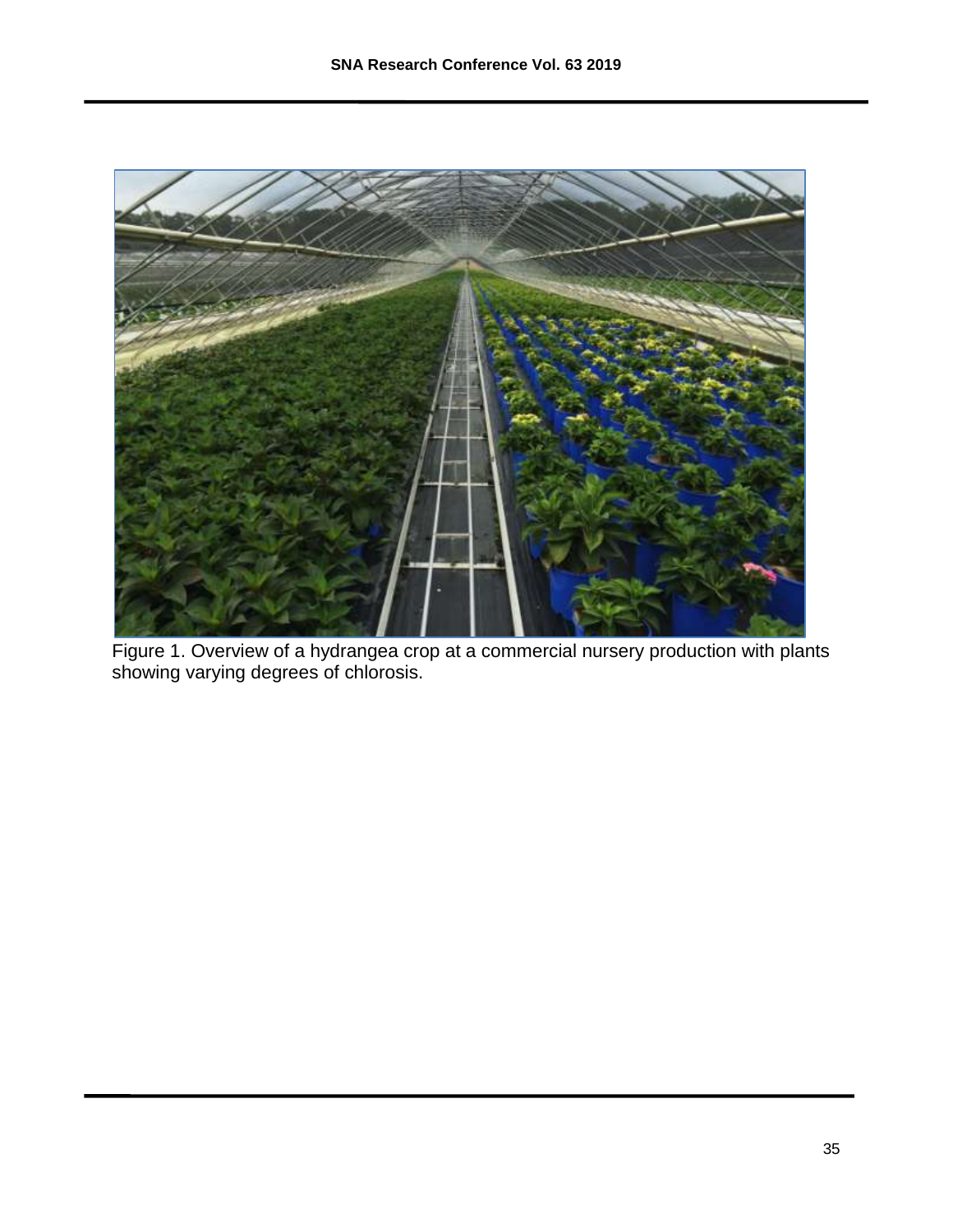Figure 1. Overview of a hydrangea crop at a commercial nursery production with plants showing varying degrees of chlorosis.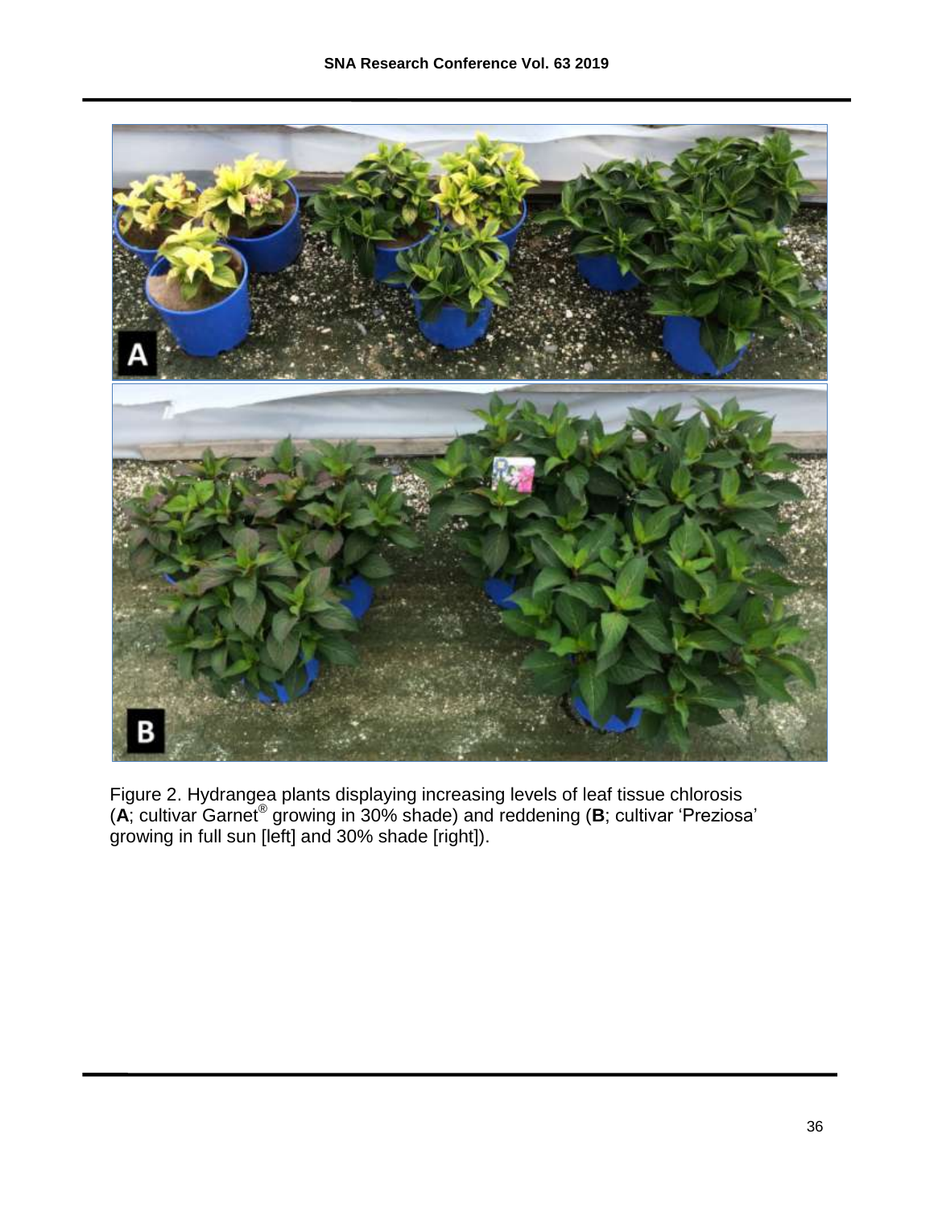Figure 2. Hydrangea plants displaying increasing levels of leaf tissue chlorosis (**A**; cultivar Garnet® growing in 30% shade) and reddening (**B**; cultivar 'Preziosa' growing in full sun [left] and 30% shade [right]).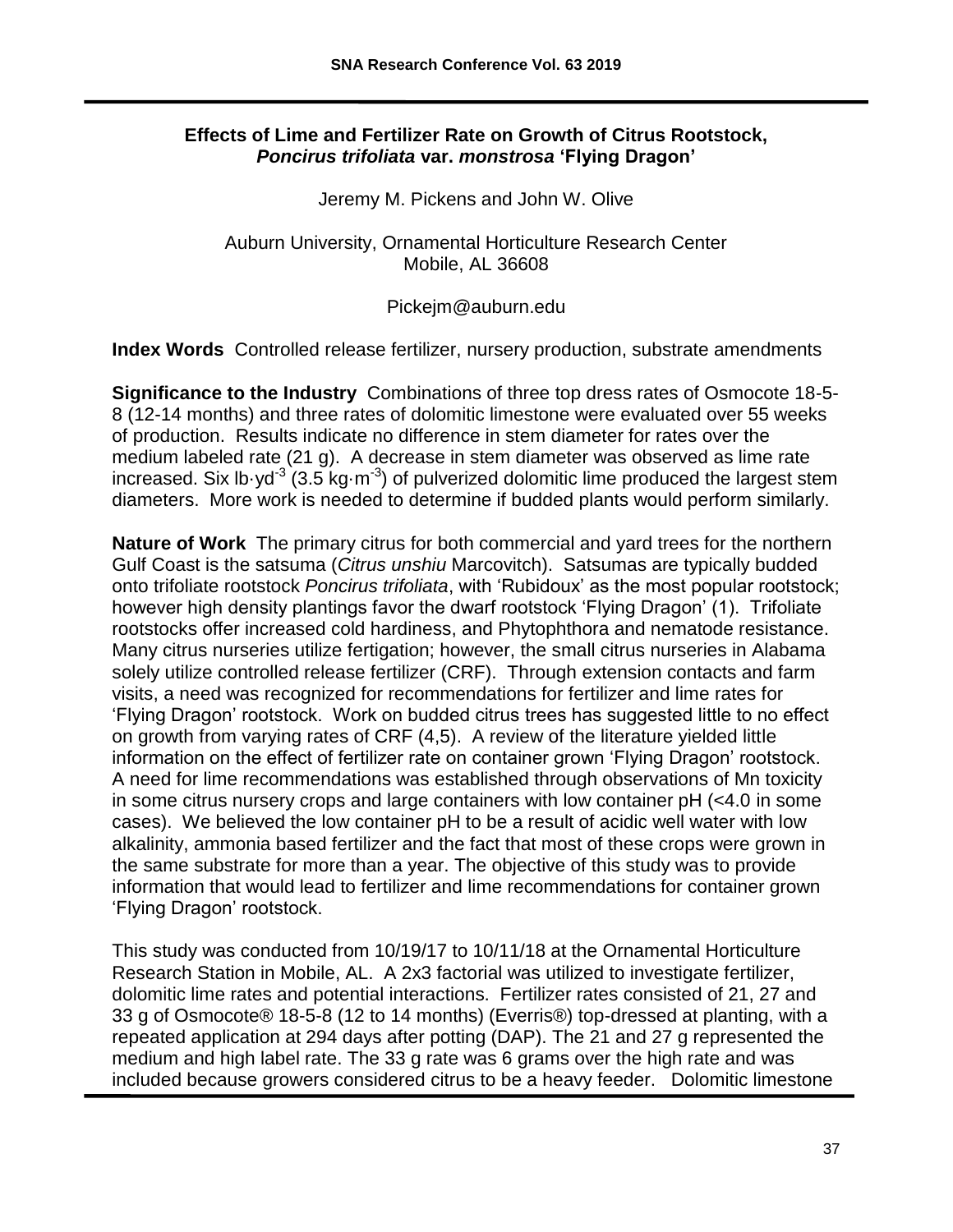**Effects of Lime and Fertilizer Rate on Growth of Citrus Rootstock, *Poncirus trifoliata* var. *monstrosa* 'Flying Dragon'**

Jeremy M. Pickens and John W. Olive

Auburn University, Ornamental Horticulture Research Center
Mobile, AL 36608

Pickejm@auburn.edu

**Index Words** Controlled release fertilizer, nursery production, substrate amendments

**Significance to the Industry** Combinations of three top dress rates of Osmocote 18-5-8 (12-14 months) and three rates of dolomitic limestone were evaluated over 55 weeks of production. Results indicate no difference in stem diameter for rates over the medium labeled rate (21 g). A decrease in stem diameter was observed as lime rate increased. Six lb·yd$^{-3}$ (3.5 kg·m$^{-3}$) of pulverized dolomitic lime produced the largest stem diameters. More work is needed to determine if budded plants would perform similarly.

**Nature of Work** The primary citrus for both commercial and yard trees for the northern Gulf Coast is the satsuma (*Citrus unshiu* Marcovitch). Satsumas are typically budded onto trifoliate rootstock *Poncirus trifoliata*, with 'Rubidoux' as the most popular rootstock; however high density plantings favor the dwarf rootstock 'Flying Dragon' (1). Trifoliate rootstocks offer increased cold hardiness, and Phytophthora and nematode resistance. Many citrus nurseries utilize fertigation; however, the small citrus nurseries in Alabama solely utilize controlled release fertilizer (CRF). Through extension contacts and farm visits, a need was recognized for recommendations for fertilizer and lime rates for 'Flying Dragon' rootstock. Work on budded citrus trees has suggested little to no effect on growth from varying rates of CRF (4,5). A review of the literature yielded little information on the effect of fertilizer rate on container grown 'Flying Dragon' rootstock. A need for lime recommendations was established through observations of Mn toxicity in some citrus nursery crops and large containers with low container pH (<4.0 in some cases). We believed the low container pH to be a result of acidic well water with low alkalinity, ammonia based fertilizer and the fact that most of these crops were grown in the same substrate for more than a year. The objective of this study was to provide information that would lead to fertilizer and lime recommendations for container grown 'Flying Dragon' rootstock.

This study was conducted from 10/19/17 to 10/11/18 at the Ornamental Horticulture Research Station in Mobile, AL. A 2x3 factorial was utilized to investigate fertilizer, dolomitic lime rates and potential interactions. Fertilizer rates consisted of 21, 27 and 33 g of Osmocote® 18-5-8 (12 to 14 months) (Everris®) top-dressed at planting, with a repeated application at 294 days after potting (DAP). The 21 and 27 g represented the medium and high label rate. The 33 g rate was 6 grams over the high rate and was included because growers considered citrus to be a heavy feeder. Dolomitic limestone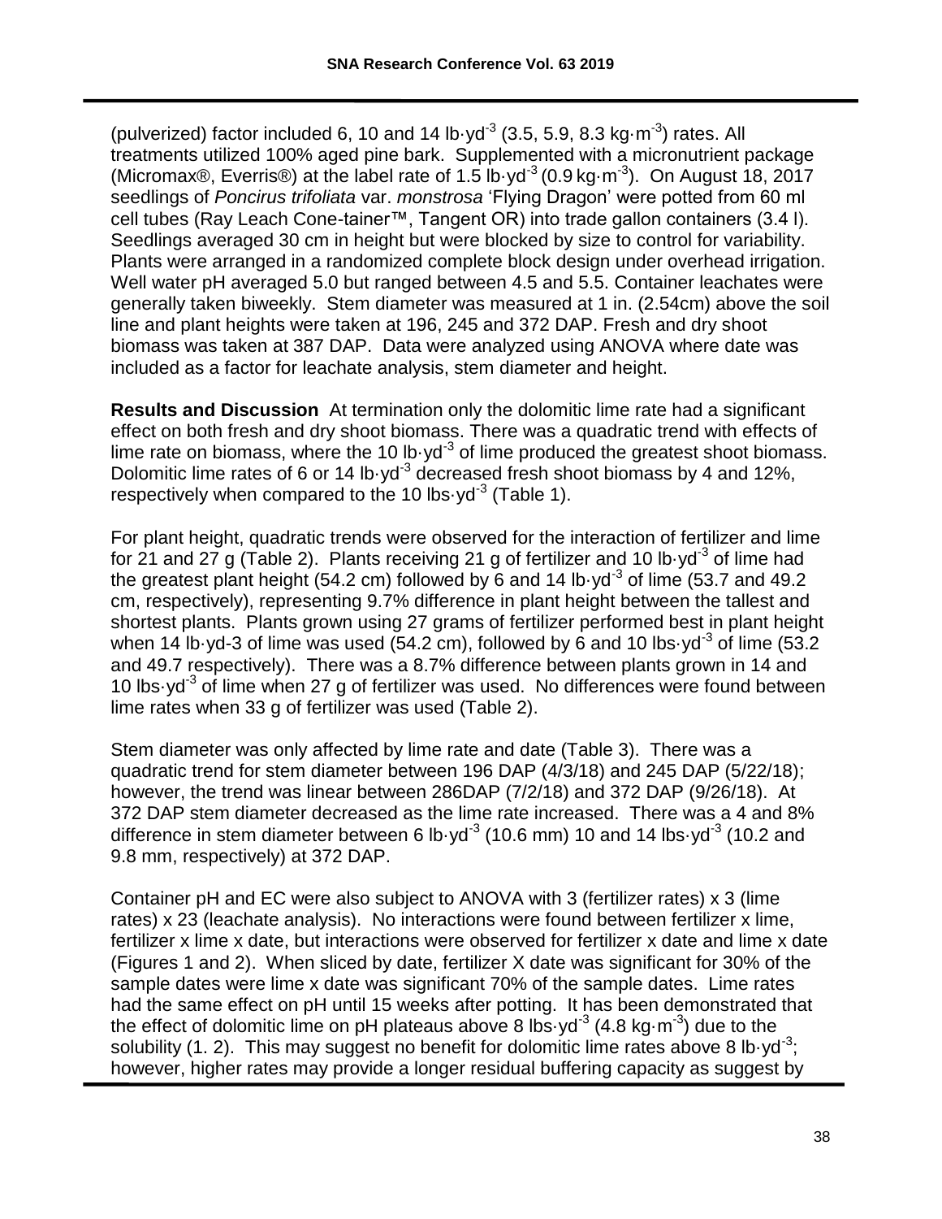(pulverized) factor included 6, 10 and 14 lb·yd$^{-3}$ (3.5, 5.9, 8.3 kg·m$^{-3}$) rates. All treatments utilized 100% aged pine bark. Supplemented with a micronutrient package (Micromax®, Everris®) at the label rate of 1.5 lb·yd$^{-3}$ (0.9 kg·m$^{-3}$). On August 18, 2017 seedlings of *Poncirus trifoliata* var. *monstrosa* 'Flying Dragon' were potted from 60 ml cell tubes (Ray Leach Cone-tainer™, Tangent OR) into trade gallon containers (3.4 l). Seedlings averaged 30 cm in height but were blocked by size to control for variability. Plants were arranged in a randomized complete block design under overhead irrigation. Well water pH averaged 5.0 but ranged between 4.5 and 5.5. Container leachates were generally taken biweekly. Stem diameter was measured at 1 in. (2.54cm) above the soil line and plant heights were taken at 196, 245 and 372 DAP. Fresh and dry shoot biomass was taken at 387 DAP. Data were analyzed using ANOVA where date was included as a factor for leachate analysis, stem diameter and height.

**Results and Discussion** At termination only the dolomitic lime rate had a significant effect on both fresh and dry shoot biomass. There was a quadratic trend with effects of lime rate on biomass, where the 10 lb·yd$^{-3}$ of lime produced the greatest shoot biomass. Dolomitic lime rates of 6 or 14 lb·yd$^{-3}$ decreased fresh shoot biomass by 4 and 12%, respectively when compared to the 10 lbs·yd$^{-3}$ (Table 1).

For plant height, quadratic trends were observed for the interaction of fertilizer and lime for 21 and 27 g (Table 2). Plants receiving 21 g of fertilizer and 10 lb·yd$^{-3}$ of lime had the greatest plant height (54.2 cm) followed by 6 and 14 lb·yd$^{-3}$ of lime (53.7 and 49.2 cm, respectively), representing 9.7% difference in plant height between the tallest and shortest plants. Plants grown using 27 grams of fertilizer performed best in plant height when 14 lb·yd-3 of lime was used (54.2 cm), followed by 6 and 10 lbs·yd$^{-3}$ of lime (53.2 and 49.7 respectively). There was a 8.7% difference between plants grown in 14 and 10 lbs·yd$^{-3}$ of lime when 27 g of fertilizer was used. No differences were found between lime rates when 33 g of fertilizer was used (Table 2).

Stem diameter was only affected by lime rate and date (Table 3). There was a quadratic trend for stem diameter between 196 DAP (4/3/18) and 245 DAP (5/22/18); however, the trend was linear between 286DAP (7/2/18) and 372 DAP (9/26/18). At 372 DAP stem diameter decreased as the lime rate increased. There was a 4 and 8% difference in stem diameter between 6 lb·yd$^{-3}$ (10.6 mm) 10 and 14 lbs·yd$^{-3}$ (10.2 and 9.8 mm, respectively) at 372 DAP.

Container pH and EC were also subject to ANOVA with 3 (fertilizer rates) x 3 (lime rates) x 23 (leachate analysis). No interactions were found between fertilizer x lime, fertilizer x lime x date, but interactions were observed for fertilizer x date and lime x date (Figures 1 and 2). When sliced by date, fertilizer X date was significant for 30% of the sample dates were lime x date was significant 70% of the sample dates. Lime rates had the same effect on pH until 15 weeks after potting. It has been demonstrated that the effect of dolomitic lime on pH plateaus above 8 lbs·yd$^{-3}$ (4.8 kg·m$^{-3}$) due to the solubility (1. 2). This may suggest no benefit for dolomitic lime rates above 8 lb·yd$^{-3}$; however, higher rates may provide a longer residual buffering capacity as suggest by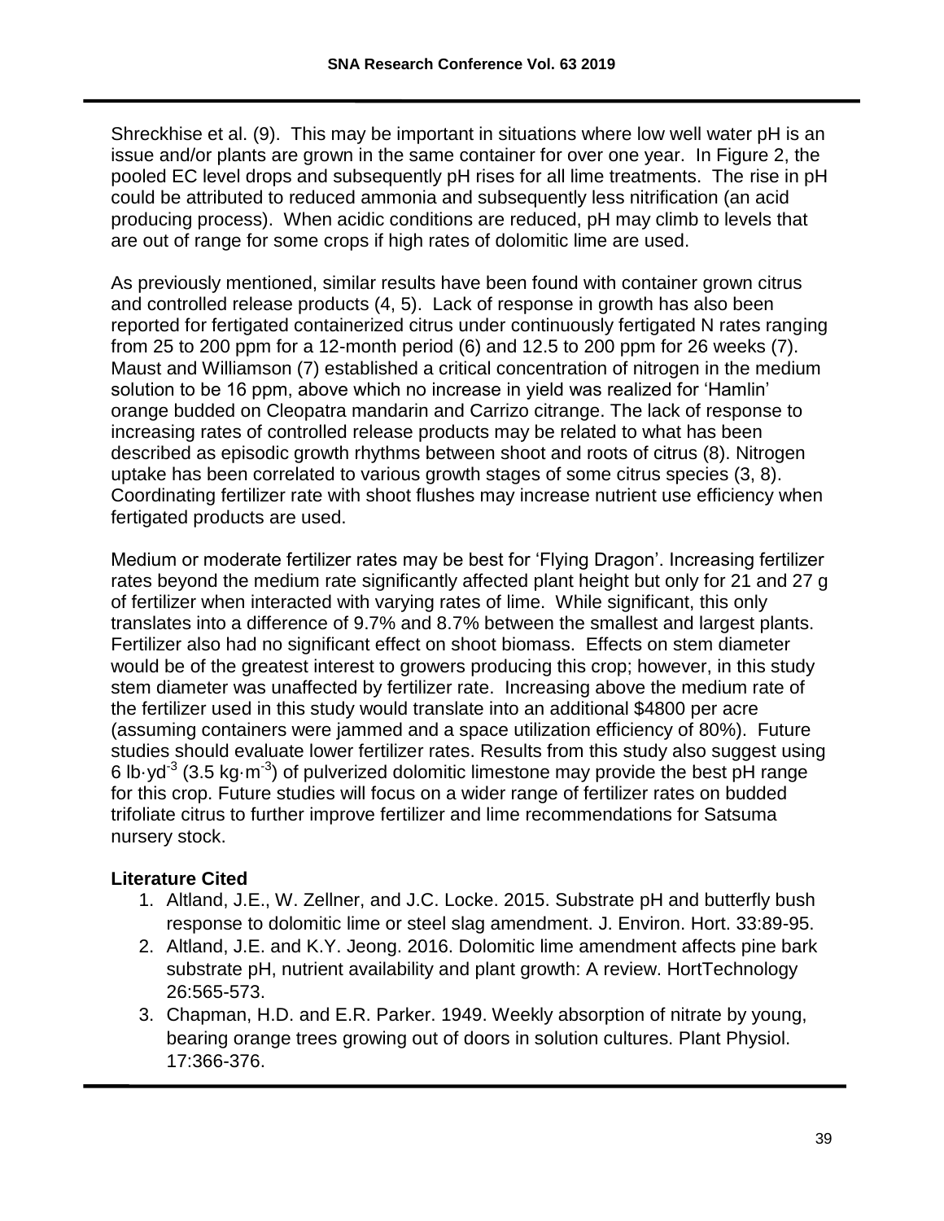Shreckhise et al. (9). This may be important in situations where low well water pH is an issue and/or plants are grown in the same container for over one year. In Figure 2, the pooled EC level drops and subsequently pH rises for all lime treatments. The rise in pH could be attributed to reduced ammonia and subsequently less nitrification (an acid producing process). When acidic conditions are reduced, pH may climb to levels that are out of range for some crops if high rates of dolomitic lime are used.

As previously mentioned, similar results have been found with container grown citrus and controlled release products (4, 5). Lack of response in growth has also been reported for fertigated containerized citrus under continuously fertigated N rates ranging from 25 to 200 ppm for a 12-month period (6) and 12.5 to 200 ppm for 26 weeks (7). Maust and Williamson (7) established a critical concentration of nitrogen in the medium solution to be 16 ppm, above which no increase in yield was realized for 'Hamlin' orange budded on Cleopatra mandarin and Carrizo citrange. The lack of response to increasing rates of controlled release products may be related to what has been described as episodic growth rhythms between shoot and roots of citrus (8). Nitrogen uptake has been correlated to various growth stages of some citrus species (3, 8). Coordinating fertilizer rate with shoot flushes may increase nutrient use efficiency when fertigated products are used.

Medium or moderate fertilizer rates may be best for 'Flying Dragon'. Increasing fertilizer rates beyond the medium rate significantly affected plant height but only for 21 and 27 g of fertilizer when interacted with varying rates of lime. While significant, this only translates into a difference of 9.7% and 8.7% between the smallest and largest plants. Fertilizer also had no significant effect on shoot biomass. Effects on stem diameter would be of the greatest interest to growers producing this crop; however, in this study stem diameter was unaffected by fertilizer rate. Increasing above the medium rate of the fertilizer used in this study would translate into an additional $4800 per acre (assuming containers were jammed and a space utilization efficiency of 80%). Future studies should evaluate lower fertilizer rates. Results from this study also suggest using 6 $lb{\cdot}yd^{-3}$ (3.5 $kg{\cdot}m^{-3}$) of pulverized dolomitic limestone may provide the best pH range for this crop. Future studies will focus on a wider range of fertilizer rates on budded trifoliate citrus to further improve fertilizer and lime recommendations for Satsuma nursery stock.

**Literature Cited**

1. Altland, J.E., W. Zellner, and J.C. Locke. 2015. Substrate pH and butterfly bush response to dolomitic lime or steel slag amendment. J. Environ. Hort. 33:89-95.
2. Altland, J.E. and K.Y. Jeong. 2016. Dolomitic lime amendment affects pine bark substrate pH, nutrient availability and plant growth: A review. HortTechnology 26:565-573.
3. Chapman, H.D. and E.R. Parker. 1949. Weekly absorption of nitrate by young, bearing orange trees growing out of doors in solution cultures. Plant Physiol. 17:366-376.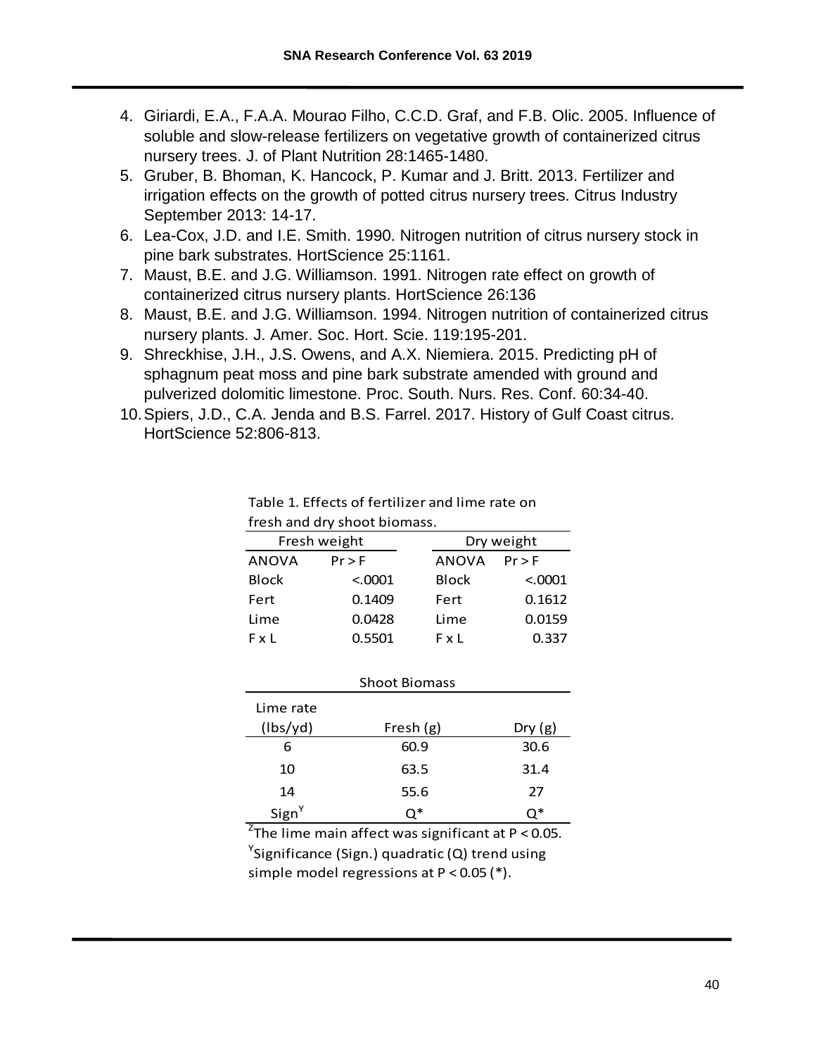4. Giriardi, E.A., F.A.A. Mourao Filho, C.C.D. Graf, and F.B. Olic. 2005. Influence of soluble and slow-release fertilizers on vegetative growth of containerized citrus nursery trees. J. of Plant Nutrition 28:1465-1480.
5. Gruber, B. Bhoman, K. Hancock, P. Kumar and J. Britt. 2013. Fertilizer and irrigation effects on the growth of potted citrus nursery trees. Citrus Industry September 2013: 14-17.
6. Lea-Cox, J.D. and I.E. Smith. 1990. Nitrogen nutrition of citrus nursery stock in pine bark substrates. HortScience 25:1161.
7. Maust, B.E. and J.G. Williamson. 1991. Nitrogen rate effect on growth of containerized citrus nursery plants. HortScience 26:136
8. Maust, B.E. and J.G. Williamson. 1994. Nitrogen nutrition of containerized citrus nursery plants. J. Amer. Soc. Hort. Scie. 119:195-201.
9. Shreckhise, J.H., J.S. Owens, and A.X. Niemiera. 2015. Predicting pH of sphagnum peat moss and pine bark substrate amended with ground and pulverized dolomitic limestone. Proc. South. Nurs. Res. Conf. 60:34-40.
10. Spiers, J.D., C.A. Jenda and B.S. Farrel. 2017. History of Gulf Coast citrus. HortScience 52:806-813.

Table 1. Effects of fertilizer and lime rate on fresh and dry shoot biomass.

| Fresh weight | | Dry weight | |
|---|---|---|---|
| ANOVA | Pr > F | ANOVA | Pr > F |
| Block | <.0001 | Block | <.0001 |
| Fert | 0.1409 | Fert | 0.1612 |
| Lime | 0.0428 | Lime | 0.0159 |
| F x L | 0.5501 | F x L | 0.337 |

| Shoot Biomass | | |
|---|---|---|
| Lime rate (lbs/yd) | Fresh (g) | Dry (g) |
| 6 | 60.9 | 30.6 |
| 10 | 63.5 | 31.4 |
| 14 | 55.6 | 27 |
| Sign[Y] | Q* | Q* |

[Z]The lime main affect was significant at $P < 0.05$.
[Y]Significance (Sign.) quadratic (Q) trend using simple model regressions at $P < 0.05$ (*).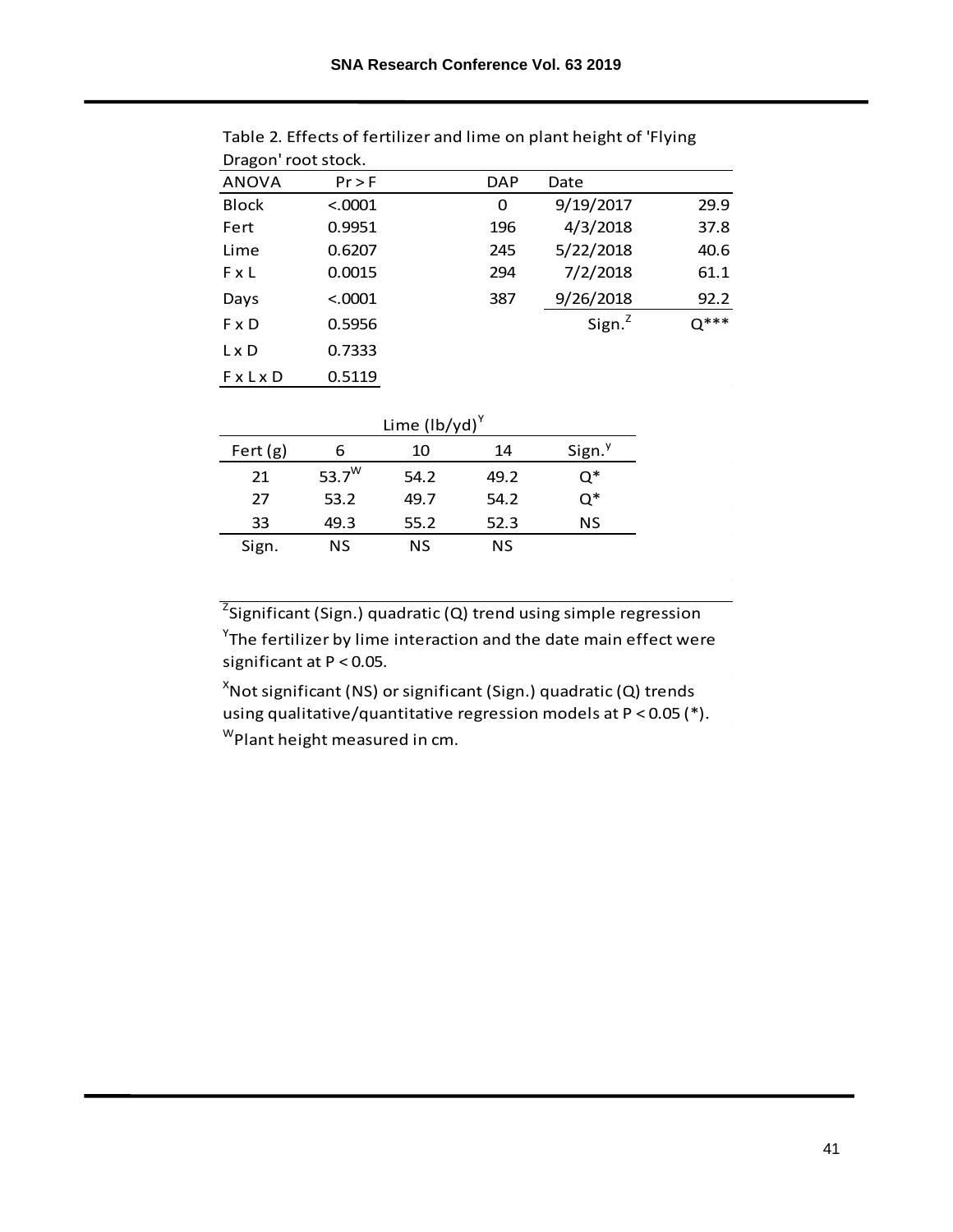Table 2. Effects of fertilizer and lime on plant height of 'Flying Dragon' root stock.

| ANOVA | Pr > F |
|---|---|
| Block | <.0001 |
| Fert | 0.9951 |
| Lime | 0.6207 |
| F x L | 0.0015 |
| Days | <.0001 |
| F x D | 0.5956 |
| L x D | 0.7333 |
| F x L x D | 0.5119 |

| DAP | Date | |
|---|---|---|
| 0 | 9/19/2017 | 29.9 |
| 196 | 4/3/2018 | 37.8 |
| 245 | 5/22/2018 | 40.6 |
| 294 | 7/2/2018 | 61.1 |
| 387 | 9/26/2018 | 92.2 |
| | Sign.[Z] | Q*** |

| | Lime (lb/yd)[Y] | | | |
|---|---|---|---|---|
| Fert (g) | 6 | 10 | 14 | Sign.[Y] |
| 21 | 53.7[W] | 54.2 | 49.2 | Q* |
| 27 | 53.2 | 49.7 | 54.2 | Q* |
| 33 | 49.3 | 55.2 | 52.3 | NS |
| Sign. | NS | NS | NS | |

[Z]Significant (Sign.) quadratic (Q) trend using simple regression

[Y]The fertilizer by lime interaction and the date main effect were significant at $P < 0.05$.

[X]Not significant (NS) or significant (Sign.) quadratic (Q) trends using qualitative/quantitative regression models at $P < 0.05$ (*).

[W]Plant height measured in cm.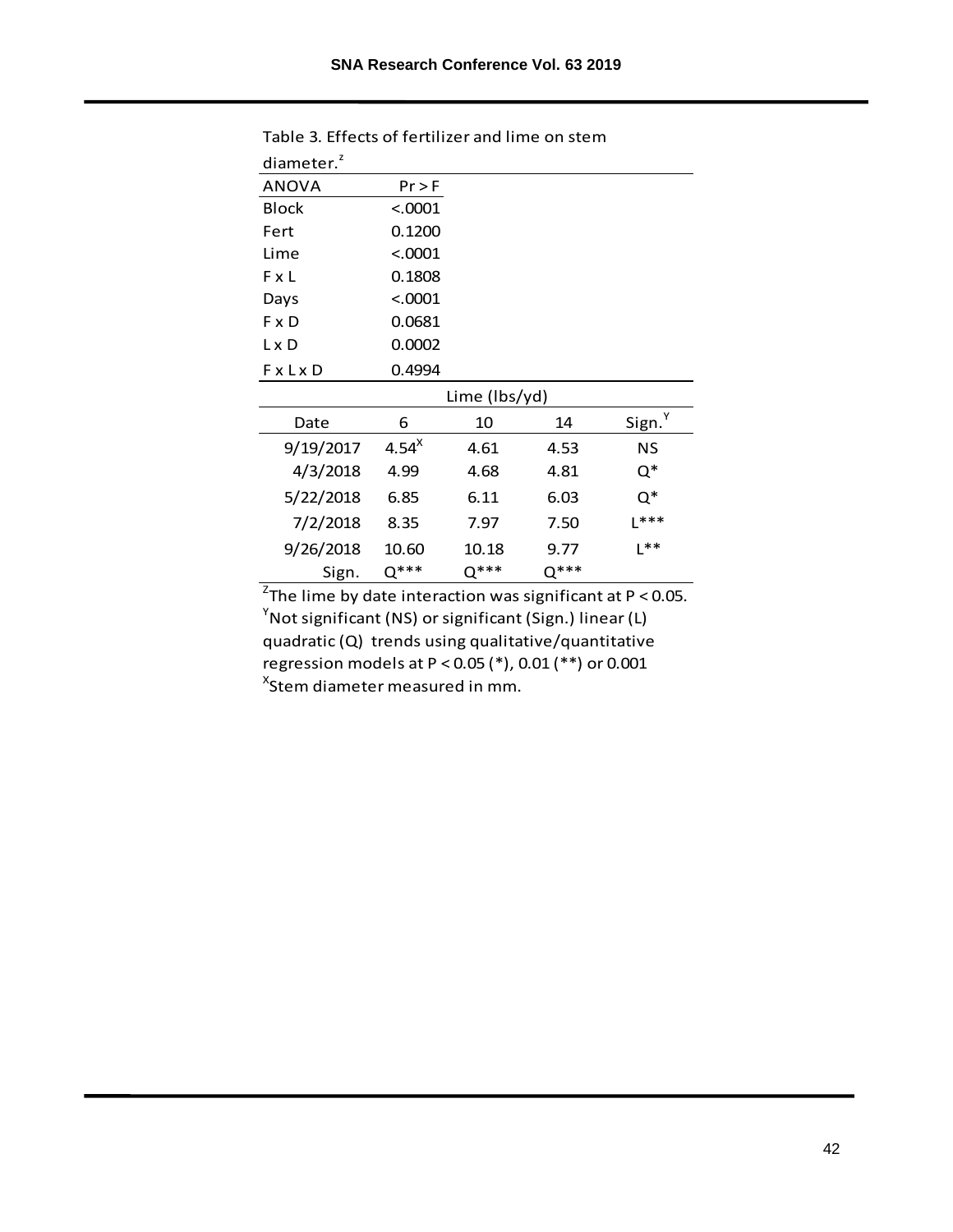Table 3. Effects of fertilizer and lime on stem diameter.[z]

| ANOVA | Pr > F |
|---|---|
| Block | <.0001 |
| Fert | 0.1200 |
| Lime | <.0001 |
| F x L | 0.1808 |
| Days | <.0001 |
| F x D | 0.0681 |
| L x D | 0.0002 |
| F x L x D | 0.4994 |

| | Lime (lbs/yd) | | | |
|---|---|---|---|---|
| Date | 6 | 10 | 14 | Sign.[Y] |
| 9/19/2017 | 4.54[X] | 4.61 | 4.53 | NS |
| 4/3/2018 | 4.99 | 4.68 | 4.81 | Q* |
| 5/22/2018 | 6.85 | 6.11 | 6.03 | Q* |
| 7/2/2018 | 8.35 | 7.97 | 7.50 | L*** |
| 9/26/2018 | 10.60 | 10.18 | 9.77 | L** |
| Sign. | Q*** | Q*** | Q*** | |

[Z]The lime by date interaction was significant at $P < 0.05$.
[Y]Not significant (NS) or significant (Sign.) linear (L) quadratic (Q) trends using qualitative/quantitative regression models at $P < 0.05$ (*), 0.01 (**) or 0.001
[X]Stem diameter measured in mm.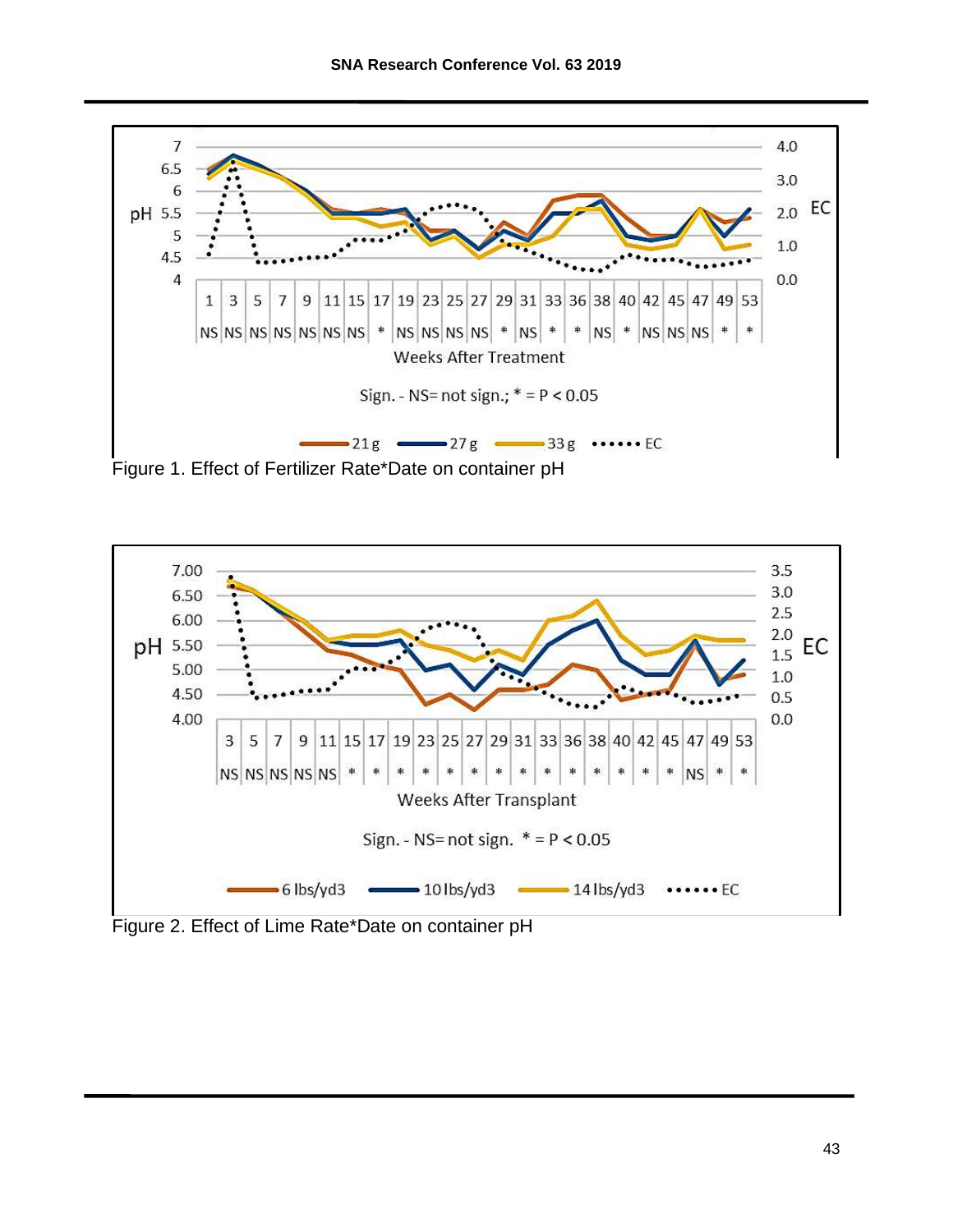Figure 1. Effect of Fertilizer Rate*Date on container pH

Figure 2. Effect of Lime Rate*Date on container pH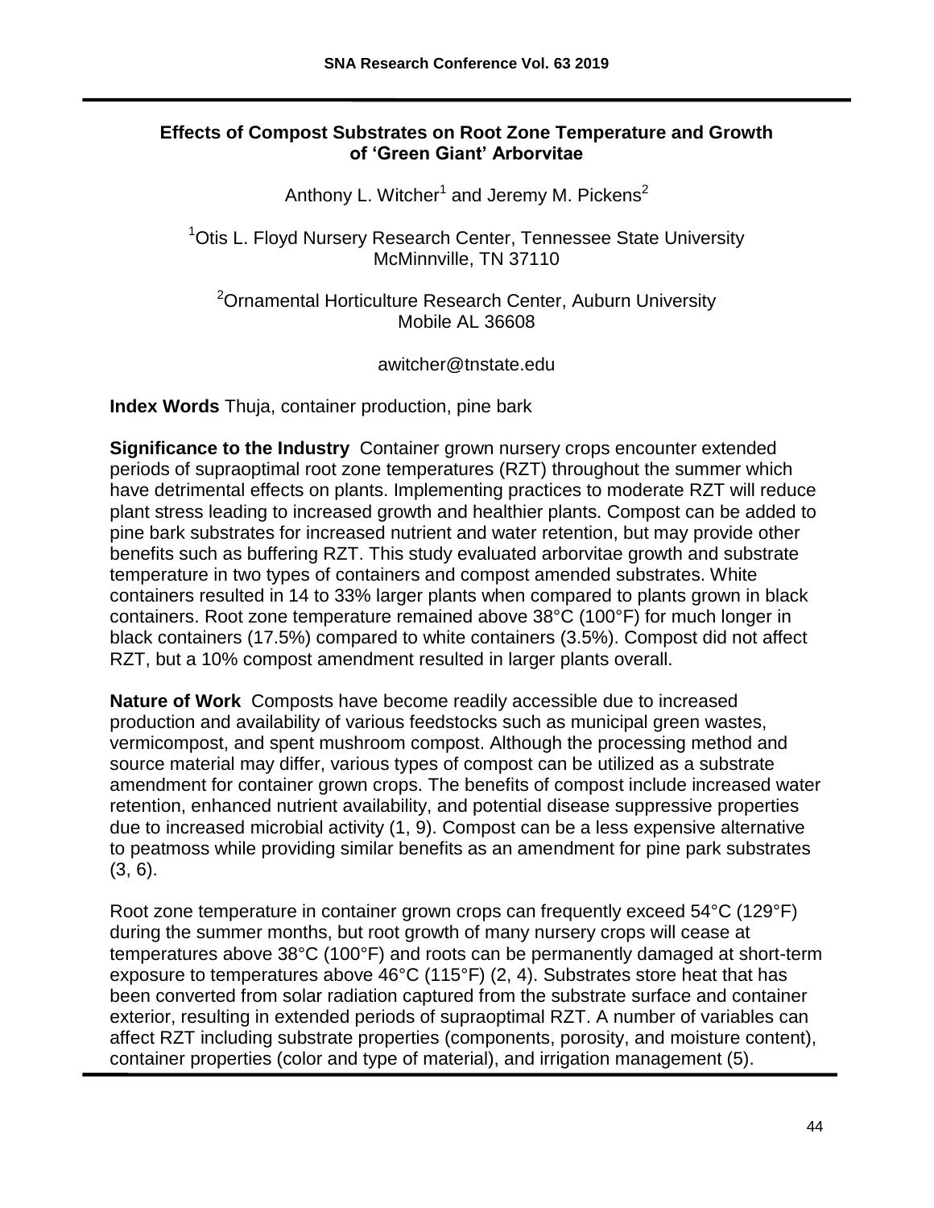# Effects of Compost Substrates on Root Zone Temperature and Growth of 'Green Giant' Arborvitae

Anthony L. Witcher[1] and Jeremy M. Pickens[2]

[1]Otis L. Floyd Nursery Research Center, Tennessee State University McMinnville, TN 37110

[2]Ornamental Horticulture Research Center, Auburn University Mobile AL 36608

awitcher@tnstate.edu

**Index Words** Thuja, container production, pine bark

**Significance to the Industry** Container grown nursery crops encounter extended periods of supraoptimal root zone temperatures (RZT) throughout the summer which have detrimental effects on plants. Implementing practices to moderate RZT will reduce plant stress leading to increased growth and healthier plants. Compost can be added to pine bark substrates for increased nutrient and water retention, but may provide other benefits such as buffering RZT. This study evaluated arborvitae growth and substrate temperature in two types of containers and compost amended substrates. White containers resulted in 14 to 33% larger plants when compared to plants grown in black containers. Root zone temperature remained above 38°C (100°F) for much longer in black containers (17.5%) compared to white containers (3.5%). Compost did not affect RZT, but a 10% compost amendment resulted in larger plants overall.

**Nature of Work** Composts have become readily accessible due to increased production and availability of various feedstocks such as municipal green wastes, vermicompost, and spent mushroom compost. Although the processing method and source material may differ, various types of compost can be utilized as a substrate amendment for container grown crops. The benefits of compost include increased water retention, enhanced nutrient availability, and potential disease suppressive properties due to increased microbial activity (1, 9). Compost can be a less expensive alternative to peatmoss while providing similar benefits as an amendment for pine park substrates (3, 6).

Root zone temperature in container grown crops can frequently exceed 54°C (129°F) during the summer months, but root growth of many nursery crops will cease at temperatures above 38°C (100°F) and roots can be permanently damaged at short-term exposure to temperatures above 46°C (115°F) (2, 4). Substrates store heat that has been converted from solar radiation captured from the substrate surface and container exterior, resulting in extended periods of supraoptimal RZT. A number of variables can affect RZT including substrate properties (components, porosity, and moisture content), container properties (color and type of material), and irrigation management (5).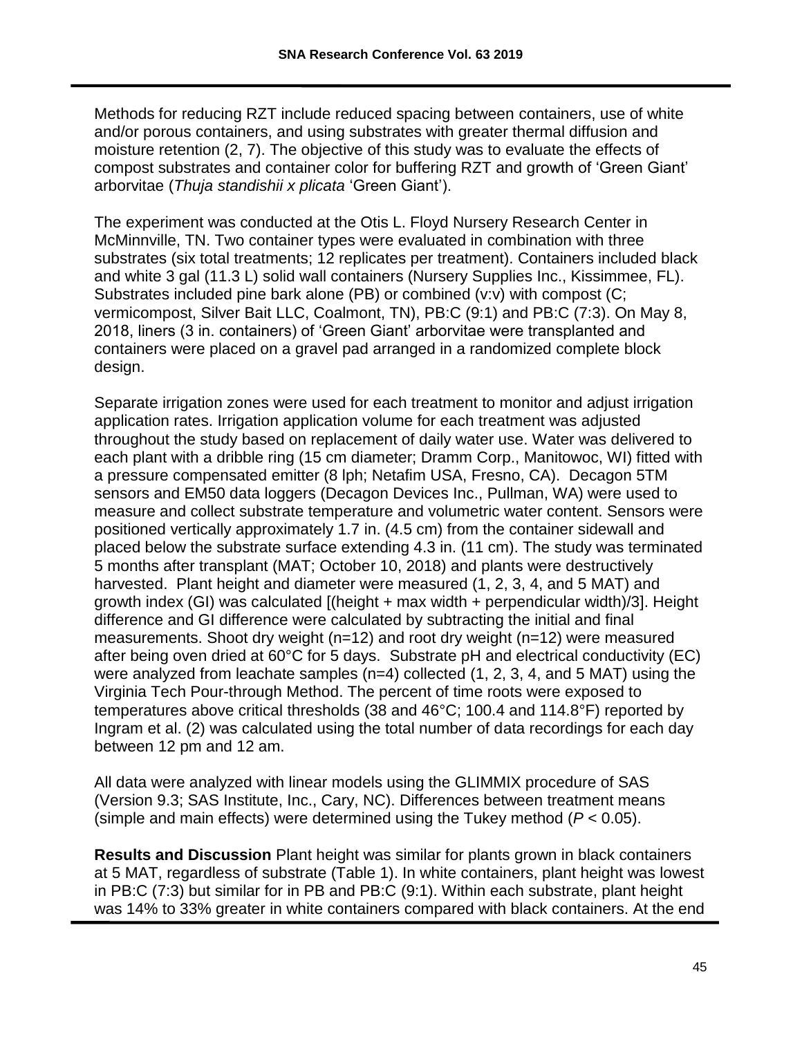Methods for reducing RZT include reduced spacing between containers, use of white and/or porous containers, and using substrates with greater thermal diffusion and moisture retention (2, 7). The objective of this study was to evaluate the effects of compost substrates and container color for buffering RZT and growth of 'Green Giant' arborvitae (*Thuja standishii x plicata* 'Green Giant').

The experiment was conducted at the Otis L. Floyd Nursery Research Center in McMinnville, TN. Two container types were evaluated in combination with three substrates (six total treatments; 12 replicates per treatment). Containers included black and white 3 gal (11.3 L) solid wall containers (Nursery Supplies Inc., Kissimmee, FL). Substrates included pine bark alone (PB) or combined (v:v) with compost (C; vermicompost, Silver Bait LLC, Coalmont, TN), PB:C (9:1) and PB:C (7:3). On May 8, 2018, liners (3 in. containers) of 'Green Giant' arborvitae were transplanted and containers were placed on a gravel pad arranged in a randomized complete block design.

Separate irrigation zones were used for each treatment to monitor and adjust irrigation application rates. Irrigation application volume for each treatment was adjusted throughout the study based on replacement of daily water use. Water was delivered to each plant with a dribble ring (15 cm diameter; Dramm Corp., Manitowoc, WI) fitted with a pressure compensated emitter (8 lph; Netafim USA, Fresno, CA). Decagon 5TM sensors and EM50 data loggers (Decagon Devices Inc., Pullman, WA) were used to measure and collect substrate temperature and volumetric water content. Sensors were positioned vertically approximately 1.7 in. (4.5 cm) from the container sidewall and placed below the substrate surface extending 4.3 in. (11 cm). The study was terminated 5 months after transplant (MAT; October 10, 2018) and plants were destructively harvested. Plant height and diameter were measured (1, 2, 3, 4, and 5 MAT) and growth index (GI) was calculated [(height + max width + perpendicular width)/3]. Height difference and GI difference were calculated by subtracting the initial and final measurements. Shoot dry weight (n=12) and root dry weight (n=12) were measured after being oven dried at 60°C for 5 days. Substrate pH and electrical conductivity (EC) were analyzed from leachate samples (n=4) collected (1, 2, 3, 4, and 5 MAT) using the Virginia Tech Pour-through Method. The percent of time roots were exposed to temperatures above critical thresholds (38 and 46°C; 100.4 and 114.8°F) reported by Ingram et al. (2) was calculated using the total number of data recordings for each day between 12 pm and 12 am.

All data were analyzed with linear models using the GLIMMIX procedure of SAS (Version 9.3; SAS Institute, Inc., Cary, NC). Differences between treatment means (simple and main effects) were determined using the Tukey method ($P < 0.05$).

**Results and Discussion** Plant height was similar for plants grown in black containers at 5 MAT, regardless of substrate (Table 1). In white containers, plant height was lowest in PB:C (7:3) but similar for in PB and PB:C (9:1). Within each substrate, plant height was 14% to 33% greater in white containers compared with black containers. At the end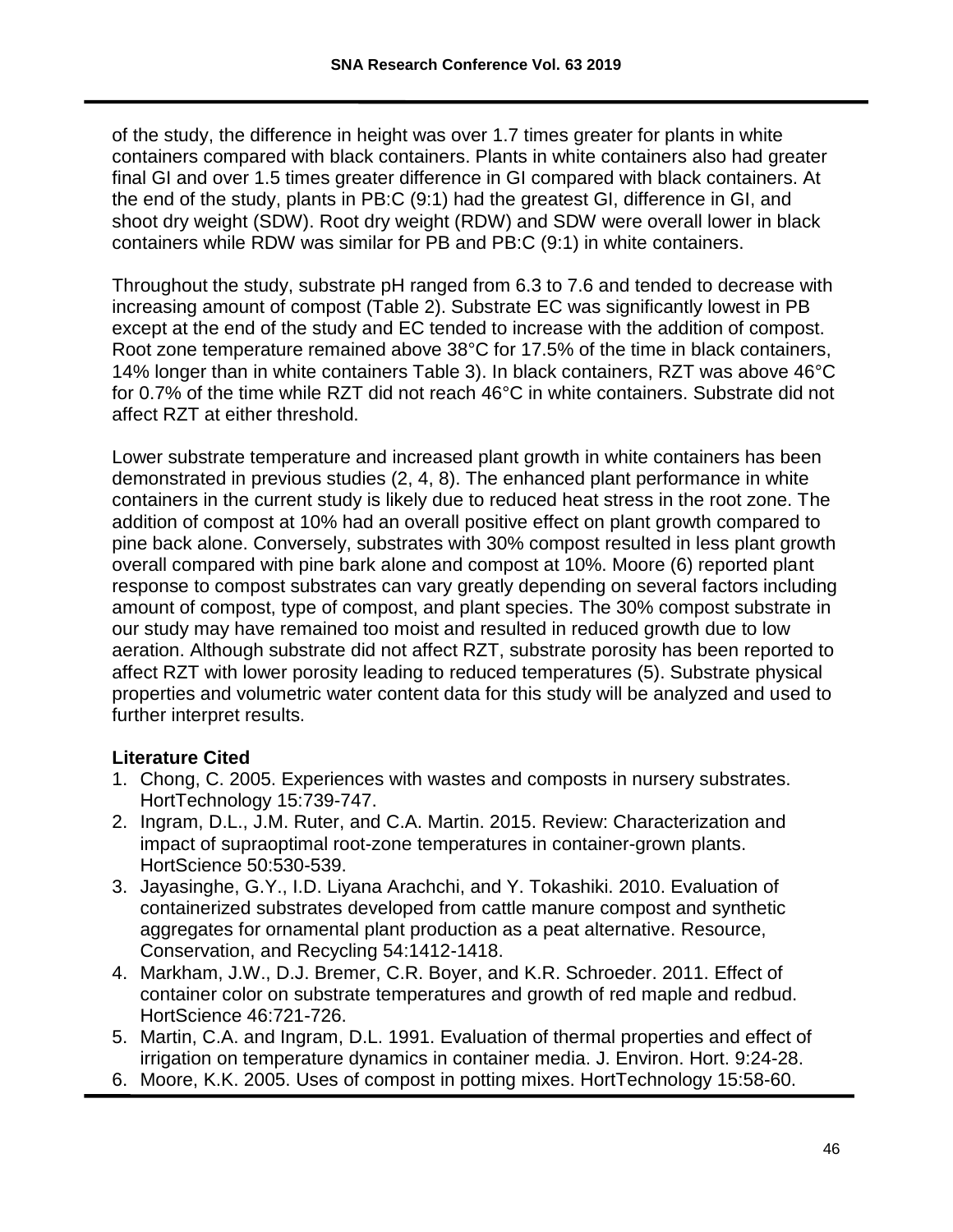of the study, the difference in height was over 1.7 times greater for plants in white containers compared with black containers. Plants in white containers also had greater final GI and over 1.5 times greater difference in GI compared with black containers. At the end of the study, plants in PB:C (9:1) had the greatest GI, difference in GI, and shoot dry weight (SDW). Root dry weight (RDW) and SDW were overall lower in black containers while RDW was similar for PB and PB:C (9:1) in white containers.

Throughout the study, substrate pH ranged from 6.3 to 7.6 and tended to decrease with increasing amount of compost (Table 2). Substrate EC was significantly lowest in PB except at the end of the study and EC tended to increase with the addition of compost. Root zone temperature remained above 38°C for 17.5% of the time in black containers, 14% longer than in white containers Table 3). In black containers, RZT was above 46°C for 0.7% of the time while RZT did not reach 46°C in white containers. Substrate did not affect RZT at either threshold.

Lower substrate temperature and increased plant growth in white containers has been demonstrated in previous studies (2, 4, 8). The enhanced plant performance in white containers in the current study is likely due to reduced heat stress in the root zone. The addition of compost at 10% had an overall positive effect on plant growth compared to pine back alone. Conversely, substrates with 30% compost resulted in less plant growth overall compared with pine bark alone and compost at 10%. Moore (6) reported plant response to compost substrates can vary greatly depending on several factors including amount of compost, type of compost, and plant species. The 30% compost substrate in our study may have remained too moist and resulted in reduced growth due to low aeration. Although substrate did not affect RZT, substrate porosity has been reported to affect RZT with lower porosity leading to reduced temperatures (5). Substrate physical properties and volumetric water content data for this study will be analyzed and used to further interpret results.

**Literature Cited**

1. Chong, C. 2005. Experiences with wastes and composts in nursery substrates. HortTechnology 15:739-747.
2. Ingram, D.L., J.M. Ruter, and C.A. Martin. 2015. Review: Characterization and impact of supraoptimal root-zone temperatures in container-grown plants. HortScience 50:530-539.
3. Jayasinghe, G.Y., I.D. Liyana Arachchi, and Y. Tokashiki. 2010. Evaluation of containerized substrates developed from cattle manure compost and synthetic aggregates for ornamental plant production as a peat alternative. Resource, Conservation, and Recycling 54:1412-1418.
4. Markham, J.W., D.J. Bremer, C.R. Boyer, and K.R. Schroeder. 2011. Effect of container color on substrate temperatures and growth of red maple and redbud. HortScience 46:721-726.
5. Martin, C.A. and Ingram, D.L. 1991. Evaluation of thermal properties and effect of irrigation on temperature dynamics in container media. J. Environ. Hort. 9:24-28.
6. Moore, K.K. 2005. Uses of compost in potting mixes. HortTechnology 15:58-60.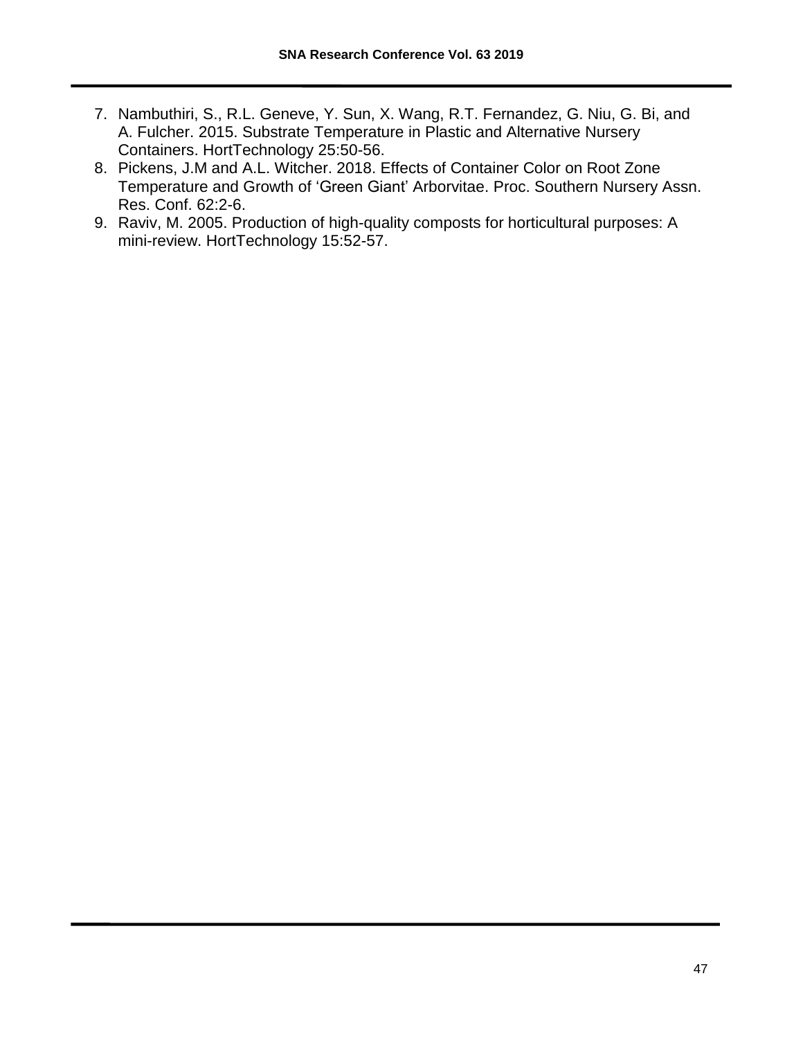7. Nambuthiri, S., R.L. Geneve, Y. Sun, X. Wang, R.T. Fernandez, G. Niu, G. Bi, and A. Fulcher. 2015. Substrate Temperature in Plastic and Alternative Nursery Containers. HortTechnology 25:50-56.
8. Pickens, J.M and A.L. Witcher. 2018. Effects of Container Color on Root Zone Temperature and Growth of 'Green Giant' Arborvitae. Proc. Southern Nursery Assn. Res. Conf. 62:2-6.
9. Raviv, M. 2005. Production of high-quality composts for horticultural purposes: A mini-review. HortTechnology 15:52-57.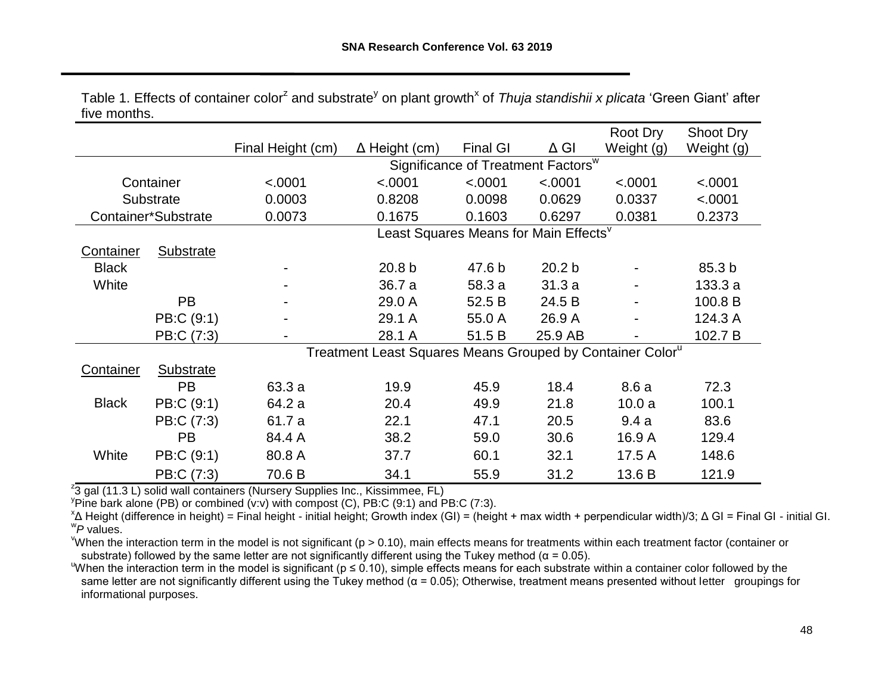Table 1. Effects of container color[z] and substrate[y] on plant growth[x] of *Thuja standishii x plicata* 'Green Giant' after five months.

| | | Final Height (cm) | Δ Height (cm) | Final GI | Δ GI | Root Dry Weight (g) | Shoot Dry Weight (g) |
|---|---|---|---|---|---|---|---|
| | | Significance of Treatment Factors[w] | | | | | |
| Container | | <.0001 | <.0001 | <.0001 | <.0001 | <.0001 | <.0001 |
| Substrate | | 0.0003 | 0.8208 | 0.0098 | 0.0629 | 0.0337 | <.0001 |
| Container*Substrate | | 0.0073 | 0.1675 | 0.1603 | 0.6297 | 0.0381 | 0.2373 |
| | | Least Squares Means for Main Effects[v] | | | | | |
| Container | Substrate | | | | | | |
| Black | | - | 20.8 b | 47.6 b | 20.2 b | - | 85.3 b |
| White | | - | 36.7 a | 58.3 a | 31.3 a | - | 133.3 a |
| | PB | - | 29.0 A | 52.5 B | 24.5 B | - | 100.8 B |
| | PB:C (9:1) | - | 29.1 A | 55.0 A | 26.9 A | - | 124.3 A |
| | PB:C (7:3) | - | 28.1 A | 51.5 B | 25.9 AB | - | 102.7 B |
| | | Treatment Least Squares Means Grouped by Container Color[u] | | | | | |
| Container | Substrate | | | | | | |
| | PB | 63.3 a | 19.9 | 45.9 | 18.4 | 8.6 a | 72.3 |
| Black | PB:C (9:1) | 64.2 a | 20.4 | 49.9 | 21.8 | 10.0 a | 100.1 |
| | PB:C (7:3) | 61.7 a | 22.1 | 47.1 | 20.5 | 9.4 a | 83.6 |
| | PB | 84.4 A | 38.2 | 59.0 | 30.6 | 16.9 A | 129.4 |
| White | PB:C (9:1) | 80.8 A | 37.7 | 60.1 | 32.1 | 17.5 A | 148.6 |
| | PB:C (7:3) | 70.6 B | 34.1 | 55.9 | 31.2 | 13.6 B | 121.9 |

[z]3 gal (11.3 L) solid wall containers (Nursery Supplies Inc., Kissimmee, FL)

[y]Pine bark alone (PB) or combined (v:v) with compost (C), PB:C (9:1) and PB:C (7:3).

[x]Δ Height (difference in height) = Final height - initial height; Growth index (GI) = (height + max width + perpendicular width)/3; Δ GI = Final GI - initial GI.

[w]*P* values.

[v]When the interaction term in the model is not significant ($p > 0.10$), main effects means for treatments within each treatment factor (container or substrate) followed by the same letter are not significantly different using the Tukey method ($\alpha = 0.05$).

[u]When the interaction term in the model is significant ($p \leq 0.10$), simple effects means for each substrate within a container color followed by the same letter are not significantly different using the Tukey method ($\alpha = 0.05$); Otherwise, treatment means presented without letter groupings for informational purposes.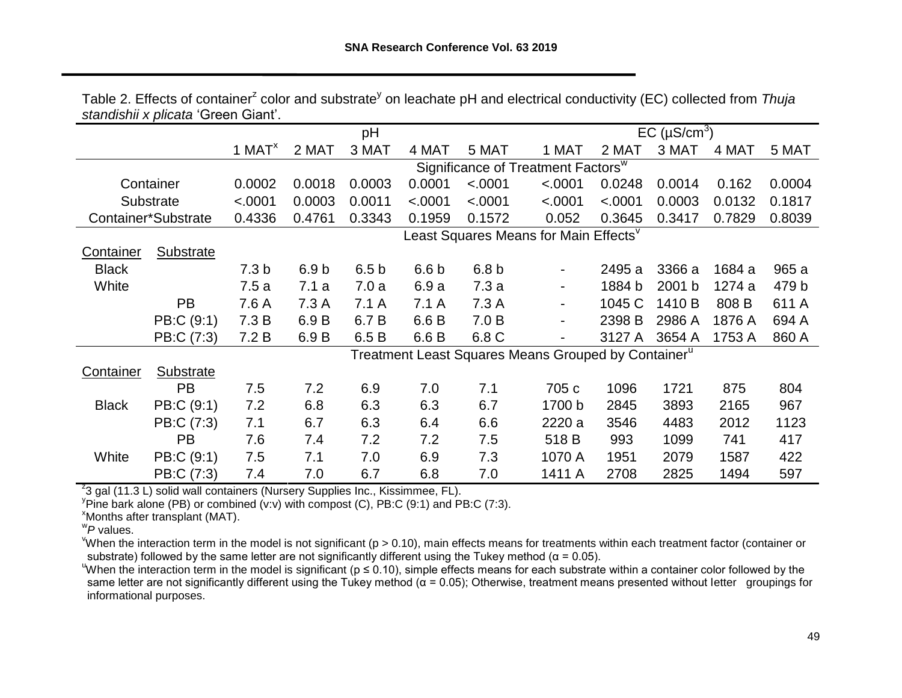Table 2. Effects of container[z] color and substrate[y] on leachate pH and electrical conductivity (EC) collected from *Thuja standishii x plicata* 'Green Giant'.

| | | pH | | | | | EC (µS/cm$^3$) | | | | |
|---|---|---|---|---|---|---|---|---|---|---|---|
| | | 1 MAT[x] | 2 MAT | 3 MAT | 4 MAT | 5 MAT | 1 MAT | 2 MAT | 3 MAT | 4 MAT | 5 MAT |
| | | Significance of Treatment Factors[w] | | | | | | | | | |
| Container | | 0.0002 | 0.0018 | 0.0003 | 0.0001 | <.0001 | <.0001 | 0.0248 | 0.0014 | 0.162 | 0.0004 |
| Substrate | | <.0001 | 0.0003 | 0.0011 | <.0001 | <.0001 | <.0001 | <.0001 | 0.0003 | 0.0132 | 0.1817 |
| Container*Substrate | | 0.4336 | 0.4761 | 0.3343 | 0.1959 | 0.1572 | 0.052 | 0.3645 | 0.3417 | 0.7829 | 0.8039 |
| | | Least Squares Means for Main Effects[v] | | | | | | | | | |
| Container | Substrate | | | | | | | | | | |
| Black | | 7.3 b | 6.9 b | 6.5 b | 6.6 b | 6.8 b | - | 2495 a | 3366 a | 1684 a | 965 a |
| White | | 7.5 a | 7.1 a | 7.0 a | 6.9 a | 7.3 a | - | 1884 b | 2001 b | 1274 a | 479 b |
| | PB | 7.6 A | 7.3 A | 7.1 A | 7.1 A | 7.3 A | - | 1045 C | 1410 B | 808 B | 611 A |
| | PB:C (9:1) | 7.3 B | 6.9 B | 6.7 B | 6.6 B | 7.0 B | - | 2398 B | 2986 A | 1876 A | 694 A |
| | PB:C (7:3) | 7.2 B | 6.9 B | 6.5 B | 6.6 B | 6.8 C | - | 3127 A | 3654 A | 1753 A | 860 A |
| | | Treatment Least Squares Means Grouped by Container[u] | | | | | | | | | |
| Container | Substrate | | | | | | | | | | |
| | PB | 7.5 | 7.2 | 6.9 | 7.0 | 7.1 | 705 c | 1096 | 1721 | 875 | 804 |
| Black | PB:C (9:1) | 7.2 | 6.8 | 6.3 | 6.3 | 6.7 | 1700 b | 2845 | 3893 | 2165 | 967 |
| | PB:C (7:3) | 7.1 | 6.7 | 6.3 | 6.4 | 6.6 | 2220 a | 3546 | 4483 | 2012 | 1123 |
| | PB | 7.6 | 7.4 | 7.2 | 7.2 | 7.5 | 518 B | 993 | 1099 | 741 | 417 |
| White | PB:C (9:1) | 7.5 | 7.1 | 7.0 | 6.9 | 7.3 | 1070 A | 1951 | 2079 | 1587 | 422 |
| | PB:C (7:3) | 7.4 | 7.0 | 6.7 | 6.8 | 7.0 | 1411 A | 2708 | 2825 | 1494 | 597 |

[z]3 gal (11.3 L) solid wall containers (Nursery Supplies Inc., Kissimmee, FL).

[y]Pine bark alone (PB) or combined (v:v) with compost (C), PB:C (9:1) and PB:C (7:3).

[x]Months after transplant (MAT).

[w]*P* values.

[v]When the interaction term in the model is not significant ($p > 0.10$), main effects means for treatments within each treatment factor (container or substrate) followed by the same letter are not significantly different using the Tukey method ($\alpha = 0.05$).

[u]When the interaction term in the model is significant ($p \leq 0.10$), simple effects means for each substrate within a container color followed by the same letter are not significantly different using the Tukey method ($\alpha = 0.05$); Otherwise, treatment means presented without letter groupings for informational purposes.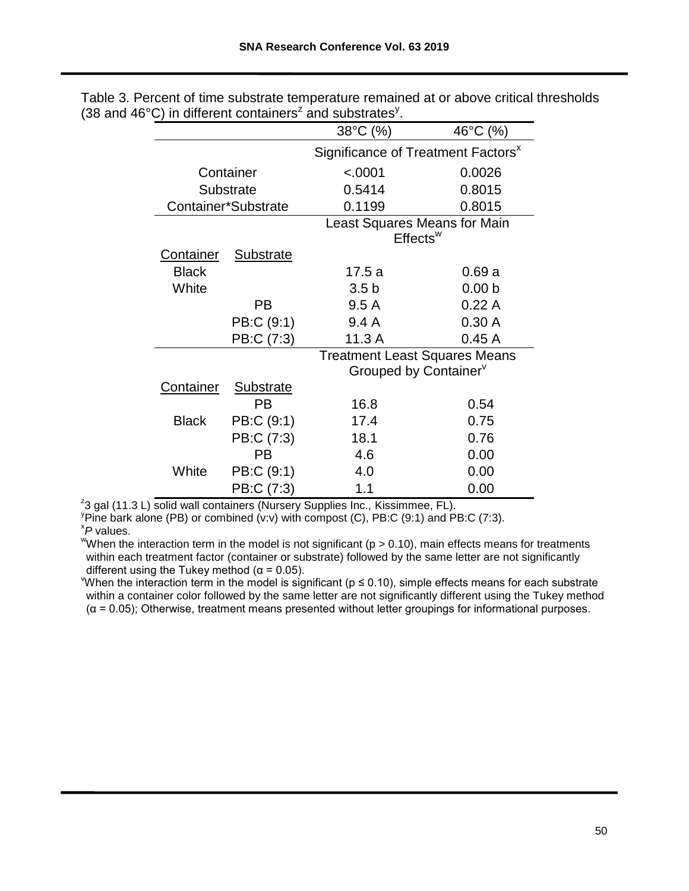Table 3. Percent of time substrate temperature remained at or above critical thresholds (38 and 46°C) in different containers[z] and substrates[y].

| | | 38°C (%) | 46°C (%) |
|---|---|---|---|
| | | Significance of Treatment Factors[x] | |
| Container | | <.0001 | 0.0026 |
| Substrate | | 0.5414 | 0.8015 |
| Container*Substrate | | 0.1199 | 0.8015 |
| | | Least Squares Means for Main Effects[w] | |
| Container | Substrate | | |
| Black | | 17.5 a | 0.69 a |
| White | | 3.5 b | 0.00 b |
| | PB | 9.5 A | 0.22 A |
| | PB:C (9:1) | 9.4 A | 0.30 A |
| | PB:C (7:3) | 11.3 A | 0.45 A |
| | | Treatment Least Squares Means Grouped by Container[v] | |
| Container | Substrate | | |
| Black | PB | 16.8 | 0.54 |
| | PB:C (9:1) | 17.4 | 0.75 |
| | PB:C (7:3) | 18.1 | 0.76 |
| White | PB | 4.6 | 0.00 |
| | PB:C (9:1) | 4.0 | 0.00 |
| | PB:C (7:3) | 1.1 | 0.00 |

[z]3 gal (11.3 L) solid wall containers (Nursery Supplies Inc., Kissimmee, FL).
[y]Pine bark alone (PB) or combined (v:v) with compost (C), PB:C (9:1) and PB:C (7:3).
[x]*P* values.
[w]When the interaction term in the model is not significant ($p > 0.10$), main effects means for treatments within each treatment factor (container or substrate) followed by the same letter are not significantly different using the Tukey method ($\alpha = 0.05$).
[v]When the interaction term in the model is significant ($p \leq 0.10$), simple effects means for each substrate within a container color followed by the same letter are not significantly different using the Tukey method ($\alpha = 0.05$); Otherwise, treatment means presented without letter groupings for informational purposes.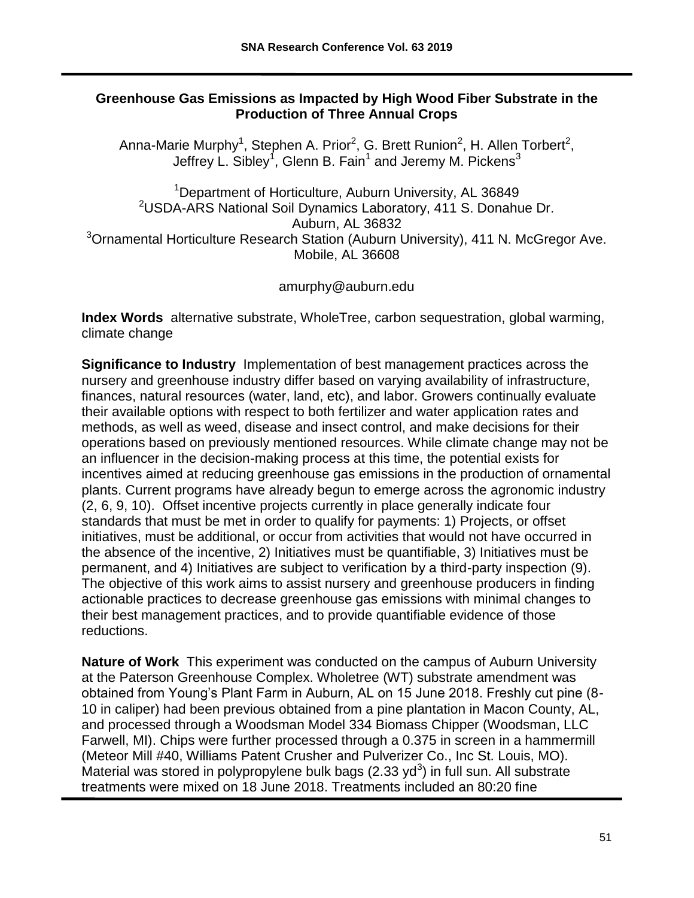## Greenhouse Gas Emissions as Impacted by High Wood Fiber Substrate in the Production of Three Annual Crops

Anna-Marie Murphy[1], Stephen A. Prior[2], G. Brett Runion[2], H. Allen Torbert[2], Jeffrey L. Sibley[1], Glenn B. Fain[1] and Jeremy M. Pickens[3]

[1]Department of Horticulture, Auburn University, AL 36849
[2]USDA-ARS National Soil Dynamics Laboratory, 411 S. Donahue Dr. Auburn, AL 36832
[3]Ornamental Horticulture Research Station (Auburn University), 411 N. McGregor Ave. Mobile, AL 36608

amurphy@auburn.edu

**Index Words** alternative substrate, WholeTree, carbon sequestration, global warming, climate change

**Significance to Industry** Implementation of best management practices across the nursery and greenhouse industry differ based on varying availability of infrastructure, finances, natural resources (water, land, etc), and labor. Growers continually evaluate their available options with respect to both fertilizer and water application rates and methods, as well as weed, disease and insect control, and make decisions for their operations based on previously mentioned resources. While climate change may not be an influencer in the decision-making process at this time, the potential exists for incentives aimed at reducing greenhouse gas emissions in the production of ornamental plants. Current programs have already begun to emerge across the agronomic industry (2, 6, 9, 10). Offset incentive projects currently in place generally indicate four standards that must be met in order to qualify for payments: 1) Projects, or offset initiatives, must be additional, or occur from activities that would not have occurred in the absence of the incentive, 2) Initiatives must be quantifiable, 3) Initiatives must be permanent, and 4) Initiatives are subject to verification by a third-party inspection (9). The objective of this work aims to assist nursery and greenhouse producers in finding actionable practices to decrease greenhouse gas emissions with minimal changes to their best management practices, and to provide quantifiable evidence of those reductions.

**Nature of Work** This experiment was conducted on the campus of Auburn University at the Paterson Greenhouse Complex. Wholetree (WT) substrate amendment was obtained from Young's Plant Farm in Auburn, AL on 15 June 2018. Freshly cut pine (8-10 in caliper) had been previous obtained from a pine plantation in Macon County, AL, and processed through a Woodsman Model 334 Biomass Chipper (Woodsman, LLC Farwell, MI). Chips were further processed through a 0.375 in screen in a hammermill (Meteor Mill #40, Williams Patent Crusher and Pulverizer Co., Inc St. Louis, MO). Material was stored in polypropylene bulk bags (2.33 $yd^3$) in full sun. All substrate treatments were mixed on 18 June 2018. Treatments included an 80:20 fine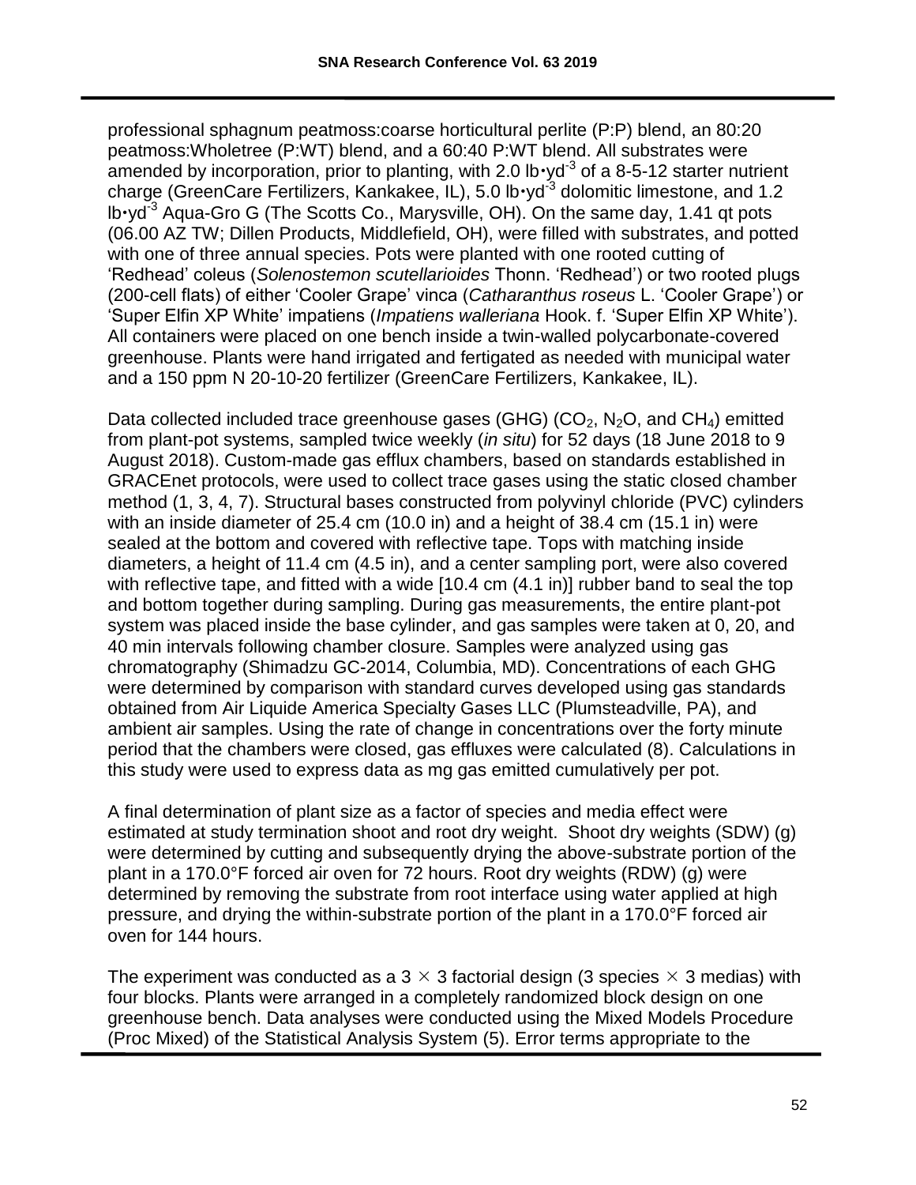professional sphagnum peatmoss:coarse horticultural perlite (P:P) blend, an 80:20 peatmoss:Wholetree (P:WT) blend, and a 60:40 P:WT blend. All substrates were amended by incorporation, prior to planting, with 2.0 lb•yd$^{-3}$ of a 8-5-12 starter nutrient charge (GreenCare Fertilizers, Kankakee, IL), 5.0 lb•yd$^{-3}$ dolomitic limestone, and 1.2 lb•yd$^{-3}$ Aqua-Gro G (The Scotts Co., Marysville, OH). On the same day, 1.41 qt pots (06.00 AZ TW; Dillen Products, Middlefield, OH), were filled with substrates, and potted with one of three annual species. Pots were planted with one rooted cutting of 'Redhead' coleus (*Solenostemon scutellarioides* Thonn. 'Redhead') or two rooted plugs (200-cell flats) of either 'Cooler Grape' vinca (*Catharanthus roseus* L. 'Cooler Grape') or 'Super Elfin XP White' impatiens (*Impatiens walleriana* Hook. f. 'Super Elfin XP White'). All containers were placed on one bench inside a twin-walled polycarbonate-covered greenhouse. Plants were hand irrigated and fertigated as needed with municipal water and a 150 ppm N 20-10-20 fertilizer (GreenCare Fertilizers, Kankakee, IL).

Data collected included trace greenhouse gases (GHG) ($CO_2$, $N_2O$, and $CH_4$) emitted from plant-pot systems, sampled twice weekly (*in situ*) for 52 days (18 June 2018 to 9 August 2018). Custom-made gas efflux chambers, based on standards established in GRACEnet protocols, were used to collect trace gases using the static closed chamber method (1, 3, 4, 7). Structural bases constructed from polyvinyl chloride (PVC) cylinders with an inside diameter of 25.4 cm (10.0 in) and a height of 38.4 cm (15.1 in) were sealed at the bottom and covered with reflective tape. Tops with matching inside diameters, a height of 11.4 cm (4.5 in), and a center sampling port, were also covered with reflective tape, and fitted with a wide [10.4 cm (4.1 in)] rubber band to seal the top and bottom together during sampling. During gas measurements, the entire plant-pot system was placed inside the base cylinder, and gas samples were taken at 0, 20, and 40 min intervals following chamber closure. Samples were analyzed using gas chromatography (Shimadzu GC-2014, Columbia, MD). Concentrations of each GHG were determined by comparison with standard curves developed using gas standards obtained from Air Liquide America Specialty Gases LLC (Plumsteadville, PA), and ambient air samples. Using the rate of change in concentrations over the forty minute period that the chambers were closed, gas effluxes were calculated (8). Calculations in this study were used to express data as mg gas emitted cumulatively per pot.

A final determination of plant size as a factor of species and media effect were estimated at study termination shoot and root dry weight. Shoot dry weights (SDW) (g) were determined by cutting and subsequently drying the above-substrate portion of the plant in a 170.0°F forced air oven for 72 hours. Root dry weights (RDW) (g) were determined by removing the substrate from root interface using water applied at high pressure, and drying the within-substrate portion of the plant in a 170.0°F forced air oven for 144 hours.

The experiment was conducted as a 3 × 3 factorial design (3 species × 3 medias) with four blocks. Plants were arranged in a completely randomized block design on one greenhouse bench. Data analyses were conducted using the Mixed Models Procedure (Proc Mixed) of the Statistical Analysis System (5). Error terms appropriate to the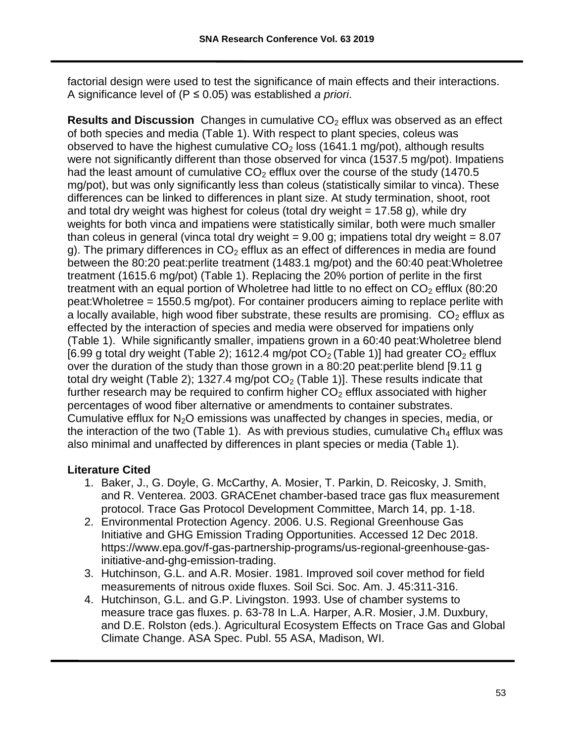factorial design were used to test the significance of main effects and their interactions. A significance level of ($P \leq 0.05$) was established *a priori*.

**Results and Discussion** Changes in cumulative $CO_2$ efflux was observed as an effect of both species and media (Table 1). With respect to plant species, coleus was observed to have the highest cumulative $CO_2$ loss (1641.1 mg/pot), although results were not significantly different than those observed for vinca (1537.5 mg/pot). Impatiens had the least amount of cumulative $CO_2$ efflux over the course of the study (1470.5 mg/pot), but was only significantly less than coleus (statistically similar to vinca). These differences can be linked to differences in plant size. At study termination, shoot, root and total dry weight was highest for coleus (total dry weight = 17.58 g), while dry weights for both vinca and impatiens were statistically similar, both were much smaller than coleus in general (vinca total dry weight = 9.00 g; impatiens total dry weight = 8.07 g). The primary differences in $CO_2$ efflux as an effect of differences in media are found between the 80:20 peat:perlite treatment (1483.1 mg/pot) and the 60:40 peat:Wholetree treatment (1615.6 mg/pot) (Table 1). Replacing the 20% portion of perlite in the first treatment with an equal portion of Wholetree had little to no effect on $CO_2$ efflux (80:20 peat:Wholetree = 1550.5 mg/pot). For container producers aiming to replace perlite with a locally available, high wood fiber substrate, these results are promising. $CO_2$ efflux as effected by the interaction of species and media were observed for impatiens only (Table 1). While significantly smaller, impatiens grown in a 60:40 peat:Wholetree blend [6.99 g total dry weight (Table 2); 1612.4 mg/pot $CO_2$ (Table 1)] had greater $CO_2$ efflux over the duration of the study than those grown in a 80:20 peat:perlite blend [9.11 g total dry weight (Table 2); 1327.4 mg/pot $CO_2$ (Table 1)]. These results indicate that further research may be required to confirm higher $CO_2$ efflux associated with higher percentages of wood fiber alternative or amendments to container substrates. Cumulative efflux for $N_2O$ emissions was unaffected by changes in species, media, or the interaction of the two (Table 1). As with previous studies, cumulative $Ch_4$ efflux was also minimal and unaffected by differences in plant species or media (Table 1).

**Literature Cited**

1. Baker, J., G. Doyle, G. McCarthy, A. Mosier, T. Parkin, D. Reicosky, J. Smith, and R. Venterea. 2003. GRACEnet chamber-based trace gas flux measurement protocol. Trace Gas Protocol Development Committee, March 14, pp. 1-18.
2. Environmental Protection Agency. 2006. U.S. Regional Greenhouse Gas Initiative and GHG Emission Trading Opportunities. Accessed 12 Dec 2018. https://www.epa.gov/f-gas-partnership-programs/us-regional-greenhouse-gas-initiative-and-ghg-emission-trading.
3. Hutchinson, G.L. and A.R. Mosier. 1981. Improved soil cover method for field measurements of nitrous oxide fluxes. Soil Sci. Soc. Am. J. 45:311-316.
4. Hutchinson, G.L. and G.P. Livingston. 1993. Use of chamber systems to measure trace gas fluxes. p. 63-78 In L.A. Harper, A.R. Mosier, J.M. Duxbury, and D.E. Rolston (eds.). Agricultural Ecosystem Effects on Trace Gas and Global Climate Change. ASA Spec. Publ. 55 ASA, Madison, WI.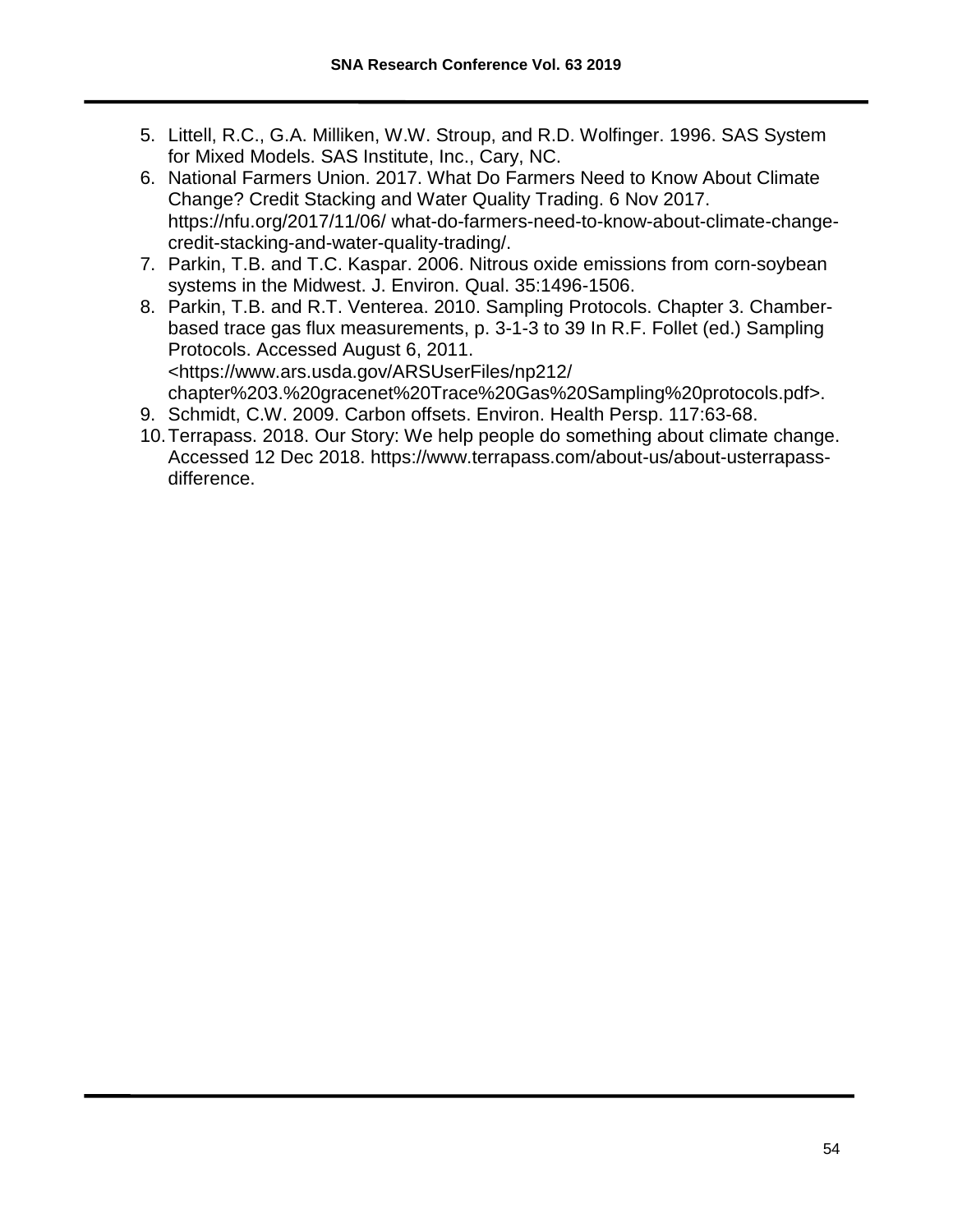5. Littell, R.C., G.A. Milliken, W.W. Stroup, and R.D. Wolfinger. 1996. SAS System for Mixed Models. SAS Institute, Inc., Cary, NC.
6. National Farmers Union. 2017. What Do Farmers Need to Know About Climate Change? Credit Stacking and Water Quality Trading. 6 Nov 2017. https://nfu.org/2017/11/06/ what-do-farmers-need-to-know-about-climate-change-credit-stacking-and-water-quality-trading/.
7. Parkin, T.B. and T.C. Kaspar. 2006. Nitrous oxide emissions from corn-soybean systems in the Midwest. J. Environ. Qual. 35:1496-1506.
8. Parkin, T.B. and R.T. Venterea. 2010. Sampling Protocols. Chapter 3. Chamber-based trace gas flux measurements, p. 3-1-3 to 39 In R.F. Follet (ed.) Sampling Protocols. Accessed August 6, 2011. <https://www.ars.usda.gov/ARSUserFiles/np212/ chapter%203.%20gracenet%20Trace%20Gas%20Sampling%20protocols.pdf>.
9. Schmidt, C.W. 2009. Carbon offsets. Environ. Health Persp. 117:63-68.
10. Terrapass. 2018. Our Story: We help people do something about climate change. Accessed 12 Dec 2018. https://www.terrapass.com/about-us/about-usterrapass-difference.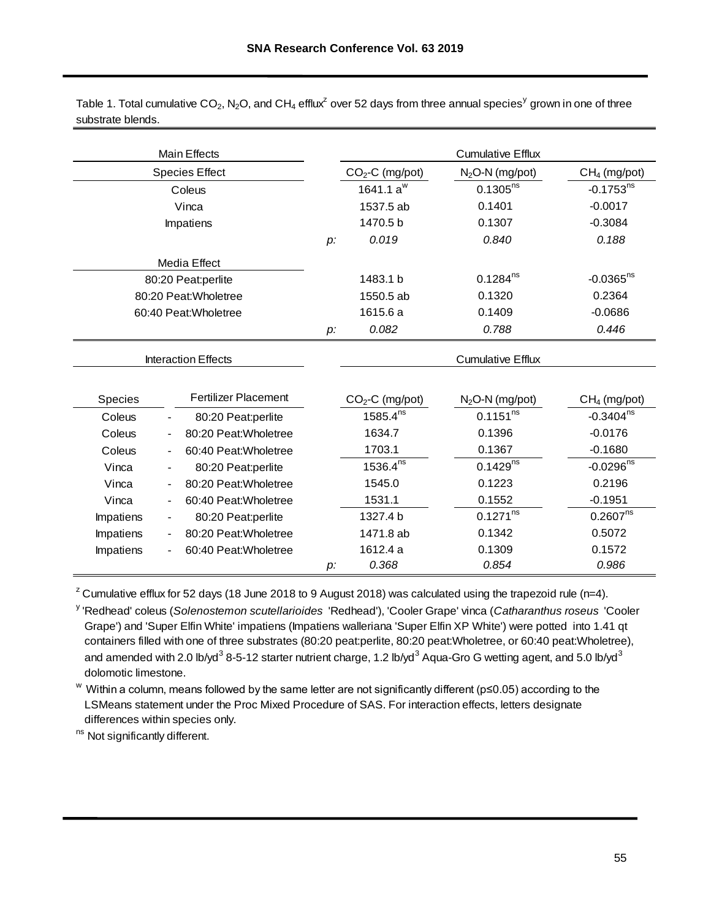Table 1. Total cumulative $CO_2$, $N_2O$, and $CH_4$ efflux[z] over 52 days from three annual species[y] grown in one of three substrate blends.

| Main Effects | | | Cumulative Efflux | | |
|---|---|---|---|---|---|
| Species Effect | | | $CO_2$-C (mg/pot) | $N_2O$-N (mg/pot) | $CH_4$ (mg/pot) |
| Coleus | | | 1641.1 a[w] | 0.1305[ns] | -0.1753[ns] |
| Vinca | | | 1537.5 ab | 0.1401 | -0.0017 |
| Impatiens | | | 1470.5 b | 0.1307 | -0.3084 |
| | | *p:* | *0.019* | *0.840* | *0.188* |
| Media Effect | | | | | |
| 80:20 Peat:perlite | | | 1483.1 b | 0.1284[ns] | -0.0365[ns] |
| 80:20 Peat:Wholetree | | | 1550.5 ab | 0.1320 | 0.2364 |
| 60:40 Peat:Wholetree | | | 1615.6 a | 0.1409 | -0.0686 |
| | | *p:* | *0.082* | *0.788* | *0.446* |

| Interaction Effects | | | | Cumulative Efflux | | |
|---|---|---|---|---|---|---|
| Species | | Fertilizer Placement | | $CO_2$-C (mg/pot) | $N_2O$-N (mg/pot) | $CH_4$ (mg/pot) |
| Coleus | - | 80:20 Peat:perlite | | 1585.4[ns] | 0.1151[ns] | -0.3404[ns] |
| Coleus | - | 80:20 Peat:Wholetree | | 1634.7 | 0.1396 | -0.0176 |
| Coleus | - | 60:40 Peat:Wholetree | | 1703.1 | 0.1367 | -0.1680 |
| Vinca | - | 80:20 Peat:perlite | | 1536.4[ns] | 0.1429[ns] | -0.0296[ns] |
| Vinca | - | 80:20 Peat:Wholetree | | 1545.0 | 0.1223 | 0.2196 |
| Vinca | - | 60:40 Peat:Wholetree | | 1531.1 | 0.1552 | -0.1951 |
| Impatiens | - | 80:20 Peat:perlite | | 1327.4 b | 0.1271[ns] | 0.2607[ns] |
| Impatiens | - | 80:20 Peat:Wholetree | | 1471.8 ab | 0.1342 | 0.5072 |
| Impatiens | - | 60:40 Peat:Wholetree | | 1612.4 a | 0.1309 | 0.1572 |
| | | | *p:* | *0.368* | *0.854* | *0.986* |

[z] Cumulative efflux for 52 days (18 June 2018 to 9 August 2018) was calculated using the trapezoid rule (n=4).

[y] 'Redhead' coleus (*Solenostemon scutellarioides* 'Redhead'), 'Cooler Grape' vinca (*Catharanthus roseus* 'Cooler Grape') and 'Super Elfin White' impatiens (Impatiens walleriana 'Super Elfin XP White') were potted into 1.41 qt containers filled with one of three substrates (80:20 peat:perlite, 80:20 peat:Wholetree, or 60:40 peat:Wholetree), and amended with 2.0 lb/yd$^3$ 8-5-12 starter nutrient charge, 1.2 lb/yd$^3$ Aqua-Gro G wetting agent, and 5.0 lb/yd$^3$ dolomotic limestone.

[w] Within a column, means followed by the same letter are not significantly different ($p \le 0.05$) according to the LSMeans statement under the Proc Mixed Procedure of SAS. For interaction effects, letters designate differences within species only.

[ns] Not significantly different.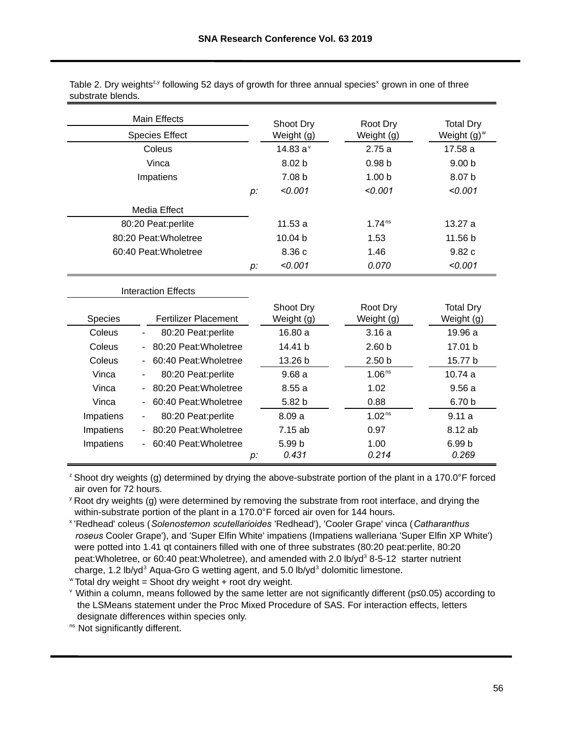Table 2. Dry weights[z,y] following 52 days of growth for three annual species[x] grown in one of three substrate blends.

| Main Effects | Shoot Dry Weight (g) | Root Dry Weight (g) | Total Dry Weight (g)[w] |
|---|---|---|---|
| **Species Effect** | | | |
| Coleus | 14.83 a[v] | 2.75 a | 17.58 a |
| Vinca | 8.02 b | 0.98 b | 9.00 b |
| Impatiens | 7.08 b | 1.00 b | 8.07 b |
| *p:* | *<0.001* | *<0.001* | *<0.001* |
| **Media Effect** | | | |
| 80:20 Peat:perlite | 11.53 a | 1.74[ns] | 13.27 a |
| 80:20 Peat:Wholetree | 10.04 b | 1.53 | 11.56 b |
| 60:40 Peat:Wholetree | 8.36 c | 1.46 | 9.82 c |
| *p:* | *<0.001* | *0.070* | *<0.001* |

Interaction Effects

| Species | Fertilizer Placement | Shoot Dry Weight (g) | Root Dry Weight (g) | Total Dry Weight (g) |
|---|---|---|---|---|
| Coleus | - 80:20 Peat:perlite | 16.80 a | 3.16 a | 19.96 a |
| Coleus | - 80:20 Peat:Wholetree | 14.41 b | 2.60 b | 17.01 b |
| Coleus | - 60:40 Peat:Wholetree | 13.26 b | 2.50 b | 15.77 b |
| Vinca | - 80:20 Peat:perlite | 9.68 a | 1.06[ns] | 10.74 a |
| Vinca | - 80:20 Peat:Wholetree | 8.55 a | 1.02 | 9.56 a |
| Vinca | - 60:40 Peat:Wholetree | 5.82 b | 0.88 | 6.70 b |
| Impatiens | - 80:20 Peat:perlite | 8.09 a | 1.02[ns] | 9.11 a |
| Impatiens | - 80:20 Peat:Wholetree | 7.15 ab | 0.97 | 8.12 ab |
| Impatiens | - 60:40 Peat:Wholetree | 5.99 b | 1.00 | 6.99 b |
| | *p:* | *0.431* | *0.214* | *0.269* |

[z] Shoot dry weights (g) determined by drying the above-substrate portion of the plant in a 170.0°F forced air oven for 72 hours.

[y] Root dry weights (g) were determined by removing the substrate from root interface, and drying the within-substrate portion of the plant in a 170.0°F forced air oven for 144 hours.

[x] 'Redhead' coleus (*Solenostemon scutellarioides* 'Redhead'), 'Cooler Grape' vinca (*Catharanthus roseus* Cooler Grape'), and 'Super Elfin White' impatiens (Impatiens walleriana 'Super Elfin XP White') were potted into 1.41 qt containers filled with one of three substrates (80:20 peat:perlite, 80:20 peat:Wholetree, or 60:40 peat:Wholetree), and amended with 2.0 lb/yd$^3$ 8-5-12 starter nutrient charge, 1.2 lb/yd$^3$ Aqua-Gro G wetting agent, and 5.0 lb/yd$^3$ dolomitic limestone.

[w] Total dry weight = Shoot dry weight + root dry weight.

[v] Within a column, means followed by the same letter are not significantly different ($p \leq 0.05$) according to the LSMeans statement under the Proc Mixed Procedure of SAS. For interaction effects, letters designate differences within species only.

[ns] Not significantly different.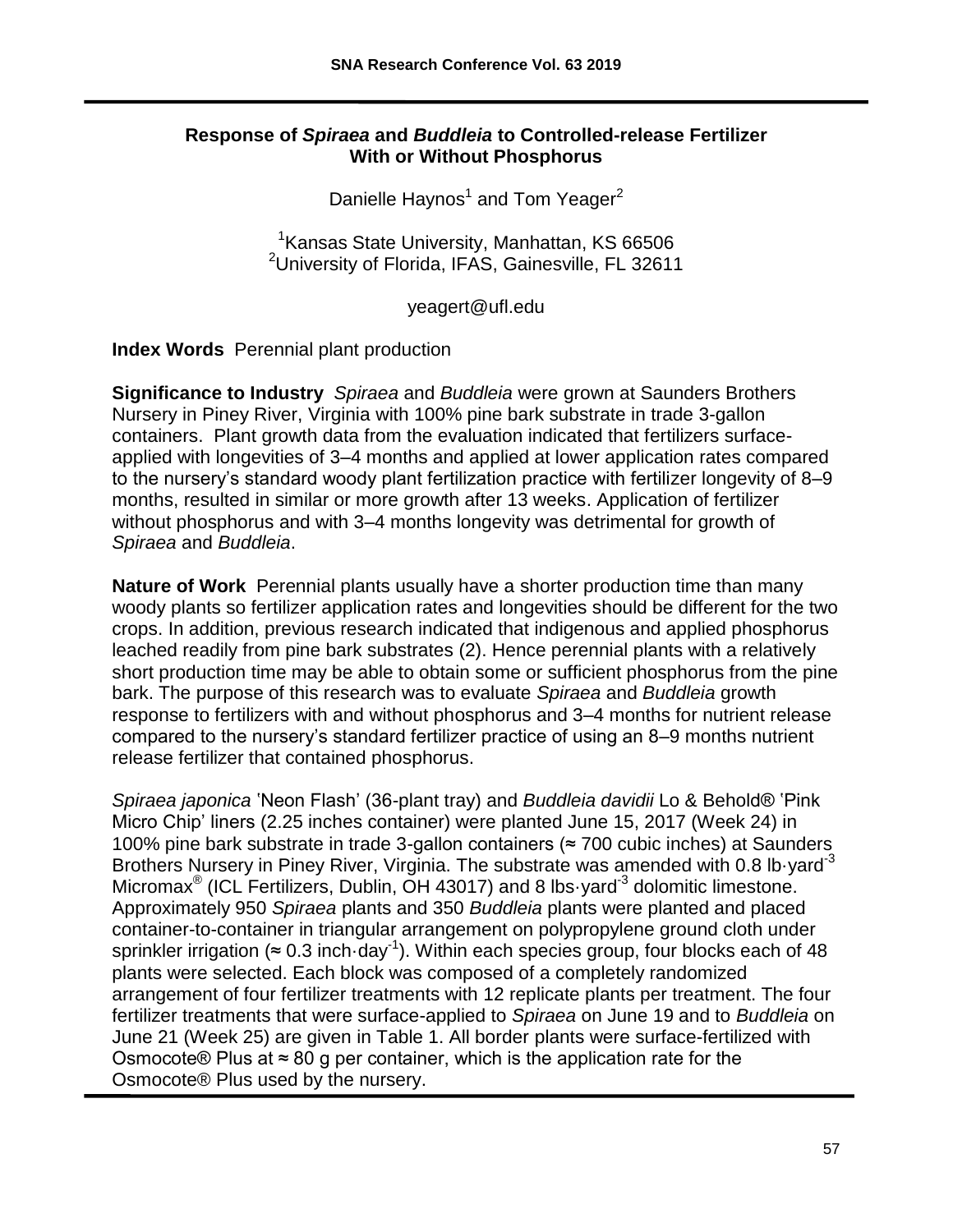## Response of *Spiraea* and *Buddleia* to Controlled-release Fertilizer With or Without Phosphorus

Danielle Haynos[1] and Tom Yeager[2]

[1]Kansas State University, Manhattan, KS 66506
[2]University of Florida, IFAS, Gainesville, FL 32611

yeagert@ufl.edu

**Index Words** Perennial plant production

**Significance to Industry** *Spiraea* and *Buddleia* were grown at Saunders Brothers Nursery in Piney River, Virginia with 100% pine bark substrate in trade 3-gallon containers. Plant growth data from the evaluation indicated that fertilizers surface-applied with longevities of 3–4 months and applied at lower application rates compared to the nursery's standard woody plant fertilization practice with fertilizer longevity of 8–9 months, resulted in similar or more growth after 13 weeks. Application of fertilizer without phosphorus and with 3–4 months longevity was detrimental for growth of *Spiraea* and *Buddleia*.

**Nature of Work** Perennial plants usually have a shorter production time than many woody plants so fertilizer application rates and longevities should be different for the two crops. In addition, previous research indicated that indigenous and applied phosphorus leached readily from pine bark substrates (2). Hence perennial plants with a relatively short production time may be able to obtain some or sufficient phosphorus from the pine bark. The purpose of this research was to evaluate *Spiraea* and *Buddleia* growth response to fertilizers with and without phosphorus and 3–4 months for nutrient release compared to the nursery's standard fertilizer practice of using an 8–9 months nutrient release fertilizer that contained phosphorus.

*Spiraea japonica* 'Neon Flash' (36-plant tray) and *Buddleia davidii* Lo & Behold® 'Pink Micro Chip' liners (2.25 inches container) were planted June 15, 2017 (Week 24) in 100% pine bark substrate in trade 3-gallon containers (≈ 700 cubic inches) at Saunders Brothers Nursery in Piney River, Virginia. The substrate was amended with 0.8 lb·yard$^{-3}$ Micromax® (ICL Fertilizers, Dublin, OH 43017) and 8 lbs·yard$^{-3}$ dolomitic limestone. Approximately 950 *Spiraea* plants and 350 *Buddleia* plants were planted and placed container-to-container in triangular arrangement on polypropylene ground cloth under sprinkler irrigation (≈ 0.3 inch·day$^{-1}$). Within each species group, four blocks each of 48 plants were selected. Each block was composed of a completely randomized arrangement of four fertilizer treatments with 12 replicate plants per treatment. The four fertilizer treatments that were surface-applied to *Spiraea* on June 19 and to *Buddleia* on June 21 (Week 25) are given in Table 1. All border plants were surface-fertilized with Osmocote® Plus at ≈ 80 g per container, which is the application rate for the Osmocote® Plus used by the nursery.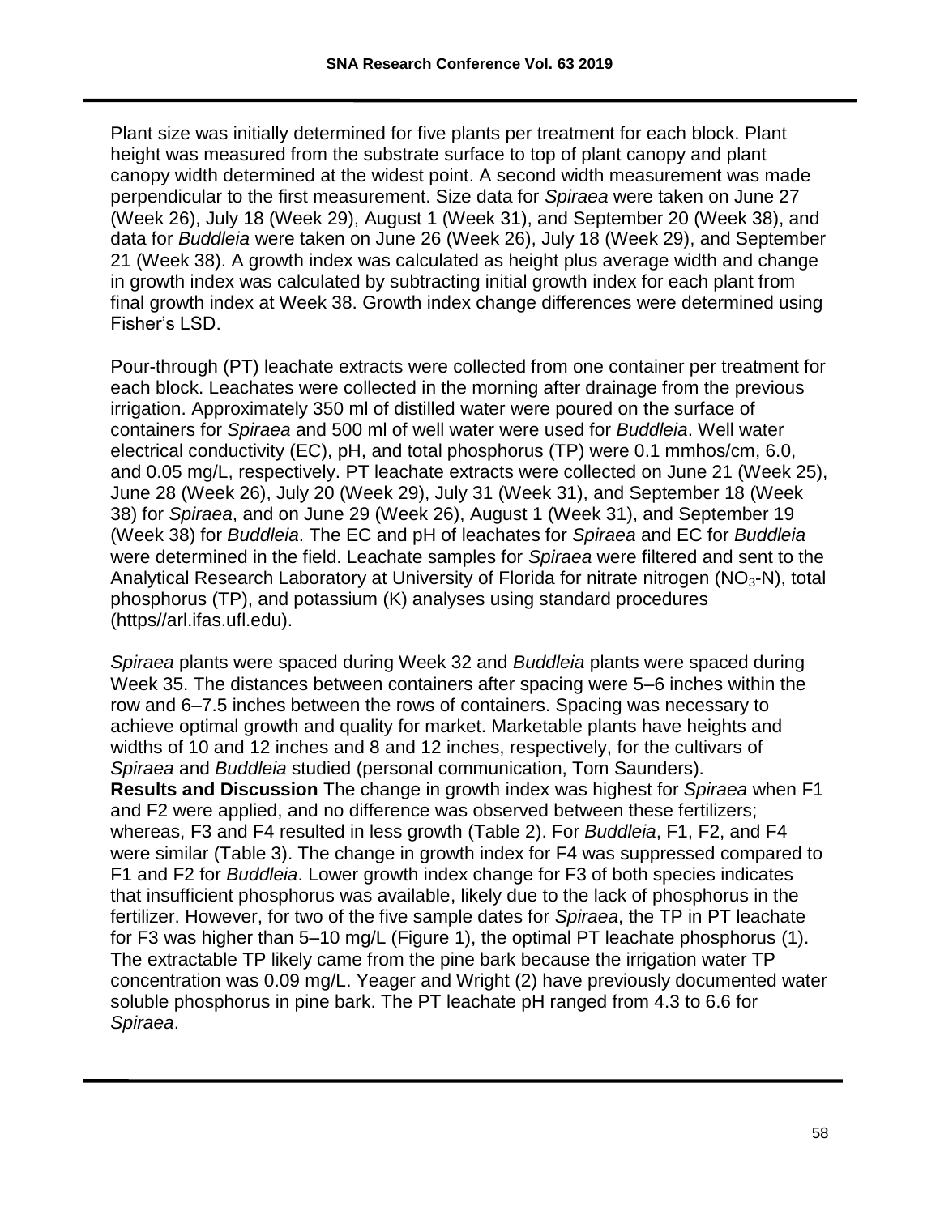Plant size was initially determined for five plants per treatment for each block. Plant height was measured from the substrate surface to top of plant canopy and plant canopy width determined at the widest point. A second width measurement was made perpendicular to the first measurement. Size data for *Spiraea* were taken on June 27 (Week 26), July 18 (Week 29), August 1 (Week 31), and September 20 (Week 38), and data for *Buddleia* were taken on June 26 (Week 26), July 18 (Week 29), and September 21 (Week 38). A growth index was calculated as height plus average width and change in growth index was calculated by subtracting initial growth index for each plant from final growth index at Week 38. Growth index change differences were determined using Fisher's LSD.

Pour-through (PT) leachate extracts were collected from one container per treatment for each block. Leachates were collected in the morning after drainage from the previous irrigation. Approximately 350 ml of distilled water were poured on the surface of containers for *Spiraea* and 500 ml of well water were used for *Buddleia*. Well water electrical conductivity (EC), pH, and total phosphorus (TP) were 0.1 mmhos/cm, 6.0, and 0.05 mg/L, respectively. PT leachate extracts were collected on June 21 (Week 25), June 28 (Week 26), July 20 (Week 29), July 31 (Week 31), and September 18 (Week 38) for *Spiraea*, and on June 29 (Week 26), August 1 (Week 31), and September 19 (Week 38) for *Buddleia*. The EC and pH of leachates for *Spiraea* and EC for *Buddleia* were determined in the field. Leachate samples for *Spiraea* were filtered and sent to the Analytical Research Laboratory at University of Florida for nitrate nitrogen ($NO_3$-N), total phosphorus (TP), and potassium (K) analyses using standard procedures (https//arl.ifas.ufl.edu).

*Spiraea* plants were spaced during Week 32 and *Buddleia* plants were spaced during Week 35. The distances between containers after spacing were 5–6 inches within the row and 6–7.5 inches between the rows of containers. Spacing was necessary to achieve optimal growth and quality for market. Marketable plants have heights and widths of 10 and 12 inches and 8 and 12 inches, respectively, for the cultivars of *Spiraea* and *Buddleia* studied (personal communication, Tom Saunders).

**Results and Discussion** The change in growth index was highest for *Spiraea* when F1 and F2 were applied, and no difference was observed between these fertilizers; whereas, F3 and F4 resulted in less growth (Table 2). For *Buddleia*, F1, F2, and F4 were similar (Table 3). The change in growth index for F4 was suppressed compared to F1 and F2 for *Buddleia*. Lower growth index change for F3 of both species indicates that insufficient phosphorus was available, likely due to the lack of phosphorus in the fertilizer. However, for two of the five sample dates for *Spiraea*, the TP in PT leachate for F3 was higher than 5–10 mg/L (Figure 1), the optimal PT leachate phosphorus (1). The extractable TP likely came from the pine bark because the irrigation water TP concentration was 0.09 mg/L. Yeager and Wright (2) have previously documented water soluble phosphorus in pine bark. The PT leachate pH ranged from 4.3 to 6.6 for *Spiraea*.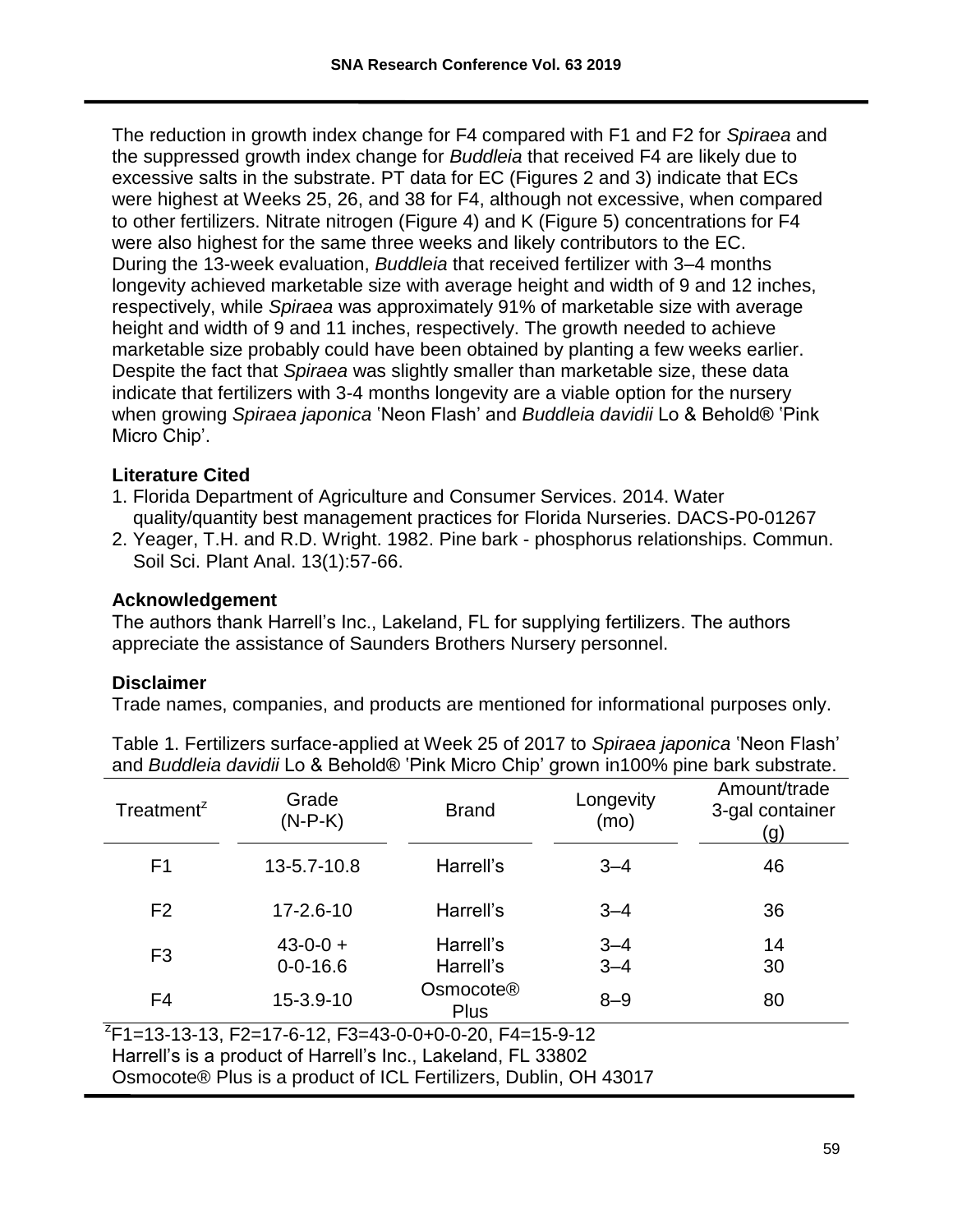The reduction in growth index change for F4 compared with F1 and F2 for *Spiraea* and the suppressed growth index change for *Buddleia* that received F4 are likely due to excessive salts in the substrate. PT data for EC (Figures 2 and 3) indicate that ECs were highest at Weeks 25, 26, and 38 for F4, although not excessive, when compared to other fertilizers. Nitrate nitrogen (Figure 4) and K (Figure 5) concentrations for F4 were also highest for the same three weeks and likely contributors to the EC. During the 13-week evaluation, *Buddleia* that received fertilizer with 3–4 months longevity achieved marketable size with average height and width of 9 and 12 inches, respectively, while *Spiraea* was approximately 91% of marketable size with average height and width of 9 and 11 inches, respectively. The growth needed to achieve marketable size probably could have been obtained by planting a few weeks earlier. Despite the fact that *Spiraea* was slightly smaller than marketable size, these data indicate that fertilizers with 3-4 months longevity are a viable option for the nursery when growing *Spiraea japonica* 'Neon Flash' and *Buddleia davidii* Lo & Behold® 'Pink Micro Chip'.

### Literature Cited

1. Florida Department of Agriculture and Consumer Services. 2014. Water quality/quantity best management practices for Florida Nurseries. DACS-P0-01267
2. Yeager, T.H. and R.D. Wright. 1982. Pine bark - phosphorus relationships. Commun. Soil Sci. Plant Anal. 13(1):57-66.

### Acknowledgement

The authors thank Harrell's Inc., Lakeland, FL for supplying fertilizers. The authors appreciate the assistance of Saunders Brothers Nursery personnel.

### Disclaimer

Trade names, companies, and products are mentioned for informational purposes only.

Table 1. Fertilizers surface-applied at Week 25 of 2017 to *Spiraea japonica* 'Neon Flash' and *Buddleia davidii* Lo & Behold® 'Pink Micro Chip' grown in100% pine bark substrate.

| Treatment[z] | Grade (N-P-K) | Brand | Longevity (mo) | Amount/trade 3-gal container (g) |
|---|---|---|---|---|
| F1 | 13-5.7-10.8 | Harrell's | 3–4 | 46 |
| F2 | 17-2.6-10 | Harrell's | 3–4 | 36 |
| F3 | 43-0-0 + 0-0-16.6 | Harrell's Harrell's | 3–4 3–4 | 14 30 |
| F4 | 15-3.9-10 | Osmocote® Plus | 8–9 | 80 |

[z]F1=13-13-13, F2=17-6-12, F3=43-0-0+0-0-20, F4=15-9-12
Harrell's is a product of Harrell's Inc., Lakeland, FL 33802
Osmocote® Plus is a product of ICL Fertilizers, Dublin, OH 43017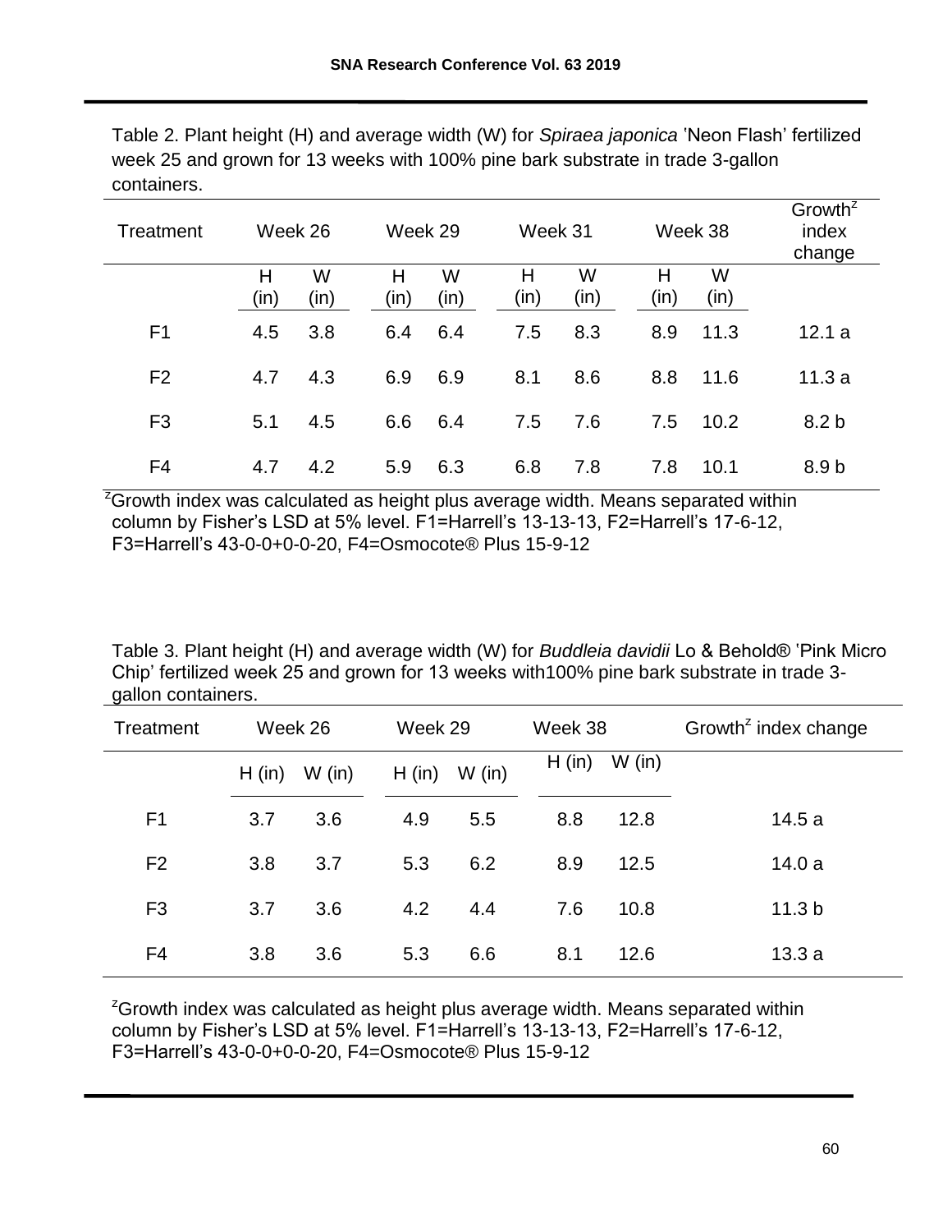Table 2. Plant height (H) and average width (W) for *Spiraea japonica* 'Neon Flash' fertilized week 25 and grown for 13 weeks with 100% pine bark substrate in trade 3-gallon containers.

| Treatment | Week 26 | | Week 29 | | Week 31 | | Week 38 | | Growth[z] index change |
|---|---|---|---|---|---|---|---|---|---|
| | H (in) | W (in) | H (in) | W (in) | H (in) | W (in) | H (in) | W (in) | |
| F1 | 4.5 | 3.8 | 6.4 | 6.4 | 7.5 | 8.3 | 8.9 | 11.3 | 12.1 a |
| F2 | 4.7 | 4.3 | 6.9 | 6.9 | 8.1 | 8.6 | 8.8 | 11.6 | 11.3 a |
| F3 | 5.1 | 4.5 | 6.6 | 6.4 | 7.5 | 7.6 | 7.5 | 10.2 | 8.2 b |
| F4 | 4.7 | 4.2 | 5.9 | 6.3 | 6.8 | 7.8 | 7.8 | 10.1 | 8.9 b |

[z]Growth index was calculated as height plus average width. Means separated within column by Fisher's LSD at 5% level. F1=Harrell's 13-13-13, F2=Harrell's 17-6-12, F3=Harrell's 43-0-0+0-0-20, F4=Osmocote® Plus 15-9-12

Table 3. Plant height (H) and average width (W) for *Buddleia davidii* Lo & Behold® 'Pink Micro Chip' fertilized week 25 and grown for 13 weeks with100% pine bark substrate in trade 3-gallon containers.

| Treatment | Week 26 | | Week 29 | | Week 38 | | Growth[z] index change |
|---|---|---|---|---|---|---|---|
| | H (in) | W (in) | H (in) | W (in) | H (in) | W (in) | |
| F1 | 3.7 | 3.6 | 4.9 | 5.5 | 8.8 | 12.8 | 14.5 a |
| F2 | 3.8 | 3.7 | 5.3 | 6.2 | 8.9 | 12.5 | 14.0 a |
| F3 | 3.7 | 3.6 | 4.2 | 4.4 | 7.6 | 10.8 | 11.3 b |
| F4 | 3.8 | 3.6 | 5.3 | 6.6 | 8.1 | 12.6 | 13.3 a |

[z]Growth index was calculated as height plus average width. Means separated within column by Fisher's LSD at 5% level. F1=Harrell's 13-13-13, F2=Harrell's 17-6-12, F3=Harrell's 43-0-0+0-0-20, F4=Osmocote® Plus 15-9-12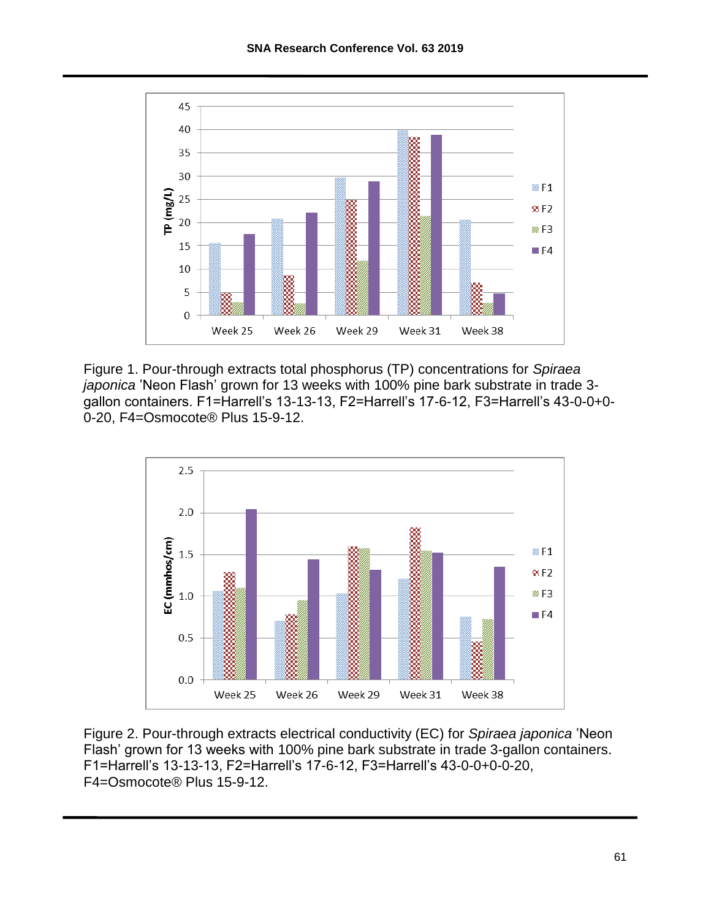Figure 1. Pour-through extracts total phosphorus (TP) concentrations for *Spiraea japonica* 'Neon Flash' grown for 13 weeks with 100% pine bark substrate in trade 3-gallon containers. F1=Harrell's 13-13-13, F2=Harrell's 17-6-12, F3=Harrell's 43-0-0+0-0-20, F4=Osmocote® Plus 15-9-12.

Figure 2. Pour-through extracts electrical conductivity (EC) for *Spiraea japonica* 'Neon Flash' grown for 13 weeks with 100% pine bark substrate in trade 3-gallon containers. F1=Harrell's 13-13-13, F2=Harrell's 17-6-12, F3=Harrell's 43-0-0+0-0-20, F4=Osmocote® Plus 15-9-12.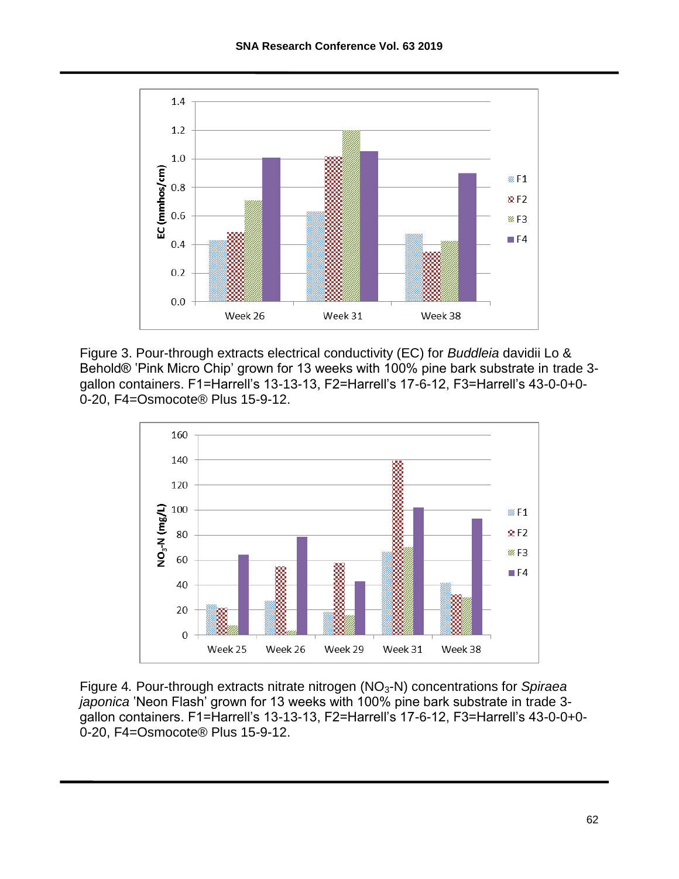Figure 3. Pour-through extracts electrical conductivity (EC) for *Buddleia* davidii Lo & Behold® 'Pink Micro Chip' grown for 13 weeks with 100% pine bark substrate in trade 3-gallon containers. F1=Harrell's 13-13-13, F2=Harrell's 17-6-12, F3=Harrell's 43-0-0+0-0-20, F4=Osmocote® Plus 15-9-12.

Figure 4. Pour-through extracts nitrate nitrogen ($NO_3$-N) concentrations for *Spiraea japonica* 'Neon Flash' grown for 13 weeks with 100% pine bark substrate in trade 3-gallon containers. F1=Harrell's 13-13-13, F2=Harrell's 17-6-12, F3=Harrell's 43-0-0+0-0-20, F4=Osmocote® Plus 15-9-12.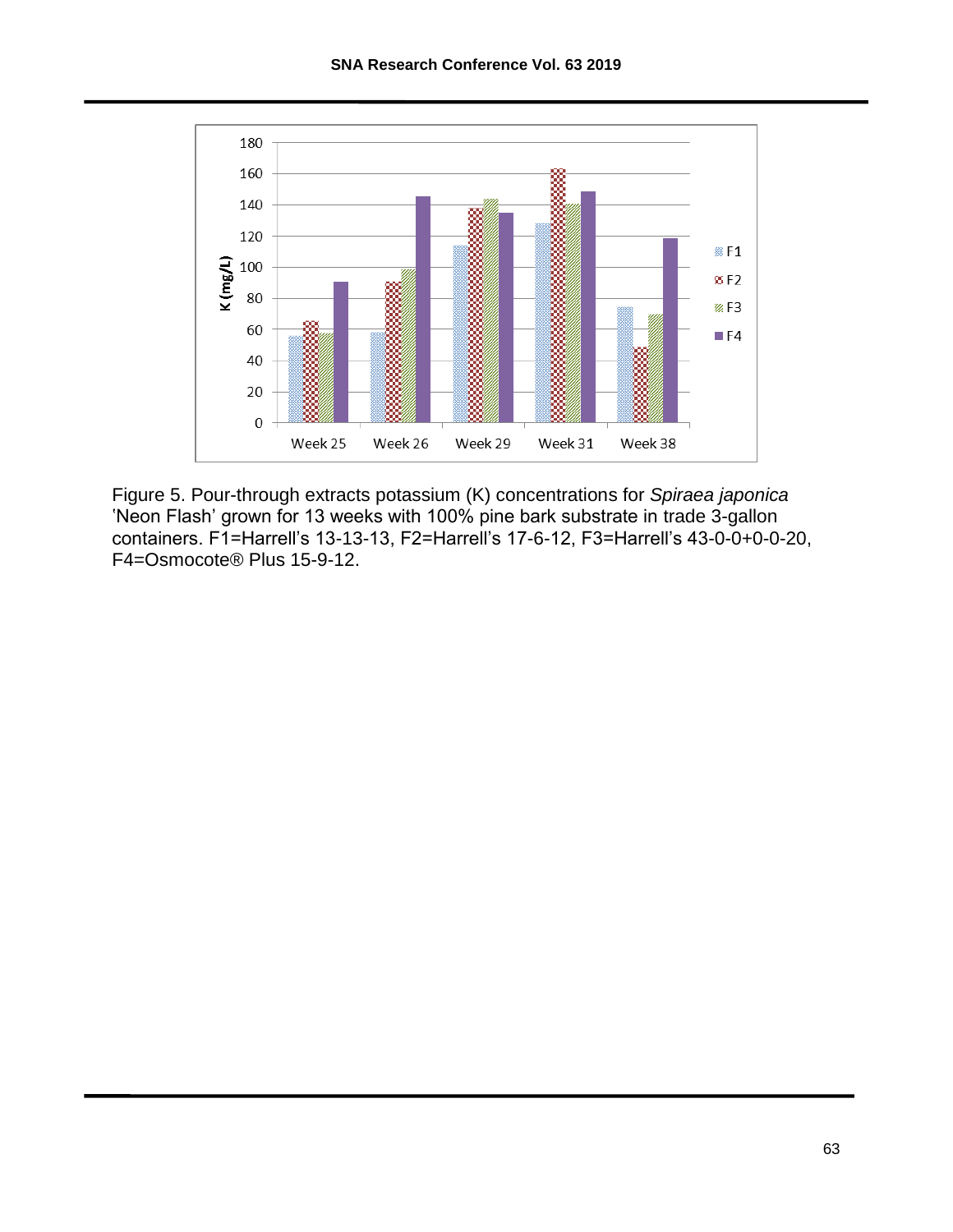Figure 5. Pour-through extracts potassium (K) concentrations for *Spiraea japonica* 'Neon Flash' grown for 13 weeks with 100% pine bark substrate in trade 3-gallon containers. F1=Harrell's 13-13-13, F2=Harrell's 17-6-12, F3=Harrell's 43-0-0+0-0-20, F4=Osmocote® Plus 15-9-12.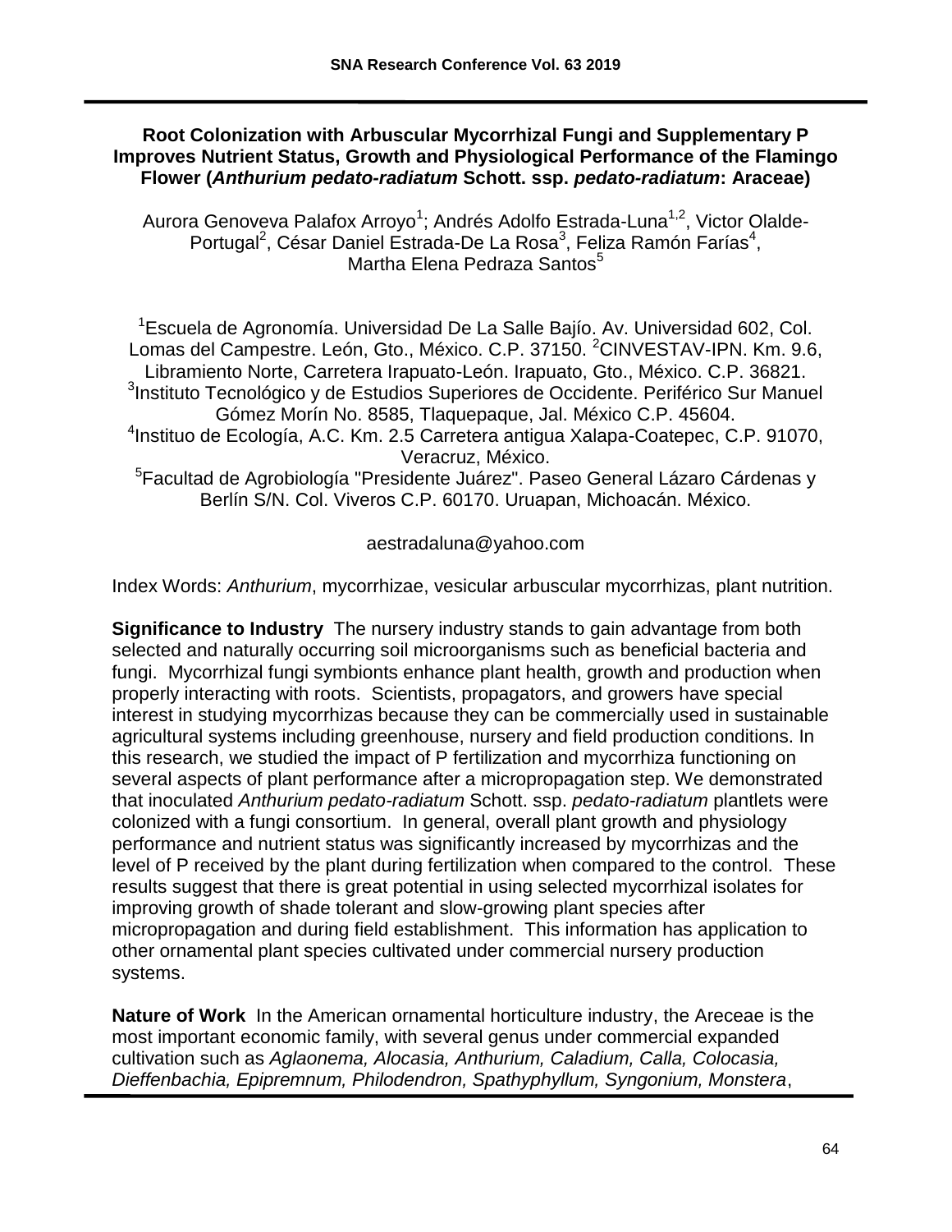# Root Colonization with Arbuscular Mycorrhizal Fungi and Supplementary P Improves Nutrient Status, Growth and Physiological Performance of the Flamingo Flower (*Anthurium pedato-radiatum* Schott. ssp. *pedato-radiatum*: Araceae)

Aurora Genoveva Palafox Arroyo[1]; Andrés Adolfo Estrada-Luna[1,2], Victor Olalde-Portugal[2], César Daniel Estrada-De La Rosa[3], Feliza Ramón Farías[4], Martha Elena Pedraza Santos[5]

[1]Escuela de Agronomía. Universidad De La Salle Bajío. Av. Universidad 602, Col. Lomas del Campestre. León, Gto., México. C.P. 37150. [2]CINVESTAV-IPN. Km. 9.6, Libramiento Norte, Carretera Irapuato-León. Irapuato, Gto., México. C.P. 36821. [3]Instituto Tecnológico y de Estudios Superiores de Occidente. Periférico Sur Manuel Gómez Morín No. 8585, Tlaquepaque, Jal. México C.P. 45604. [4]Instituo de Ecología, A.C. Km. 2.5 Carretera antigua Xalapa-Coatepec, C.P. 91070, Veracruz, México. [5]Facultad de Agrobiología "Presidente Juárez". Paseo General Lázaro Cárdenas y Berlín S/N. Col. Viveros C.P. 60170. Uruapan, Michoacán. México.

aestradaluna@yahoo.com

Index Words: *Anthurium*, mycorrhizae, vesicular arbuscular mycorrhizas, plant nutrition.

**Significance to Industry** The nursery industry stands to gain advantage from both selected and naturally occurring soil microorganisms such as beneficial bacteria and fungi. Mycorrhizal fungi symbionts enhance plant health, growth and production when properly interacting with roots. Scientists, propagators, and growers have special interest in studying mycorrhizas because they can be commercially used in sustainable agricultural systems including greenhouse, nursery and field production conditions. In this research, we studied the impact of P fertilization and mycorrhiza functioning on several aspects of plant performance after a micropropagation step. We demonstrated that inoculated *Anthurium pedato-radiatum* Schott. ssp. *pedato-radiatum* plantlets were colonized with a fungi consortium. In general, overall plant growth and physiology performance and nutrient status was significantly increased by mycorrhizas and the level of P received by the plant during fertilization when compared to the control. These results suggest that there is great potential in using selected mycorrhizal isolates for improving growth of shade tolerant and slow-growing plant species after micropropagation and during field establishment. This information has application to other ornamental plant species cultivated under commercial nursery production systems.

**Nature of Work** In the American ornamental horticulture industry, the Areceae is the most important economic family, with several genus under commercial expanded cultivation such as *Aglaonema, Alocasia, Anthurium, Caladium, Calla, Colocasia, Dieffenbachia, Epipremnum, Philodendron, Spathyphyllum, Syngonium, Monstera*,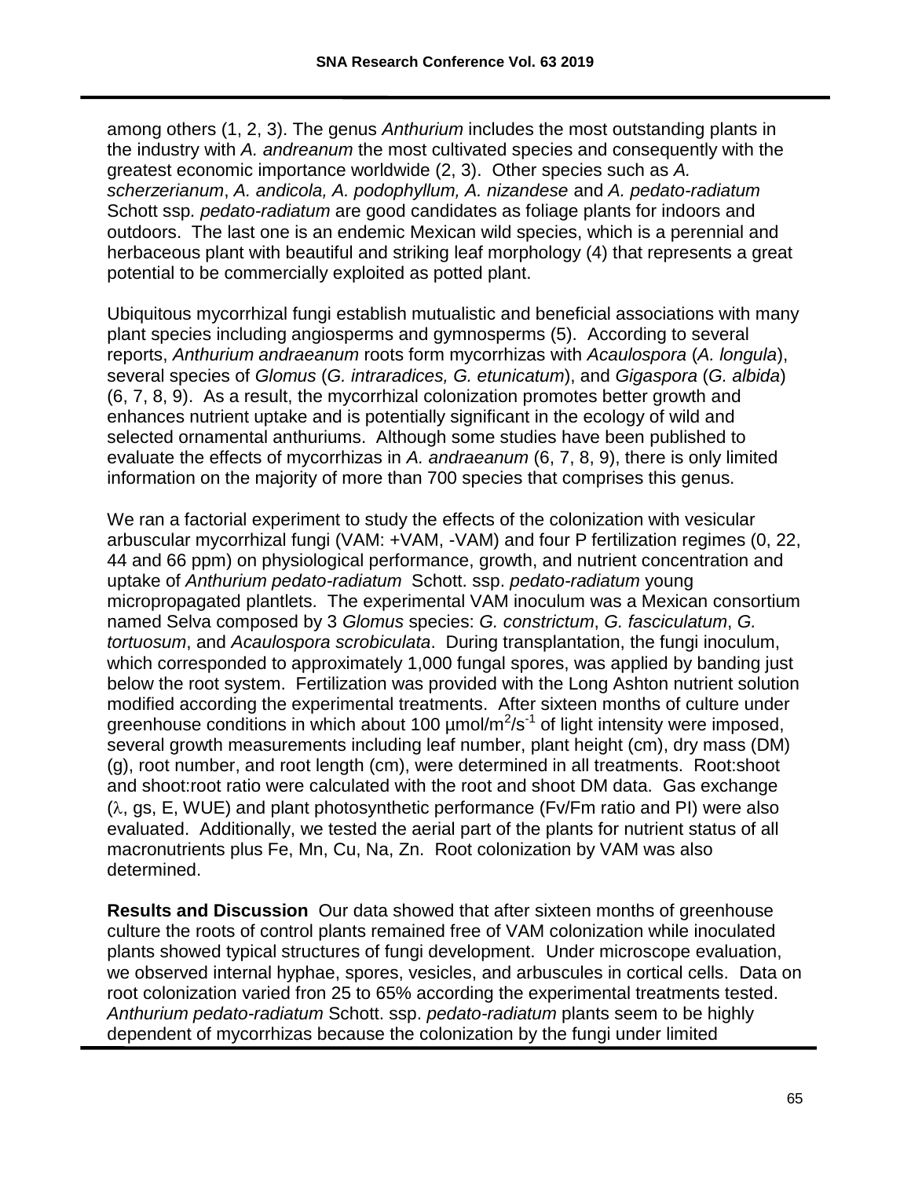among others (1, 2, 3). The genus *Anthurium* includes the most outstanding plants in the industry with *A. andreanum* the most cultivated species and consequently with the greatest economic importance worldwide (2, 3). Other species such as *A. scherzerianum*, *A. andicola, A. podophyllum, A. nizandese* and *A. pedato-radiatum* Schott ssp. *pedato-radiatum* are good candidates as foliage plants for indoors and outdoors. The last one is an endemic Mexican wild species, which is a perennial and herbaceous plant with beautiful and striking leaf morphology (4) that represents a great potential to be commercially exploited as potted plant.

Ubiquitous mycorrhizal fungi establish mutualistic and beneficial associations with many plant species including angiosperms and gymnosperms (5). According to several reports, *Anthurium andraeanum* roots form mycorrhizas with *Acaulospora* (*A. longula*), several species of *Glomus* (*G. intraradices, G. etunicatum*), and *Gigaspora* (*G. albida*) (6, 7, 8, 9). As a result, the mycorrhizal colonization promotes better growth and enhances nutrient uptake and is potentially significant in the ecology of wild and selected ornamental anthuriums. Although some studies have been published to evaluate the effects of mycorrhizas in *A. andraeanum* (6, 7, 8, 9), there is only limited information on the majority of more than 700 species that comprises this genus.

We ran a factorial experiment to study the effects of the colonization with vesicular arbuscular mycorrhizal fungi (VAM: +VAM, -VAM) and four P fertilization regimes (0, 22, 44 and 66 ppm) on physiological performance, growth, and nutrient concentration and uptake of *Anthurium pedato-radiatum* Schott. ssp. *pedato-radiatum* young micropropagated plantlets. The experimental VAM inoculum was a Mexican consortium named Selva composed by 3 *Glomus* species: *G. constrictum*, *G. fasciculatum*, *G. tortuosum*, and *Acaulospora scrobiculata*. During transplantation, the fungi inoculum, which corresponded to approximately 1,000 fungal spores, was applied by banding just below the root system. Fertilization was provided with the Long Ashton nutrient solution modified according the experimental treatments. After sixteen months of culture under greenhouse conditions in which about 100 µmol/$m^2$/$s^{-1}$ of light intensity were imposed, several growth measurements including leaf number, plant height (cm), dry mass (DM) (g), root number, and root length (cm), were determined in all treatments. Root:shoot and shoot:root ratio were calculated with the root and shoot DM data. Gas exchange ($\lambda$, gs, E, WUE) and plant photosynthetic performance (Fv/Fm ratio and PI) were also evaluated. Additionally, we tested the aerial part of the plants for nutrient status of all macronutrients plus Fe, Mn, Cu, Na, Zn. Root colonization by VAM was also determined.

**Results and Discussion** Our data showed that after sixteen months of greenhouse culture the roots of control plants remained free of VAM colonization while inoculated plants showed typical structures of fungi development. Under microscope evaluation, we observed internal hyphae, spores, vesicles, and arbuscules in cortical cells. Data on root colonization varied fron 25 to 65% according the experimental treatments tested. *Anthurium pedato-radiatum* Schott. ssp. *pedato-radiatum* plants seem to be highly dependent of mycorrhizas because the colonization by the fungi under limited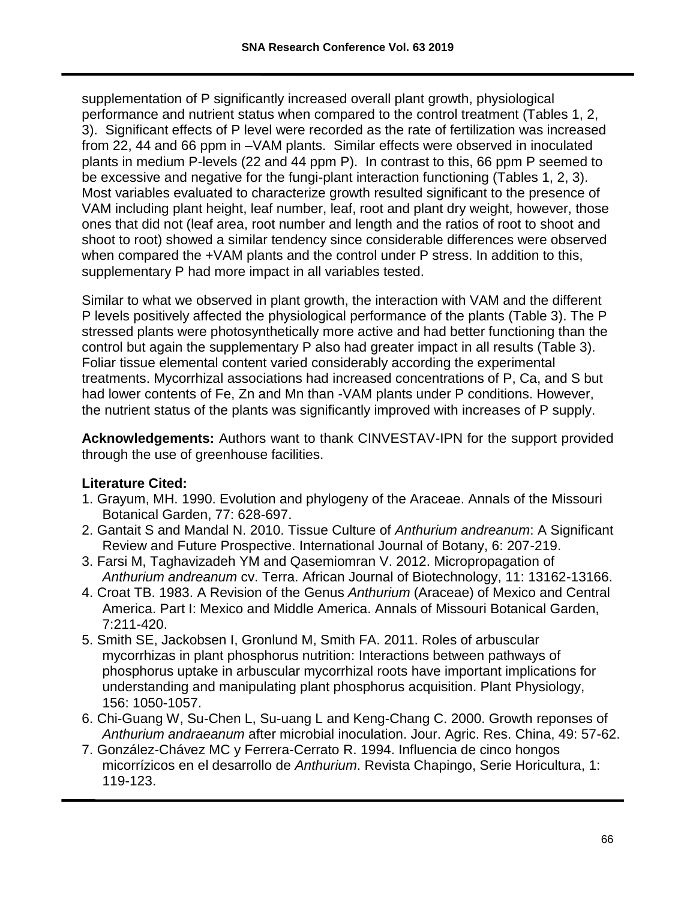supplementation of P significantly increased overall plant growth, physiological performance and nutrient status when compared to the control treatment (Tables 1, 2, 3). Significant effects of P level were recorded as the rate of fertilization was increased from 22, 44 and 66 ppm in –VAM plants. Similar effects were observed in inoculated plants in medium P-levels (22 and 44 ppm P). In contrast to this, 66 ppm P seemed to be excessive and negative for the fungi-plant interaction functioning (Tables 1, 2, 3). Most variables evaluated to characterize growth resulted significant to the presence of VAM including plant height, leaf number, leaf, root and plant dry weight, however, those ones that did not (leaf area, root number and length and the ratios of root to shoot and shoot to root) showed a similar tendency since considerable differences were observed when compared the +VAM plants and the control under P stress. In addition to this, supplementary P had more impact in all variables tested.

Similar to what we observed in plant growth, the interaction with VAM and the different P levels positively affected the physiological performance of the plants (Table 3). The P stressed plants were photosynthetically more active and had better functioning than the control but again the supplementary P also had greater impact in all results (Table 3). Foliar tissue elemental content varied considerably according the experimental treatments. Mycorrhizal associations had increased concentrations of P, Ca, and S but had lower contents of Fe, Zn and Mn than -VAM plants under P conditions. However, the nutrient status of the plants was significantly improved with increases of P supply.

**Acknowledgements:** Authors want to thank CINVESTAV-IPN for the support provided through the use of greenhouse facilities.

**Literature Cited:**

1. Grayum, MH. 1990. Evolution and phylogeny of the Araceae. Annals of the Missouri Botanical Garden, 77: 628-697.
2. Gantait S and Mandal N. 2010. Tissue Culture of *Anthurium andreanum*: A Significant Review and Future Prospective. International Journal of Botany, 6: 207-219.
3. Farsi M, Taghavizadeh YM and Qasemiomran V. 2012. Micropropagation of *Anthurium andreanum* cv. Terra. African Journal of Biotechnology, 11: 13162-13166.
4. Croat TB. 1983. A Revision of the Genus *Anthurium* (Araceae) of Mexico and Central America. Part I: Mexico and Middle America. Annals of Missouri Botanical Garden, 7:211-420.
5. Smith SE, Jackobsen I, Gronlund M, Smith FA. 2011. Roles of arbuscular mycorrhizas in plant phosphorus nutrition: Interactions between pathways of phosphorus uptake in arbuscular mycorrhizal roots have important implications for understanding and manipulating plant phosphorus acquisition. Plant Physiology, 156: 1050-1057.
6. Chi-Guang W, Su-Chen L, Su-uang L and Keng-Chang C. 2000. Growth reponses of *Anthurium andraeanum* after microbial inoculation. Jour. Agric. Res. China, 49: 57-62.
7. González-Chávez MC y Ferrera-Cerrato R. 1994. Influencia de cinco hongos micorrízicos en el desarrollo de *Anthurium*. Revista Chapingo, Serie Horicultura, 1: 119-123.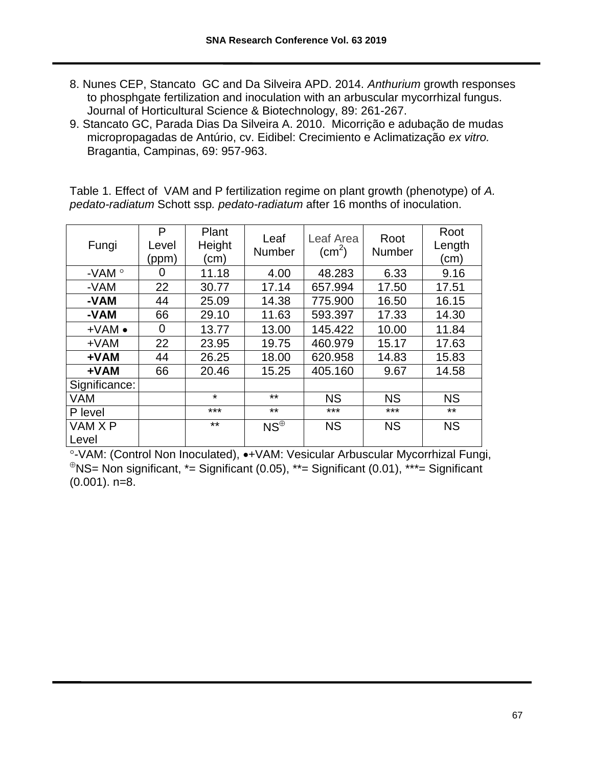8. Nunes CEP, Stancato GC and Da Silveira APD. 2014. *Anthurium* growth responses to phosphgate fertilization and inoculation with an arbuscular mycorrhizal fungus. Journal of Horticultural Science & Biotechnology, 89: 261-267.
9. Stancato GC, Parada Dias Da Silveira A. 2010. Micorrição e adubação de mudas micropropagadas de Antúrio, cv. Eidibel: Crecimiento e Aclimatização *ex vitro.* Bragantia, Campinas, 69: 957-963.

Table 1. Effect of VAM and P fertilization regime on plant growth (phenotype) of *A. pedato-radiatum* Schott ssp*. pedato-radiatum* after 16 months of inoculation.

| Fungi | P Level (ppm) | Plant Height (cm) | Leaf Number | Leaf Area ($cm^2$) | Root Number | Root Length (cm) |
|---|---|---|---|---|---|---|
| -VAM ° | 0 | 11.18 | 4.00 | 48.283 | 6.33 | 9.16 |
| -VAM | 22 | 30.77 | 17.14 | 657.994 | 17.50 | 17.51 |
| **-VAM** | 44 | 25.09 | 14.38 | 775.900 | 16.50 | 16.15 |
| **-VAM** | 66 | 29.10 | 11.63 | 593.397 | 17.33 | 14.30 |
| +VAM • | 0 | 13.77 | 13.00 | 145.422 | 10.00 | 11.84 |
| +VAM | 22 | 23.95 | 19.75 | 460.979 | 15.17 | 17.63 |
| **+VAM** | 44 | 26.25 | 18.00 | 620.958 | 14.83 | 15.83 |
| **+VAM** | 66 | 20.46 | 15.25 | 405.160 | 9.67 | 14.58 |
| Significance: | | | | | | |
| VAM | | * | ** | NS | NS | NS |
| P level | | *** | ** | *** | *** | ** |
| VAM X P Level | | ** | NS⊕ | NS | NS | NS |

°-VAM: (Control Non Inoculated), •+VAM: Vesicular Arbuscular Mycorrhizal Fungi, ⊕NS= Non significant, *= Significant (0.05), **= Significant (0.01), ***= Significant (0.001). n=8.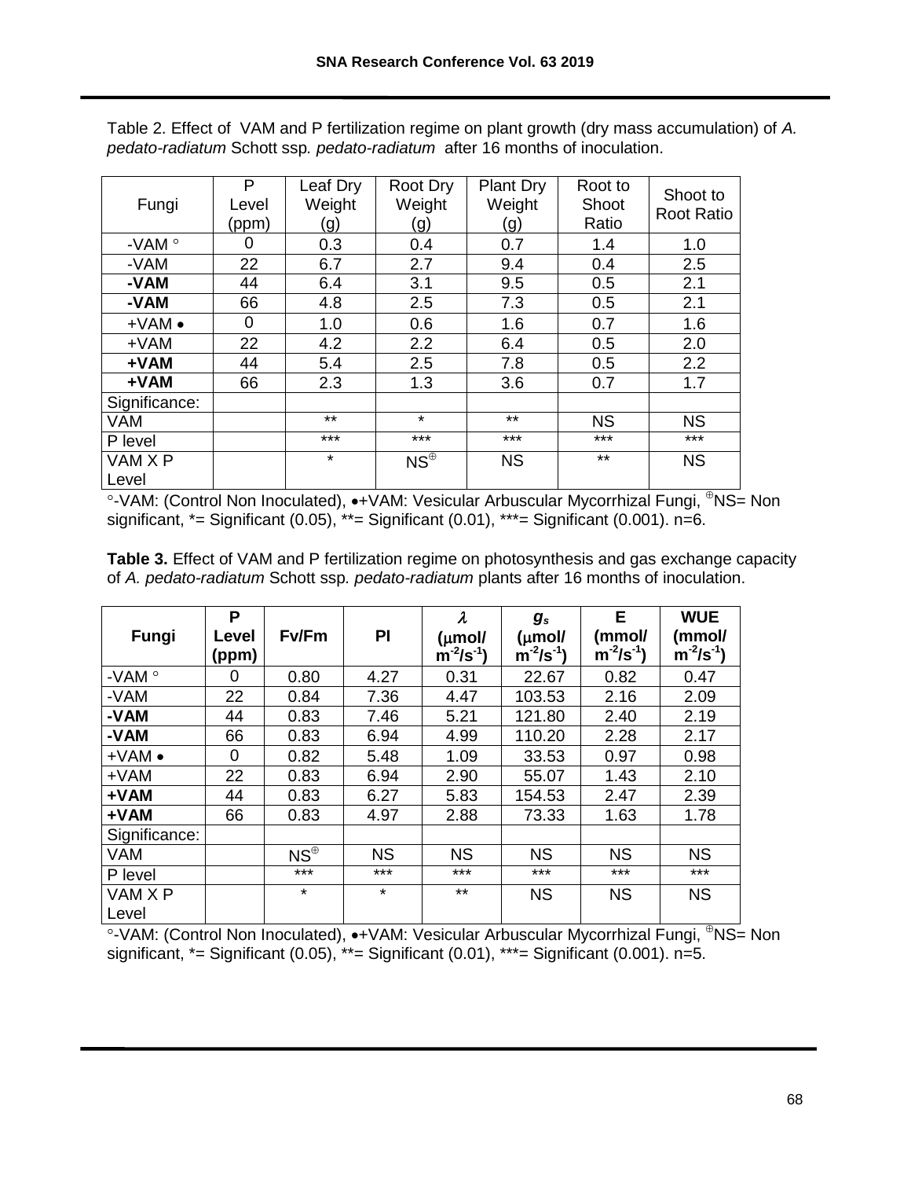Table 2. Effect of VAM and P fertilization regime on plant growth (dry mass accumulation) of *A. pedato-radiatum* Schott ssp. *pedato-radiatum* after 16 months of inoculation.

| Fungi | P Level (ppm) | Leaf Dry Weight (g) | Root Dry Weight (g) | Plant Dry Weight (g) | Root to Shoot Ratio | Shoot to Root Ratio |
|---|---|---|---|---|---|---|
| -VAM ° | 0 | 0.3 | 0.4 | 0.7 | 1.4 | 1.0 |
| -VAM | 22 | 6.7 | 2.7 | 9.4 | 0.4 | 2.5 |
| **-VAM** | 44 | 6.4 | 3.1 | 9.5 | 0.5 | 2.1 |
| **-VAM** | 66 | 4.8 | 2.5 | 7.3 | 0.5 | 2.1 |
| +VAM • | 0 | 1.0 | 0.6 | 1.6 | 0.7 | 1.6 |
| +VAM | 22 | 4.2 | 2.2 | 6.4 | 0.5 | 2.0 |
| **+VAM** | 44 | 5.4 | 2.5 | 7.8 | 0.5 | 2.2 |
| **+VAM** | 66 | 2.3 | 1.3 | 3.6 | 0.7 | 1.7 |
| Significance: | | | | | | |
| VAM | | ** | * | ** | NS | NS |
| P level | | *** | *** | *** | *** | *** |
| VAM X P Level | | * | NS[⊕] | NS | ** | NS |

°-VAM: (Control Non Inoculated), •+VAM: Vesicular Arbuscular Mycorrhizal Fungi, [⊕]NS= Non significant, *= Significant (0.05), **= Significant (0.01), ***= Significant (0.001). n=6.

**Table 3.** Effect of VAM and P fertilization regime on photosynthesis and gas exchange capacity of *A. pedato-radiatum* Schott ssp. *pedato-radiatum* plants after 16 months of inoculation.

| **Fungi** | **P Level (ppm)** | **Fv/Fm** | **PI** | **$\lambda$ ($\mu$mol/ $m^{-2}/s^{-1}$)** | **$g_s$ ($\mu$mol/ $m^{-2}/s^{-1}$)** | **E (mmol/ $m^{-2}/s^{-1}$)** | **WUE (mmol/ $m^{-2}/s^{-1}$)** |
|---|---|---|---|---|---|---|---|
| -VAM ° | 0 | 0.80 | 4.27 | 0.31 | 22.67 | 0.82 | 0.47 |
| -VAM | 22 | 0.84 | 7.36 | 4.47 | 103.53 | 2.16 | 2.09 |
| **-VAM** | 44 | 0.83 | 7.46 | 5.21 | 121.80 | 2.40 | 2.19 |
| **-VAM** | 66 | 0.83 | 6.94 | 4.99 | 110.20 | 2.28 | 2.17 |
| +VAM • | 0 | 0.82 | 5.48 | 1.09 | 33.53 | 0.97 | 0.98 |
| +VAM | 22 | 0.83 | 6.94 | 2.90 | 55.07 | 1.43 | 2.10 |
| **+VAM** | 44 | 0.83 | 6.27 | 5.83 | 154.53 | 2.47 | 2.39 |
| **+VAM** | 66 | 0.83 | 4.97 | 2.88 | 73.33 | 1.63 | 1.78 |
| Significance: | | | | | | | |
| VAM | | NS[⊕] | NS | NS | NS | NS | NS |
| P level | | *** | *** | *** | *** | *** | *** |
| VAM X P Level | | * | * | ** | NS | NS | NS |

°-VAM: (Control Non Inoculated), •+VAM: Vesicular Arbuscular Mycorrhizal Fungi, [⊕]NS= Non significant, *= Significant (0.05), **= Significant (0.01), ***= Significant (0.001). n=5.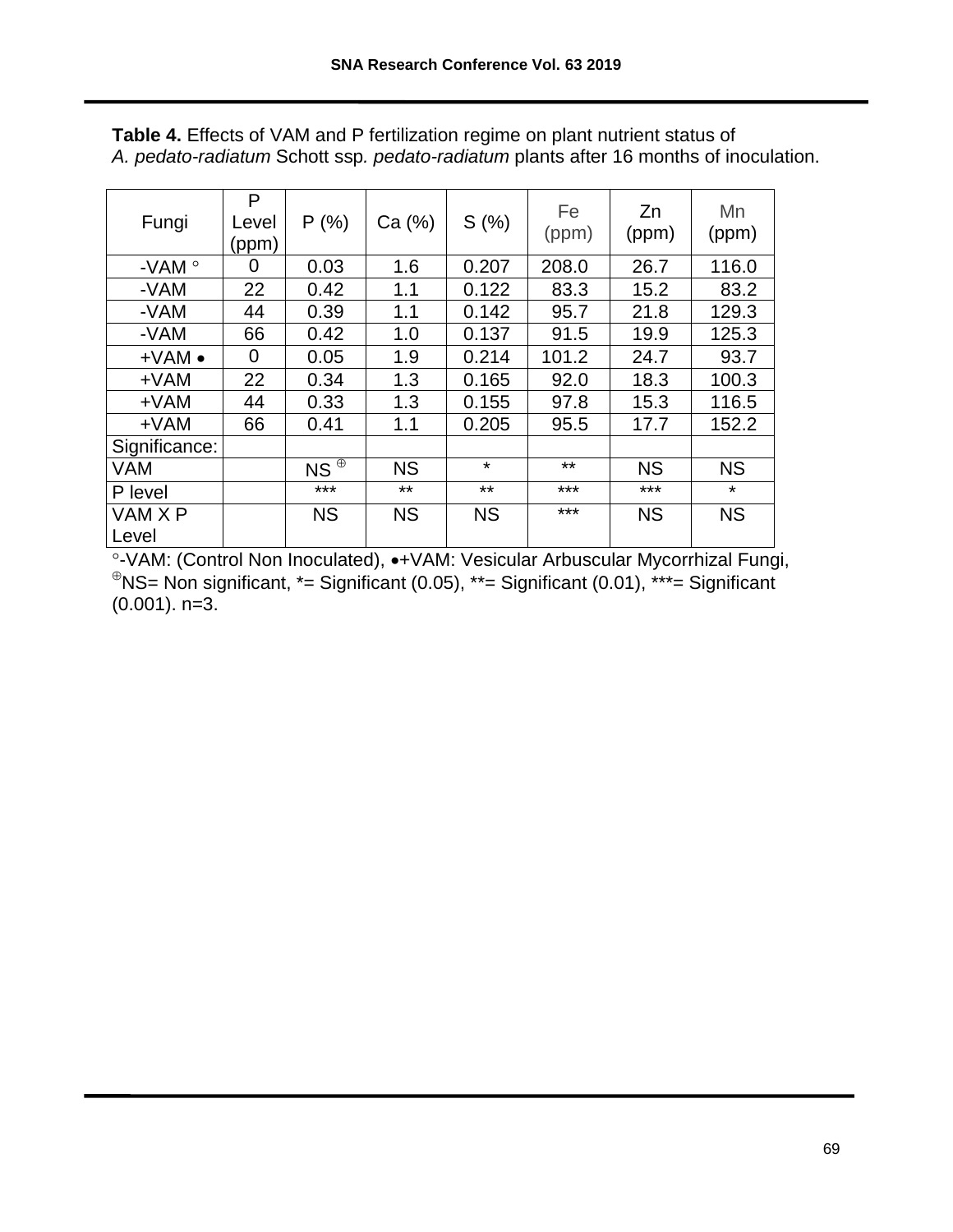**Table 4.** Effects of VAM and P fertilization regime on plant nutrient status of *A. pedato-radiatum* Schott ssp*. pedato-radiatum* plants after 16 months of inoculation.

| Fungi | P Level (ppm) | P (%) | Ca (%) | S (%) | Fe (ppm) | Zn (ppm) | Mn (ppm) |
|---|---|---|---|---|---|---|---|
| -VAM ° | 0 | 0.03 | 1.6 | 0.207 | 208.0 | 26.7 | 116.0 |
| -VAM | 22 | 0.42 | 1.1 | 0.122 | 83.3 | 15.2 | 83.2 |
| -VAM | 44 | 0.39 | 1.1 | 0.142 | 95.7 | 21.8 | 129.3 |
| -VAM | 66 | 0.42 | 1.0 | 0.137 | 91.5 | 19.9 | 125.3 |
| +VAM • | 0 | 0.05 | 1.9 | 0.214 | 101.2 | 24.7 | 93.7 |
| +VAM | 22 | 0.34 | 1.3 | 0.165 | 92.0 | 18.3 | 100.3 |
| +VAM | 44 | 0.33 | 1.3 | 0.155 | 97.8 | 15.3 | 116.5 |
| +VAM | 66 | 0.41 | 1.1 | 0.205 | 95.5 | 17.7 | 152.2 |
| Significance: | | | | | | | |
| VAM | | NS ⊕ | NS | * | ** | NS | NS |
| P level | | *** | ** | ** | *** | *** | * |
| VAM X P Level | | NS | NS | NS | *** | NS | NS |

°-VAM: (Control Non Inoculated), •+VAM: Vesicular Arbuscular Mycorrhizal Fungi, ⊕NS= Non significant, *= Significant (0.05), **= Significant (0.01), ***= Significant (0.001). n=3.